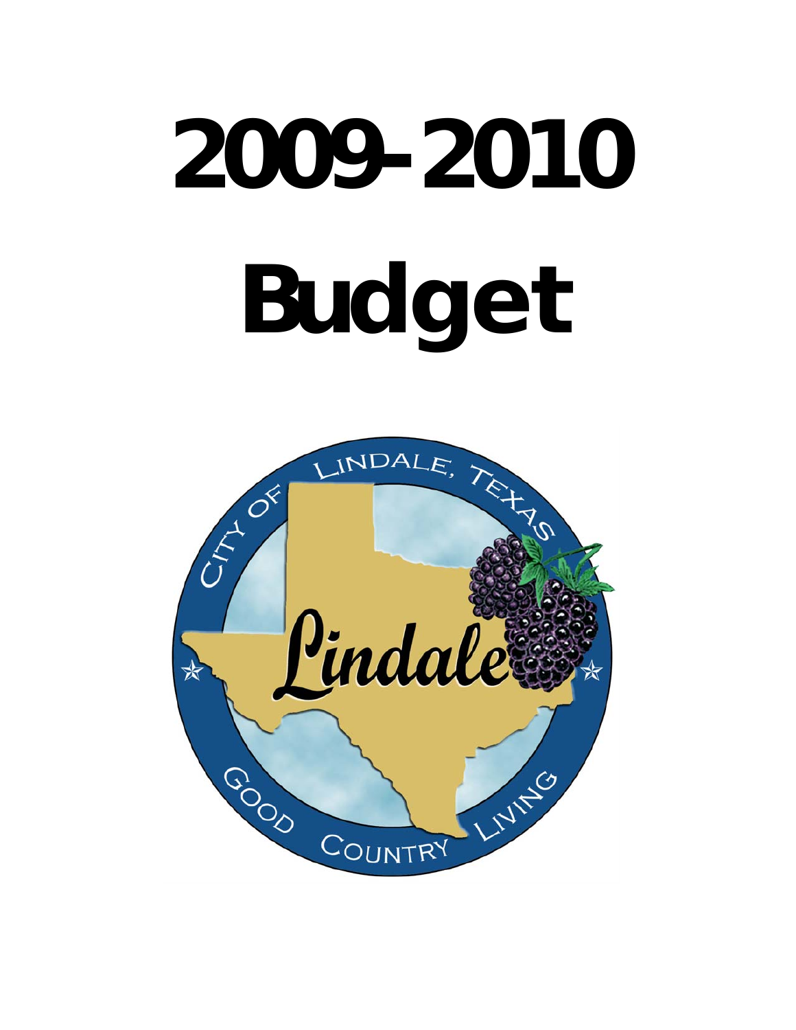# 2009-2010

# Budget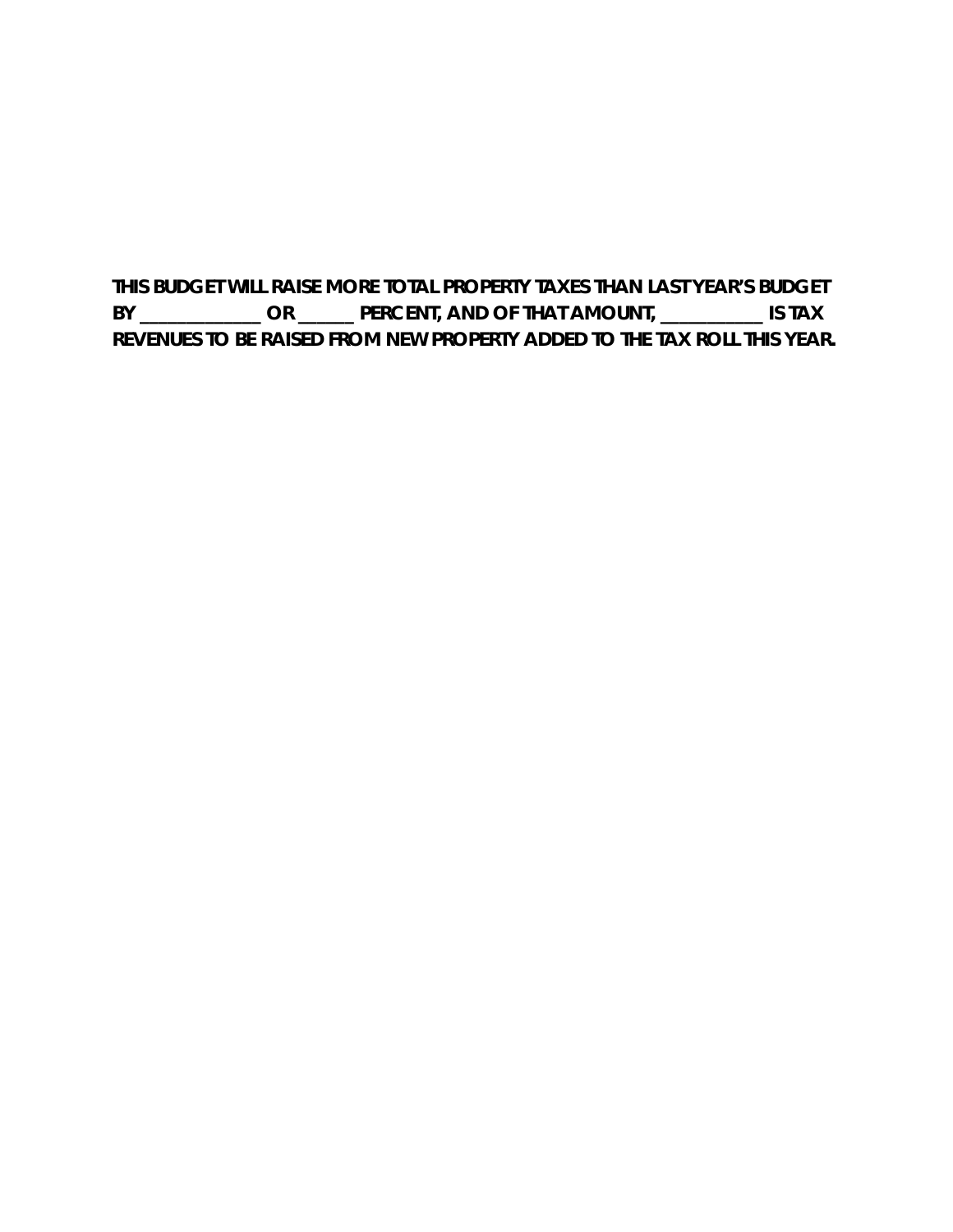**THIS BUDGET WILL RAISE MORE TOTAL PROPERTY TAXES THAN LAST YEAR'S BUDGET BY _____________ OR ______ PERCENT, AND OF THAT AMOUNT, ___________ IS TAX REVENUES TO BE RAISED FROM NEW PROPERTY ADDED TO THE TAX ROLL THIS YEAR.**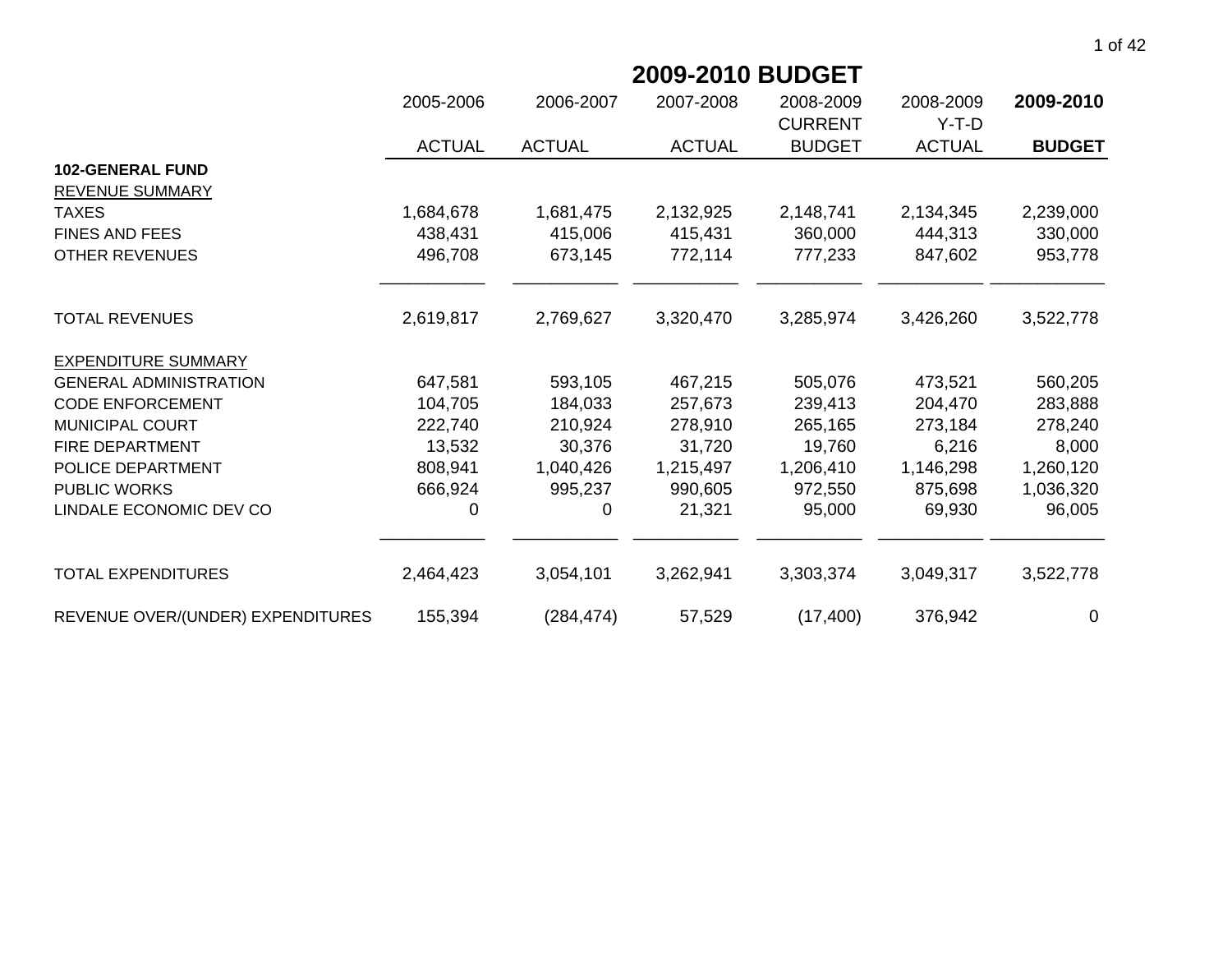# 2009-2010 BUDGET

| | 2005-2006 ACTUAL | 2006-2007 ACTUAL | 2007-2008 ACTUAL | 2008-2009 CURRENT BUDGET | 2008-2009 Y-T-D ACTUAL | **2009-2010 BUDGET** |
|---|---|---|---|---|---|---|
| **102-GENERAL FUND** | | | | | | |
| REVENUE SUMMARY | | | | | | |
| TAXES | 1,684,678 | 1,681,475 | 2,132,925 | 2,148,741 | 2,134,345 | 2,239,000 |
| FINES AND FEES | 438,431 | 415,006 | 415,431 | 360,000 | 444,313 | 330,000 |
| OTHER REVENUES | 496,708 | 673,145 | 772,114 | 777,233 | 847,602 | 953,778 |
| TOTAL REVENUES | 2,619,817 | 2,769,627 | 3,320,470 | 3,285,974 | 3,426,260 | 3,522,778 |
| EXPENDITURE SUMMARY | | | | | | |
| GENERAL ADMINISTRATION | 647,581 | 593,105 | 467,215 | 505,076 | 473,521 | 560,205 |
| CODE ENFORCEMENT | 104,705 | 184,033 | 257,673 | 239,413 | 204,470 | 283,888 |
| MUNICIPAL COURT | 222,740 | 210,924 | 278,910 | 265,165 | 273,184 | 278,240 |
| FIRE DEPARTMENT | 13,532 | 30,376 | 31,720 | 19,760 | 6,216 | 8,000 |
| POLICE DEPARTMENT | 808,941 | 1,040,426 | 1,215,497 | 1,206,410 | 1,146,298 | 1,260,120 |
| PUBLIC WORKS | 666,924 | 995,237 | 990,605 | 972,550 | 875,698 | 1,036,320 |
| LINDALE ECONOMIC DEV CO | 0 | 0 | 21,321 | 95,000 | 69,930 | 96,005 |
| TOTAL EXPENDITURES | 2,464,423 | 3,054,101 | 3,262,941 | 3,303,374 | 3,049,317 | 3,522,778 |
| REVENUE OVER/(UNDER) EXPENDITURES | 155,394 | (284,474) | 57,529 | (17,400) | 376,942 | 0 |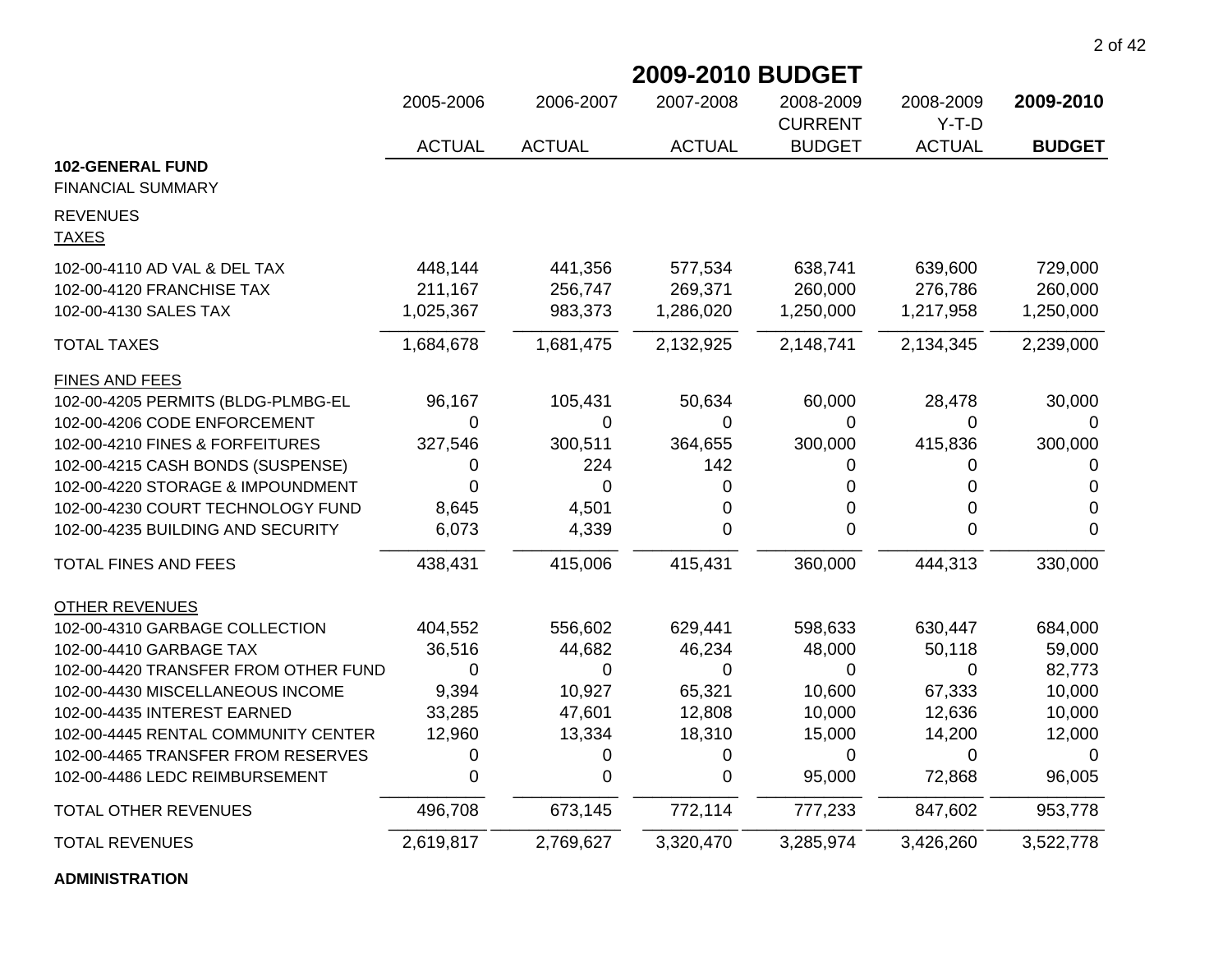## 2009-2010 BUDGET

| | 2005-2006 ACTUAL | 2006-2007 ACTUAL | 2007-2008 ACTUAL | 2008-2009 CURRENT BUDGET | 2008-2009 Y-T-D ACTUAL | **2009-2010 BUDGET** |
|---|---|---|---|---|---|---|
| **102-GENERAL FUND** | | | | | | |
| FINANCIAL SUMMARY | | | | | | |
| REVENUES | | | | | | |
| TAXES | | | | | | |
| 102-00-4110 AD VAL & DEL TAX | 448,144 | 441,356 | 577,534 | 638,741 | 639,600 | 729,000 |
| 102-00-4120 FRANCHISE TAX | 211,167 | 256,747 | 269,371 | 260,000 | 276,786 | 260,000 |
| 102-00-4130 SALES TAX | 1,025,367 | 983,373 | 1,286,020 | 1,250,000 | 1,217,958 | 1,250,000 |
| TOTAL TAXES | 1,684,678 | 1,681,475 | 2,132,925 | 2,148,741 | 2,134,345 | 2,239,000 |
| FINES AND FEES | | | | | | |
| 102-00-4205 PERMITS (BLDG-PLMBG-EL | 96,167 | 105,431 | 50,634 | 60,000 | 28,478 | 30,000 |
| 102-00-4206 CODE ENFORCEMENT | 0 | 0 | 0 | 0 | 0 | 0 |
| 102-00-4210 FINES & FORFEITURES | 327,546 | 300,511 | 364,655 | 300,000 | 415,836 | 300,000 |
| 102-00-4215 CASH BONDS (SUSPENSE) | 0 | 224 | 142 | 0 | 0 | 0 |
| 102-00-4220 STORAGE & IMPOUNDMENT | 0 | 0 | 0 | 0 | 0 | 0 |
| 102-00-4230 COURT TECHNOLOGY FUND | 8,645 | 4,501 | 0 | 0 | 0 | 0 |
| 102-00-4235 BUILDING AND SECURITY | 6,073 | 4,339 | 0 | 0 | 0 | 0 |
| TOTAL FINES AND FEES | 438,431 | 415,006 | 415,431 | 360,000 | 444,313 | 330,000 |
| OTHER REVENUES | | | | | | |
| 102-00-4310 GARBAGE COLLECTION | 404,552 | 556,602 | 629,441 | 598,633 | 630,447 | 684,000 |
| 102-00-4410 GARBAGE TAX | 36,516 | 44,682 | 46,234 | 48,000 | 50,118 | 59,000 |
| 102-00-4420 TRANSFER FROM OTHER FUND | 0 | 0 | 0 | 0 | 0 | 82,773 |
| 102-00-4430 MISCELLANEOUS INCOME | 9,394 | 10,927 | 65,321 | 10,600 | 67,333 | 10,000 |
| 102-00-4435 INTEREST EARNED | 33,285 | 47,601 | 12,808 | 10,000 | 12,636 | 10,000 |
| 102-00-4445 RENTAL COMMUNITY CENTER | 12,960 | 13,334 | 18,310 | 15,000 | 14,200 | 12,000 |
| 102-00-4465 TRANSFER FROM RESERVES | 0 | 0 | 0 | 0 | 0 | 0 |
| 102-00-4486 LEDC REIMBURSEMENT | 0 | 0 | 0 | 95,000 | 72,868 | 96,005 |
| TOTAL OTHER REVENUES | 496,708 | 673,145 | 772,114 | 777,233 | 847,602 | 953,778 |
| TOTAL REVENUES | 2,619,817 | 2,769,627 | 3,320,470 | 3,285,974 | 3,426,260 | 3,522,778 |

**ADMINISTRATION**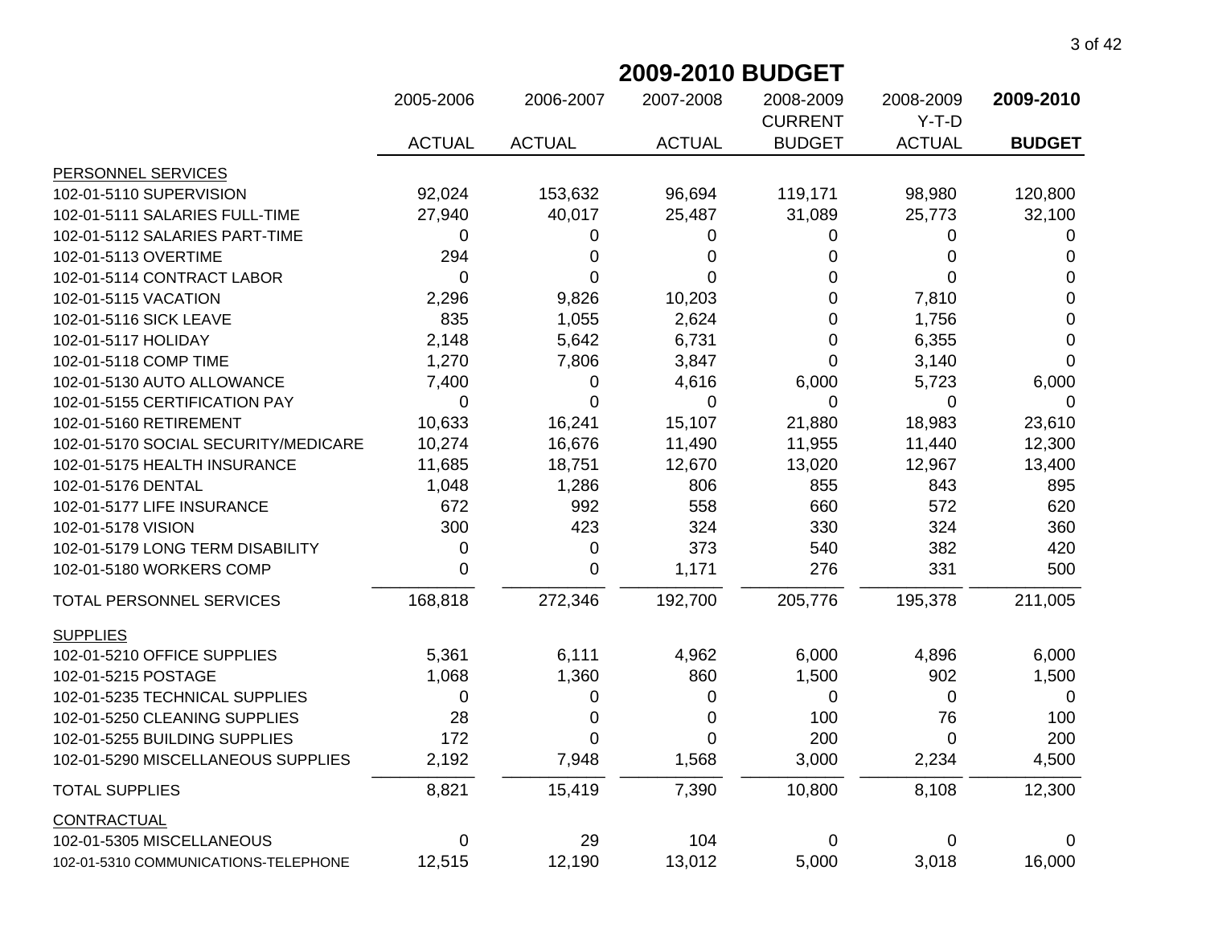## 2009-2010 BUDGET

| | 2005-2006 ACTUAL | 2006-2007 ACTUAL | 2007-2008 ACTUAL | 2008-2009 CURRENT BUDGET | 2008-2009 Y-T-D ACTUAL | **2009-2010 BUDGET** |
|---|---|---|---|---|---|---|
| PERSONNEL SERVICES | | | | | | |
| 102-01-5110 SUPERVISION | 92,024 | 153,632 | 96,694 | 119,171 | 98,980 | 120,800 |
| 102-01-5111 SALARIES FULL-TIME | 27,940 | 40,017 | 25,487 | 31,089 | 25,773 | 32,100 |
| 102-01-5112 SALARIES PART-TIME | 0 | 0 | 0 | 0 | 0 | 0 |
| 102-01-5113 OVERTIME | 294 | 0 | 0 | 0 | 0 | 0 |
| 102-01-5114 CONTRACT LABOR | 0 | 0 | 0 | 0 | 0 | 0 |
| 102-01-5115 VACATION | 2,296 | 9,826 | 10,203 | 0 | 7,810 | 0 |
| 102-01-5116 SICK LEAVE | 835 | 1,055 | 2,624 | 0 | 1,756 | 0 |
| 102-01-5117 HOLIDAY | 2,148 | 5,642 | 6,731 | 0 | 6,355 | 0 |
| 102-01-5118 COMP TIME | 1,270 | 7,806 | 3,847 | 0 | 3,140 | 0 |
| 102-01-5130 AUTO ALLOWANCE | 7,400 | 0 | 4,616 | 6,000 | 5,723 | 6,000 |
| 102-01-5155 CERTIFICATION PAY | 0 | 0 | 0 | 0 | 0 | 0 |
| 102-01-5160 RETIREMENT | 10,633 | 16,241 | 15,107 | 21,880 | 18,983 | 23,610 |
| 102-01-5170 SOCIAL SECURITY/MEDICARE | 10,274 | 16,676 | 11,490 | 11,955 | 11,440 | 12,300 |
| 102-01-5175 HEALTH INSURANCE | 11,685 | 18,751 | 12,670 | 13,020 | 12,967 | 13,400 |
| 102-01-5176 DENTAL | 1,048 | 1,286 | 806 | 855 | 843 | 895 |
| 102-01-5177 LIFE INSURANCE | 672 | 992 | 558 | 660 | 572 | 620 |
| 102-01-5178 VISION | 300 | 423 | 324 | 330 | 324 | 360 |
| 102-01-5179 LONG TERM DISABILITY | 0 | 0 | 373 | 540 | 382 | 420 |
| 102-01-5180 WORKERS COMP | 0 | 0 | 1,171 | 276 | 331 | 500 |
| TOTAL PERSONNEL SERVICES | 168,818 | 272,346 | 192,700 | 205,776 | 195,378 | 211,005 |
| SUPPLIES | | | | | | |
| 102-01-5210 OFFICE SUPPLIES | 5,361 | 6,111 | 4,962 | 6,000 | 4,896 | 6,000 |
| 102-01-5215 POSTAGE | 1,068 | 1,360 | 860 | 1,500 | 902 | 1,500 |
| 102-01-5235 TECHNICAL SUPPLIES | 0 | 0 | 0 | 0 | 0 | 0 |
| 102-01-5250 CLEANING SUPPLIES | 28 | 0 | 0 | 100 | 76 | 100 |
| 102-01-5255 BUILDING SUPPLIES | 172 | 0 | 0 | 200 | 0 | 200 |
| 102-01-5290 MISCELLANEOUS SUPPLIES | 2,192 | 7,948 | 1,568 | 3,000 | 2,234 | 4,500 |
| TOTAL SUPPLIES | 8,821 | 15,419 | 7,390 | 10,800 | 8,108 | 12,300 |
| CONTRACTUAL | | | | | | |
| 102-01-5305 MISCELLANEOUS | 0 | 29 | 104 | 0 | 0 | 0 |
| 102-01-5310 COMMUNICATIONS-TELEPHONE | 12,515 | 12,190 | 13,012 | 5,000 | 3,018 | 16,000 |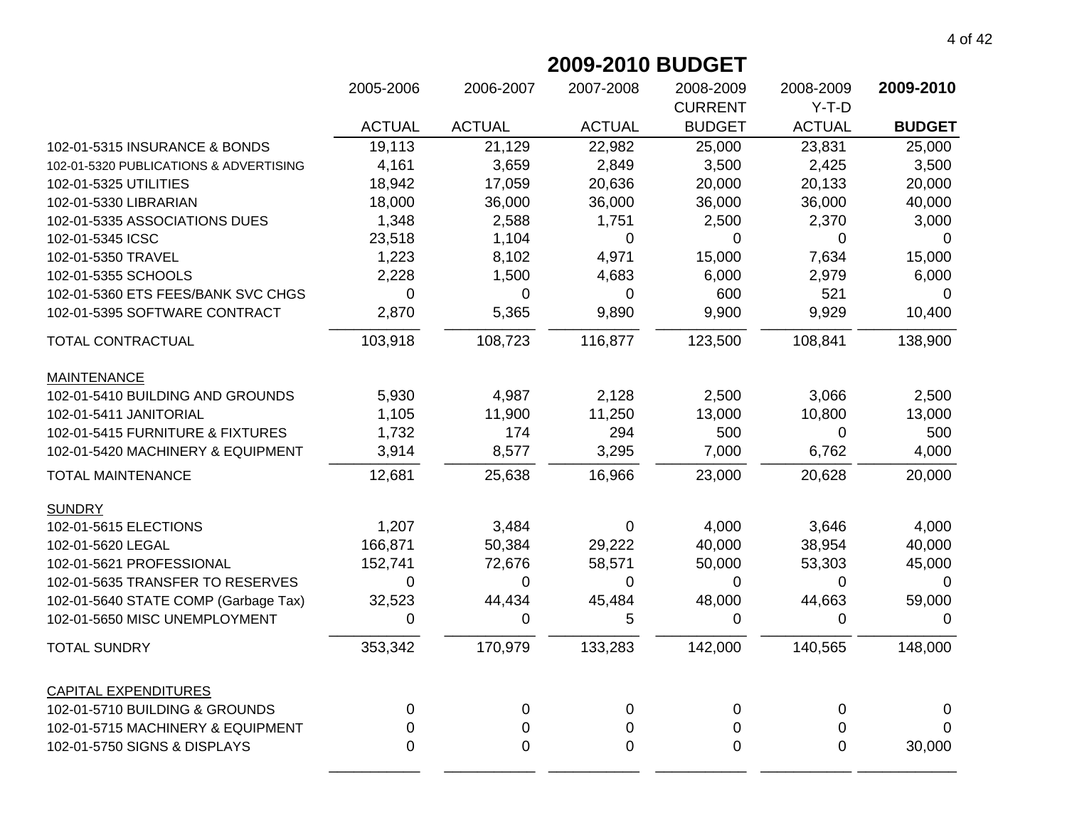# 2009-2010 BUDGET

| | 2005-2006 ACTUAL | 2006-2007 ACTUAL | 2007-2008 ACTUAL | 2008-2009 CURRENT BUDGET | 2008-2009 Y-T-D ACTUAL | **2009-2010 BUDGET** |
|---|---|---|---|---|---|---|
| 102-01-5315 INSURANCE & BONDS | 19,113 | 21,129 | 22,982 | 25,000 | 23,831 | 25,000 |
| 102-01-5320 PUBLICATIONS & ADVERTISING | 4,161 | 3,659 | 2,849 | 3,500 | 2,425 | 3,500 |
| 102-01-5325 UTILITIES | 18,942 | 17,059 | 20,636 | 20,000 | 20,133 | 20,000 |
| 102-01-5330 LIBRARIAN | 18,000 | 36,000 | 36,000 | 36,000 | 36,000 | 40,000 |
| 102-01-5335 ASSOCIATIONS DUES | 1,348 | 2,588 | 1,751 | 2,500 | 2,370 | 3,000 |
| 102-01-5345 ICSC | 23,518 | 1,104 | 0 | 0 | 0 | 0 |
| 102-01-5350 TRAVEL | 1,223 | 8,102 | 4,971 | 15,000 | 7,634 | 15,000 |
| 102-01-5355 SCHOOLS | 2,228 | 1,500 | 4,683 | 6,000 | 2,979 | 6,000 |
| 102-01-5360 ETS FEES/BANK SVC CHGS | 0 | 0 | 0 | 600 | 521 | 0 |
| 102-01-5395 SOFTWARE CONTRACT | 2,870 | 5,365 | 9,890 | 9,900 | 9,929 | 10,400 |
| TOTAL CONTRACTUAL | 103,918 | 108,723 | 116,877 | 123,500 | 108,841 | 138,900 |
| MAINTENANCE | | | | | | |
| 102-01-5410 BUILDING AND GROUNDS | 5,930 | 4,987 | 2,128 | 2,500 | 3,066 | 2,500 |
| 102-01-5411 JANITORIAL | 1,105 | 11,900 | 11,250 | 13,000 | 10,800 | 13,000 |
| 102-01-5415 FURNITURE & FIXTURES | 1,732 | 174 | 294 | 500 | 0 | 500 |
| 102-01-5420 MACHINERY & EQUIPMENT | 3,914 | 8,577 | 3,295 | 7,000 | 6,762 | 4,000 |
| TOTAL MAINTENANCE | 12,681 | 25,638 | 16,966 | 23,000 | 20,628 | 20,000 |
| SUNDRY | | | | | | |
| 102-01-5615 ELECTIONS | 1,207 | 3,484 | 0 | 4,000 | 3,646 | 4,000 |
| 102-01-5620 LEGAL | 166,871 | 50,384 | 29,222 | 40,000 | 38,954 | 40,000 |
| 102-01-5621 PROFESSIONAL | 152,741 | 72,676 | 58,571 | 50,000 | 53,303 | 45,000 |
| 102-01-5635 TRANSFER TO RESERVES | 0 | 0 | 0 | 0 | 0 | 0 |
| 102-01-5640 STATE COMP (Garbage Tax) | 32,523 | 44,434 | 45,484 | 48,000 | 44,663 | 59,000 |
| 102-01-5650 MISC UNEMPLOYMENT | 0 | 0 | 5 | 0 | 0 | 0 |
| TOTAL SUNDRY | 353,342 | 170,979 | 133,283 | 142,000 | 140,565 | 148,000 |
| CAPITAL EXPENDITURES | | | | | | |
| 102-01-5710 BUILDING & GROUNDS | 0 | 0 | 0 | 0 | 0 | 0 |
| 102-01-5715 MACHINERY & EQUIPMENT | 0 | 0 | 0 | 0 | 0 | 0 |
| 102-01-5750 SIGNS & DISPLAYS | 0 | 0 | 0 | 0 | 0 | 30,000 |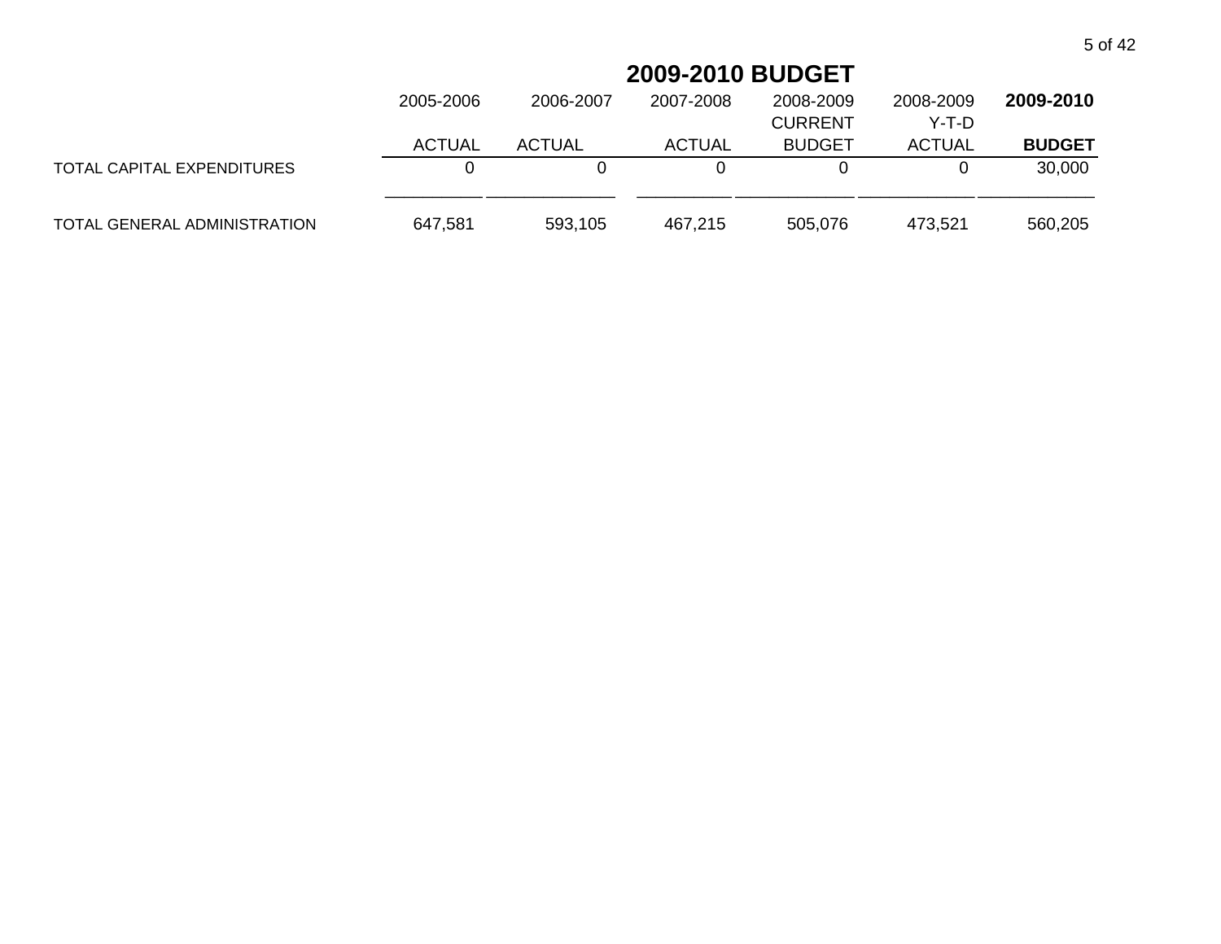# 2009-2010 BUDGET

| | 2005-2006 ACTUAL | 2006-2007 ACTUAL | 2007-2008 ACTUAL | 2008-2009 CURRENT BUDGET | 2008-2009 Y-T-D ACTUAL | **2009-2010 BUDGET** |
|---|---|---|---|---|---|---|
| TOTAL CAPITAL EXPENDITURES | 0 | 0 | 0 | 0 | 0 | 30,000 |
| TOTAL GENERAL ADMINISTRATION | 647,581 | 593,105 | 467,215 | 505,076 | 473,521 | 560,205 |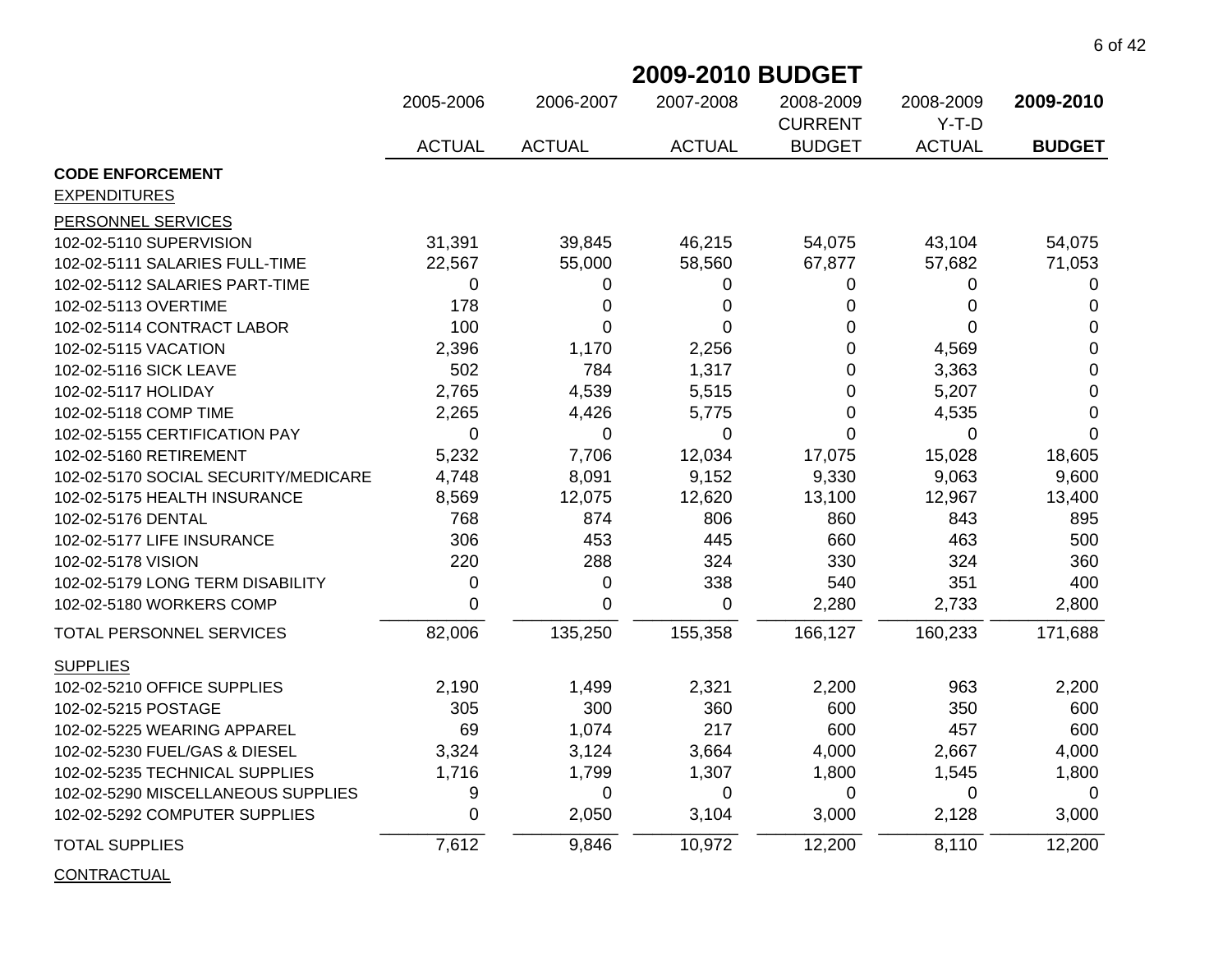## 2009-2010 BUDGET

| | 2005-2006 ACTUAL | 2006-2007 ACTUAL | 2007-2008 ACTUAL | 2008-2009 CURRENT BUDGET | 2008-2009 Y-T-D ACTUAL | **2009-2010 BUDGET** |
|---|---|---|---|---|---|---|
| **CODE ENFORCEMENT** | | | | | | |
| EXPENDITURES | | | | | | |
| PERSONNEL SERVICES | | | | | | |
| 102-02-5110 SUPERVISION | 31,391 | 39,845 | 46,215 | 54,075 | 43,104 | 54,075 |
| 102-02-5111 SALARIES FULL-TIME | 22,567 | 55,000 | 58,560 | 67,877 | 57,682 | 71,053 |
| 102-02-5112 SALARIES PART-TIME | 0 | 0 | 0 | 0 | 0 | 0 |
| 102-02-5113 OVERTIME | 178 | 0 | 0 | 0 | 0 | 0 |
| 102-02-5114 CONTRACT LABOR | 100 | 0 | 0 | 0 | 0 | 0 |
| 102-02-5115 VACATION | 2,396 | 1,170 | 2,256 | 0 | 4,569 | 0 |
| 102-02-5116 SICK LEAVE | 502 | 784 | 1,317 | 0 | 3,363 | 0 |
| 102-02-5117 HOLIDAY | 2,765 | 4,539 | 5,515 | 0 | 5,207 | 0 |
| 102-02-5118 COMP TIME | 2,265 | 4,426 | 5,775 | 0 | 4,535 | 0 |
| 102-02-5155 CERTIFICATION PAY | 0 | 0 | 0 | 0 | 0 | 0 |
| 102-02-5160 RETIREMENT | 5,232 | 7,706 | 12,034 | 17,075 | 15,028 | 18,605 |
| 102-02-5170 SOCIAL SECURITY/MEDICARE | 4,748 | 8,091 | 9,152 | 9,330 | 9,063 | 9,600 |
| 102-02-5175 HEALTH INSURANCE | 8,569 | 12,075 | 12,620 | 13,100 | 12,967 | 13,400 |
| 102-02-5176 DENTAL | 768 | 874 | 806 | 860 | 843 | 895 |
| 102-02-5177 LIFE INSURANCE | 306 | 453 | 445 | 660 | 463 | 500 |
| 102-02-5178 VISION | 220 | 288 | 324 | 330 | 324 | 360 |
| 102-02-5179 LONG TERM DISABILITY | 0 | 0 | 338 | 540 | 351 | 400 |
| 102-02-5180 WORKERS COMP | 0 | 0 | 0 | 2,280 | 2,733 | 2,800 |
| TOTAL PERSONNEL SERVICES | 82,006 | 135,250 | 155,358 | 166,127 | 160,233 | 171,688 |
| SUPPLIES | | | | | | |
| 102-02-5210 OFFICE SUPPLIES | 2,190 | 1,499 | 2,321 | 2,200 | 963 | 2,200 |
| 102-02-5215 POSTAGE | 305 | 300 | 360 | 600 | 350 | 600 |
| 102-02-5225 WEARING APPAREL | 69 | 1,074 | 217 | 600 | 457 | 600 |
| 102-02-5230 FUEL/GAS & DIESEL | 3,324 | 3,124 | 3,664 | 4,000 | 2,667 | 4,000 |
| 102-02-5235 TECHNICAL SUPPLIES | 1,716 | 1,799 | 1,307 | 1,800 | 1,545 | 1,800 |
| 102-02-5290 MISCELLANEOUS SUPPLIES | 9 | 0 | 0 | 0 | 0 | 0 |
| 102-02-5292 COMPUTER SUPPLIES | 0 | 2,050 | 3,104 | 3,000 | 2,128 | 3,000 |
| TOTAL SUPPLIES | 7,612 | 9,846 | 10,972 | 12,200 | 8,110 | 12,200 |
| CONTRACTUAL | | | | | | |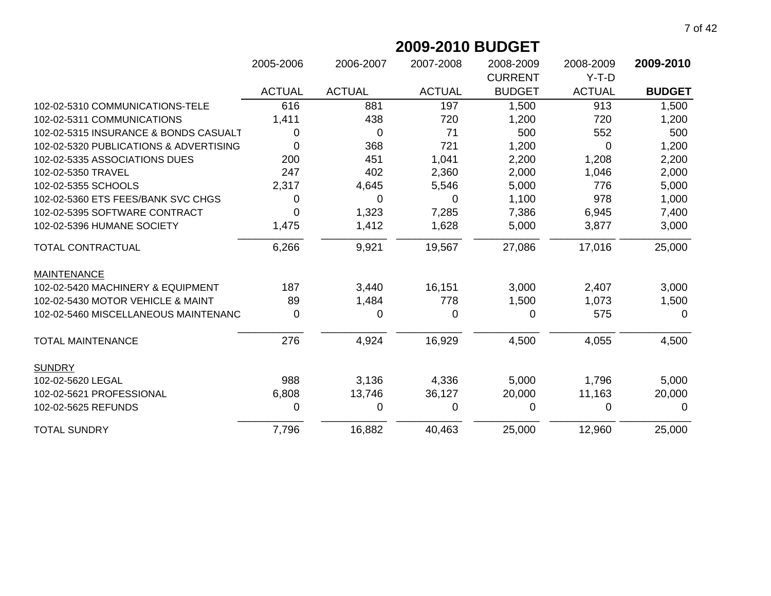# 2009-2010 BUDGET

| | 2005-2006 ACTUAL | 2006-2007 ACTUAL | 2007-2008 ACTUAL | 2008-2009 CURRENT BUDGET | 2008-2009 Y-T-D ACTUAL | **2009-2010 BUDGET** |
|---|---|---|---|---|---|---|
| 102-02-5310 COMMUNICATIONS-TELE | 616 | 881 | 197 | 1,500 | 913 | 1,500 |
| 102-02-5311 COMMUNICATIONS | 1,411 | 438 | 720 | 1,200 | 720 | 1,200 |
| 102-02-5315 INSURANCE & BONDS CASUALT | 0 | 0 | 71 | 500 | 552 | 500 |
| 102-02-5320 PUBLICATIONS & ADVERTISING | 0 | 368 | 721 | 1,200 | 0 | 1,200 |
| 102-02-5335 ASSOCIATIONS DUES | 200 | 451 | 1,041 | 2,200 | 1,208 | 2,200 |
| 102-02-5350 TRAVEL | 247 | 402 | 2,360 | 2,000 | 1,046 | 2,000 |
| 102-02-5355 SCHOOLS | 2,317 | 4,645 | 5,546 | 5,000 | 776 | 5,000 |
| 102-02-5360 ETS FEES/BANK SVC CHGS | 0 | 0 | 0 | 1,100 | 978 | 1,000 |
| 102-02-5395 SOFTWARE CONTRACT | 0 | 1,323 | 7,285 | 7,386 | 6,945 | 7,400 |
| 102-02-5396 HUMANE SOCIETY | 1,475 | 1,412 | 1,628 | 5,000 | 3,877 | 3,000 |
| TOTAL CONTRACTUAL | 6,266 | 9,921 | 19,567 | 27,086 | 17,016 | 25,000 |
| MAINTENANCE | | | | | | |
| 102-02-5420 MACHINERY & EQUIPMENT | 187 | 3,440 | 16,151 | 3,000 | 2,407 | 3,000 |
| 102-02-5430 MOTOR VEHICLE & MAINT | 89 | 1,484 | 778 | 1,500 | 1,073 | 1,500 |
| 102-02-5460 MISCELLANEOUS MAINTENANC | 0 | 0 | 0 | 0 | 575 | 0 |
| TOTAL MAINTENANCE | 276 | 4,924 | 16,929 | 4,500 | 4,055 | 4,500 |
| SUNDRY | | | | | | |
| 102-02-5620 LEGAL | 988 | 3,136 | 4,336 | 5,000 | 1,796 | 5,000 |
| 102-02-5621 PROFESSIONAL | 6,808 | 13,746 | 36,127 | 20,000 | 11,163 | 20,000 |
| 102-02-5625 REFUNDS | 0 | 0 | 0 | 0 | 0 | 0 |
| TOTAL SUNDRY | 7,796 | 16,882 | 40,463 | 25,000 | 12,960 | 25,000 |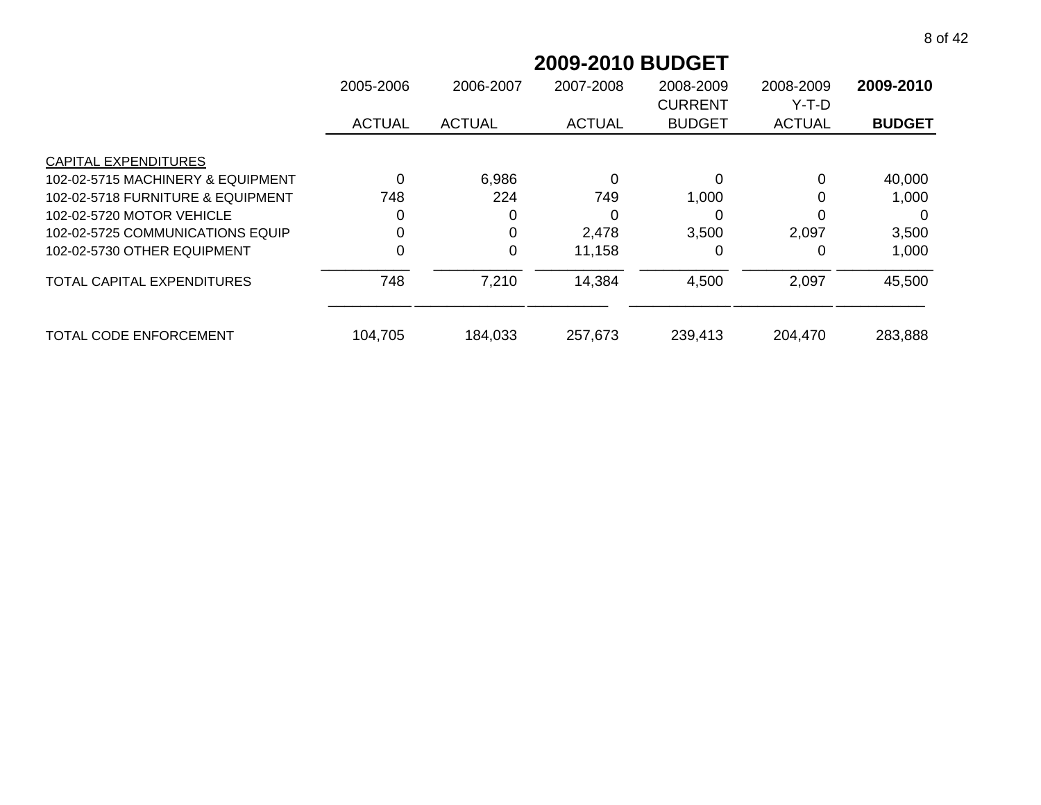## 2009-2010 BUDGET

| | 2005-2006 ACTUAL | 2006-2007 ACTUAL | 2007-2008 ACTUAL | 2008-2009 CURRENT BUDGET | 2008-2009 Y-T-D ACTUAL | **2009-2010 BUDGET** |
|---|---|---|---|---|---|---|
| CAPITAL EXPENDITURES | | | | | | |
| 102-02-5715 MACHINERY & EQUIPMENT | 0 | 6,986 | 0 | 0 | 0 | 40,000 |
| 102-02-5718 FURNITURE & EQUIPMENT | 748 | 224 | 749 | 1,000 | 0 | 1,000 |
| 102-02-5720 MOTOR VEHICLE | 0 | 0 | 0 | 0 | 0 | 0 |
| 102-02-5725 COMMUNICATIONS EQUIP | 0 | 0 | 2,478 | 3,500 | 2,097 | 3,500 |
| 102-02-5730 OTHER EQUIPMENT | 0 | 0 | 11,158 | 0 | 0 | 1,000 |
| TOTAL CAPITAL EXPENDITURES | 748 | 7,210 | 14,384 | 4,500 | 2,097 | 45,500 |
| TOTAL CODE ENFORCEMENT | 104,705 | 184,033 | 257,673 | 239,413 | 204,470 | 283,888 |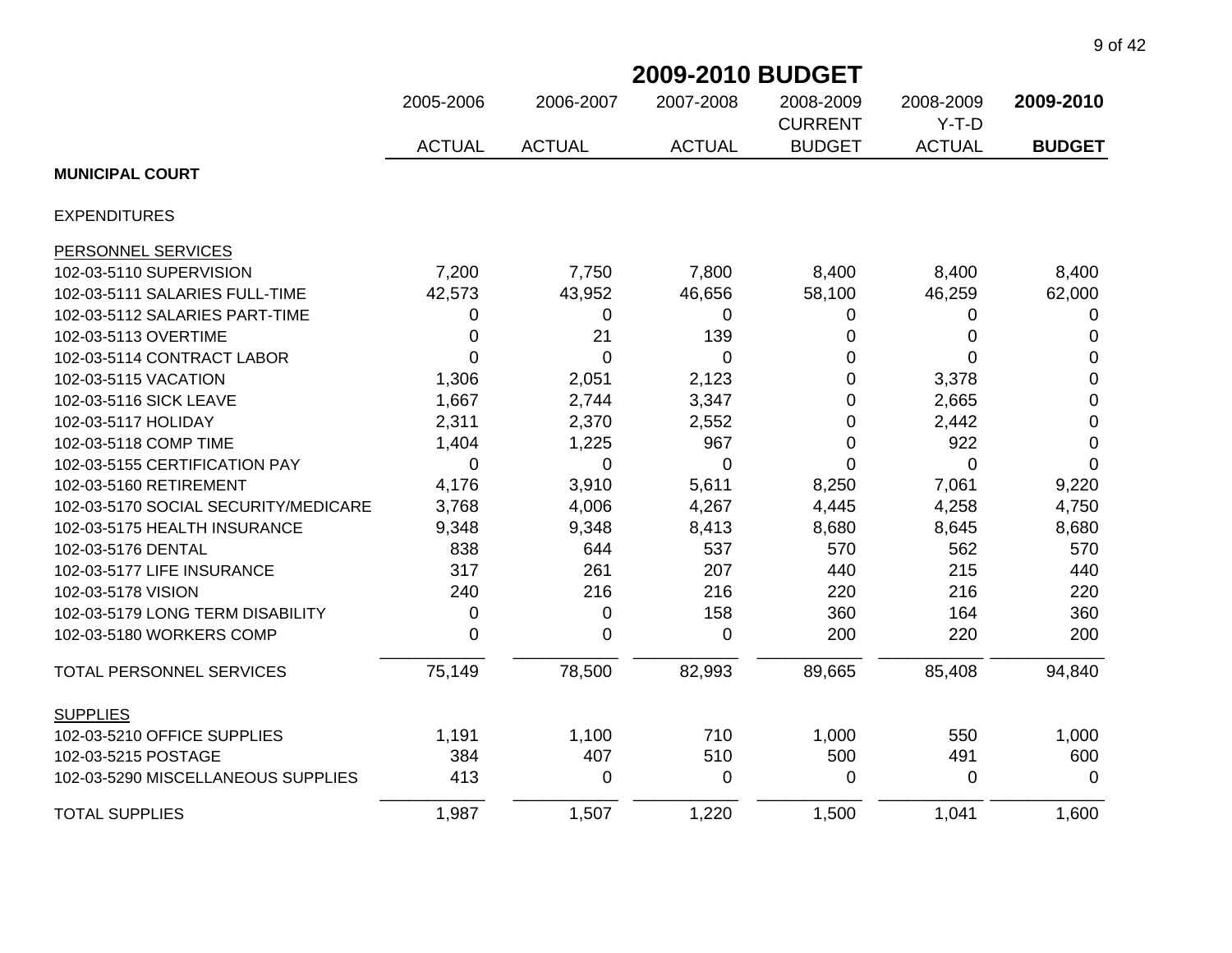# 2009-2010 BUDGET

| | 2005-2006 ACTUAL | 2006-2007 ACTUAL | 2007-2008 ACTUAL | 2008-2009 CURRENT BUDGET | 2008-2009 Y-T-D ACTUAL | **2009-2010 BUDGET** |
|---|---|---|---|---|---|---|
| **MUNICIPAL COURT** | | | | | | |
| EXPENDITURES | | | | | | |
| PERSONNEL SERVICES | | | | | | |
| 102-03-5110 SUPERVISION | 7,200 | 7,750 | 7,800 | 8,400 | 8,400 | 8,400 |
| 102-03-5111 SALARIES FULL-TIME | 42,573 | 43,952 | 46,656 | 58,100 | 46,259 | 62,000 |
| 102-03-5112 SALARIES PART-TIME | 0 | 0 | 0 | 0 | 0 | 0 |
| 102-03-5113 OVERTIME | 0 | 21 | 139 | 0 | 0 | 0 |
| 102-03-5114 CONTRACT LABOR | 0 | 0 | 0 | 0 | 0 | 0 |
| 102-03-5115 VACATION | 1,306 | 2,051 | 2,123 | 0 | 3,378 | 0 |
| 102-03-5116 SICK LEAVE | 1,667 | 2,744 | 3,347 | 0 | 2,665 | 0 |
| 102-03-5117 HOLIDAY | 2,311 | 2,370 | 2,552 | 0 | 2,442 | 0 |
| 102-03-5118 COMP TIME | 1,404 | 1,225 | 967 | 0 | 922 | 0 |
| 102-03-5155 CERTIFICATION PAY | 0 | 0 | 0 | 0 | 0 | 0 |
| 102-03-5160 RETIREMENT | 4,176 | 3,910 | 5,611 | 8,250 | 7,061 | 9,220 |
| 102-03-5170 SOCIAL SECURITY/MEDICARE | 3,768 | 4,006 | 4,267 | 4,445 | 4,258 | 4,750 |
| 102-03-5175 HEALTH INSURANCE | 9,348 | 9,348 | 8,413 | 8,680 | 8,645 | 8,680 |
| 102-03-5176 DENTAL | 838 | 644 | 537 | 570 | 562 | 570 |
| 102-03-5177 LIFE INSURANCE | 317 | 261 | 207 | 440 | 215 | 440 |
| 102-03-5178 VISION | 240 | 216 | 216 | 220 | 216 | 220 |
| 102-03-5179 LONG TERM DISABILITY | 0 | 0 | 158 | 360 | 164 | 360 |
| 102-03-5180 WORKERS COMP | 0 | 0 | 0 | 200 | 220 | 200 |
| TOTAL PERSONNEL SERVICES | 75,149 | 78,500 | 82,993 | 89,665 | 85,408 | 94,840 |
| SUPPLIES | | | | | | |
| 102-03-5210 OFFICE SUPPLIES | 1,191 | 1,100 | 710 | 1,000 | 550 | 1,000 |
| 102-03-5215 POSTAGE | 384 | 407 | 510 | 500 | 491 | 600 |
| 102-03-5290 MISCELLANEOUS SUPPLIES | 413 | 0 | 0 | 0 | 0 | 0 |
| TOTAL SUPPLIES | 1,987 | 1,507 | 1,220 | 1,500 | 1,041 | 1,600 |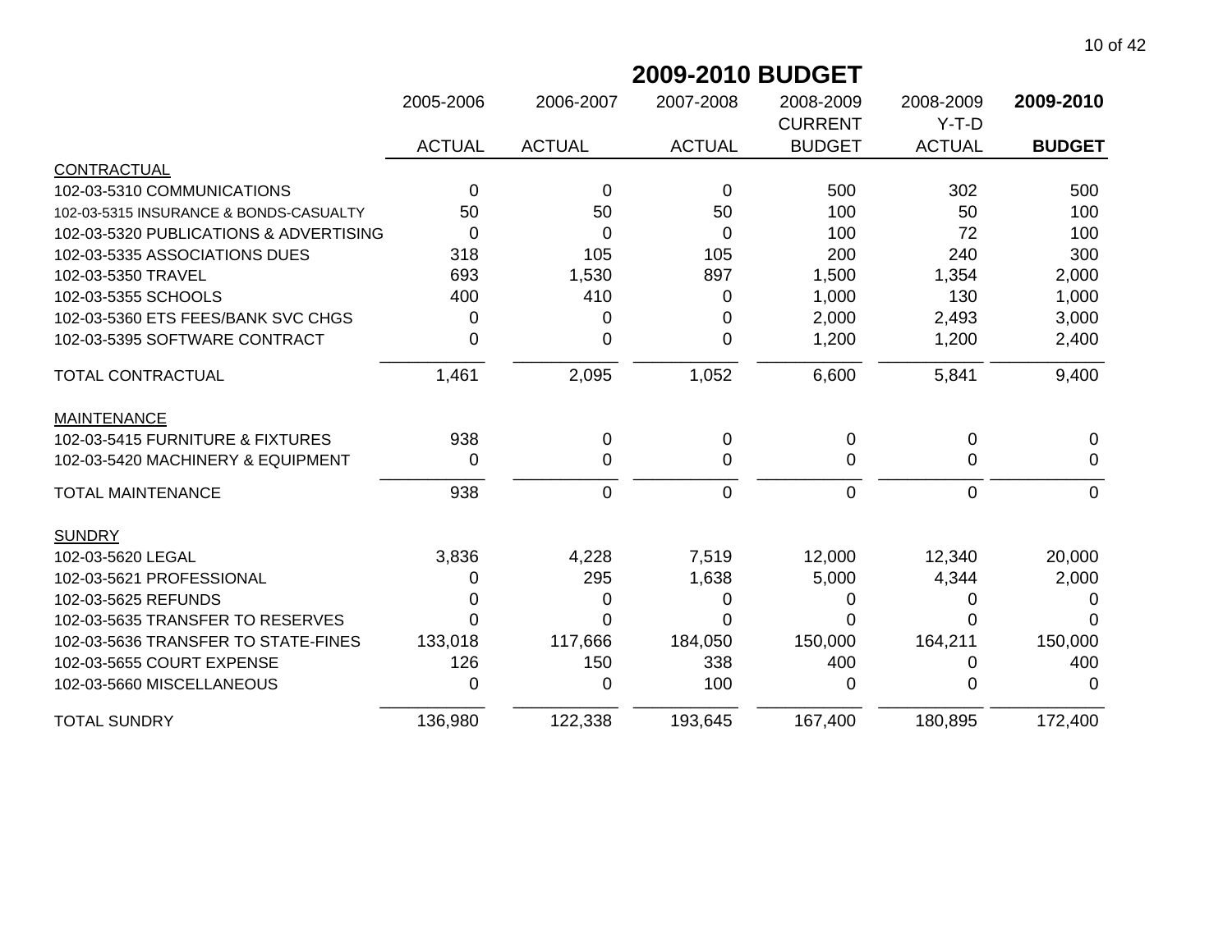# 2009-2010 BUDGET

| | 2005-2006 ACTUAL | 2006-2007 ACTUAL | 2007-2008 ACTUAL | 2008-2009 CURRENT BUDGET | 2008-2009 Y-T-D ACTUAL | **2009-2010 BUDGET** |
|---|---|---|---|---|---|---|
| CONTRACTUAL | | | | | | |
| 102-03-5310 COMMUNICATIONS | 0 | 0 | 0 | 500 | 302 | 500 |
| 102-03-5315 INSURANCE & BONDS-CASUALTY | 50 | 50 | 50 | 100 | 50 | 100 |
| 102-03-5320 PUBLICATIONS & ADVERTISING | 0 | 0 | 0 | 100 | 72 | 100 |
| 102-03-5335 ASSOCIATIONS DUES | 318 | 105 | 105 | 200 | 240 | 300 |
| 102-03-5350 TRAVEL | 693 | 1,530 | 897 | 1,500 | 1,354 | 2,000 |
| 102-03-5355 SCHOOLS | 400 | 410 | 0 | 1,000 | 130 | 1,000 |
| 102-03-5360 ETS FEES/BANK SVC CHGS | 0 | 0 | 0 | 2,000 | 2,493 | 3,000 |
| 102-03-5395 SOFTWARE CONTRACT | 0 | 0 | 0 | 1,200 | 1,200 | 2,400 |
| TOTAL CONTRACTUAL | 1,461 | 2,095 | 1,052 | 6,600 | 5,841 | 9,400 |
| MAINTENANCE | | | | | | |
| 102-03-5415 FURNITURE & FIXTURES | 938 | 0 | 0 | 0 | 0 | 0 |
| 102-03-5420 MACHINERY & EQUIPMENT | 0 | 0 | 0 | 0 | 0 | 0 |
| TOTAL MAINTENANCE | 938 | 0 | 0 | 0 | 0 | 0 |
| SUNDRY | | | | | | |
| 102-03-5620 LEGAL | 3,836 | 4,228 | 7,519 | 12,000 | 12,340 | 20,000 |
| 102-03-5621 PROFESSIONAL | 0 | 295 | 1,638 | 5,000 | 4,344 | 2,000 |
| 102-03-5625 REFUNDS | 0 | 0 | 0 | 0 | 0 | 0 |
| 102-03-5635 TRANSFER TO RESERVES | 0 | 0 | 0 | 0 | 0 | 0 |
| 102-03-5636 TRANSFER TO STATE-FINES | 133,018 | 117,666 | 184,050 | 150,000 | 164,211 | 150,000 |
| 102-03-5655 COURT EXPENSE | 126 | 150 | 338 | 400 | 0 | 400 |
| 102-03-5660 MISCELLANEOUS | 0 | 0 | 100 | 0 | 0 | 0 |
| TOTAL SUNDRY | 136,980 | 122,338 | 193,645 | 167,400 | 180,895 | 172,400 |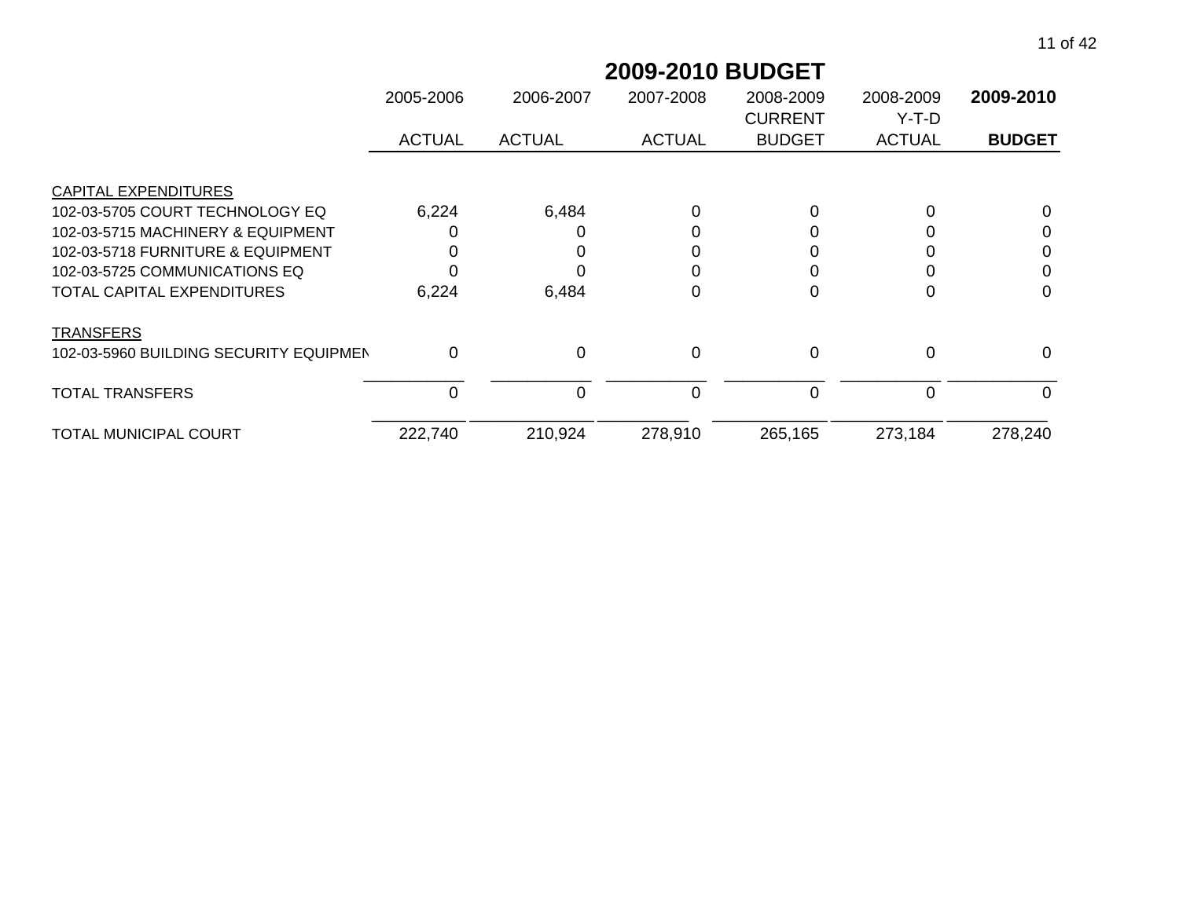# 2009-2010 BUDGET

| | 2005-2006 ACTUAL | 2006-2007 ACTUAL | 2007-2008 ACTUAL | 2008-2009 CURRENT BUDGET | 2008-2009 Y-T-D ACTUAL | **2009-2010 BUDGET** |
|---|---|---|---|---|---|---|
| CAPITAL EXPENDITURES | | | | | | |
| 102-03-5705 COURT TECHNOLOGY EQ | 6,224 | 6,484 | 0 | 0 | 0 | 0 |
| 102-03-5715 MACHINERY & EQUIPMENT | 0 | 0 | 0 | 0 | 0 | 0 |
| 102-03-5718 FURNITURE & EQUIPMENT | 0 | 0 | 0 | 0 | 0 | 0 |
| 102-03-5725 COMMUNICATIONS EQ | 0 | 0 | 0 | 0 | 0 | 0 |
| TOTAL CAPITAL EXPENDITURES | 6,224 | 6,484 | 0 | 0 | 0 | 0 |
| TRANSFERS | | | | | | |
| 102-03-5960 BUILDING SECURITY EQUIPMEN | 0 | 0 | 0 | 0 | 0 | 0 |
| TOTAL TRANSFERS | 0 | 0 | 0 | 0 | 0 | 0 |
| TOTAL MUNICIPAL COURT | 222,740 | 210,924 | 278,910 | 265,165 | 273,184 | 278,240 |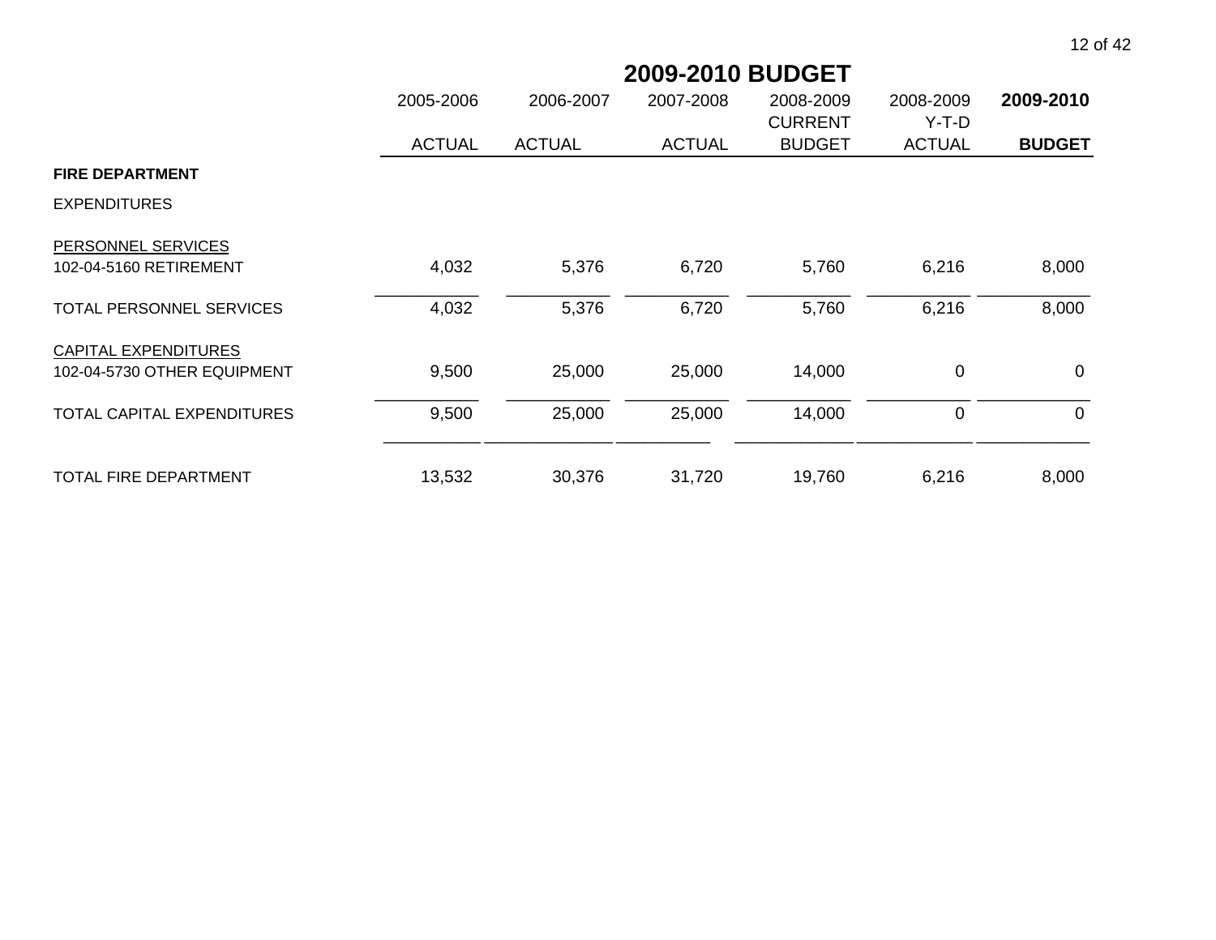## 2009-2010 BUDGET

| | 2005-2006 ACTUAL | 2006-2007 ACTUAL | 2007-2008 ACTUAL | 2008-2009 CURRENT BUDGET | 2008-2009 Y-T-D ACTUAL | **2009-2010 BUDGET** |
|---|---|---|---|---|---|---|
| **FIRE DEPARTMENT** | | | | | | |
| EXPENDITURES | | | | | | |
| PERSONNEL SERVICES | | | | | | |
| 102-04-5160 RETIREMENT | 4,032 | 5,376 | 6,720 | 5,760 | 6,216 | 8,000 |
| TOTAL PERSONNEL SERVICES | 4,032 | 5,376 | 6,720 | 5,760 | 6,216 | 8,000 |
| CAPITAL EXPENDITURES | | | | | | |
| 102-04-5730 OTHER EQUIPMENT | 9,500 | 25,000 | 25,000 | 14,000 | 0 | 0 |
| TOTAL CAPITAL EXPENDITURES | 9,500 | 25,000 | 25,000 | 14,000 | 0 | 0 |
| TOTAL FIRE DEPARTMENT | 13,532 | 30,376 | 31,720 | 19,760 | 6,216 | 8,000 |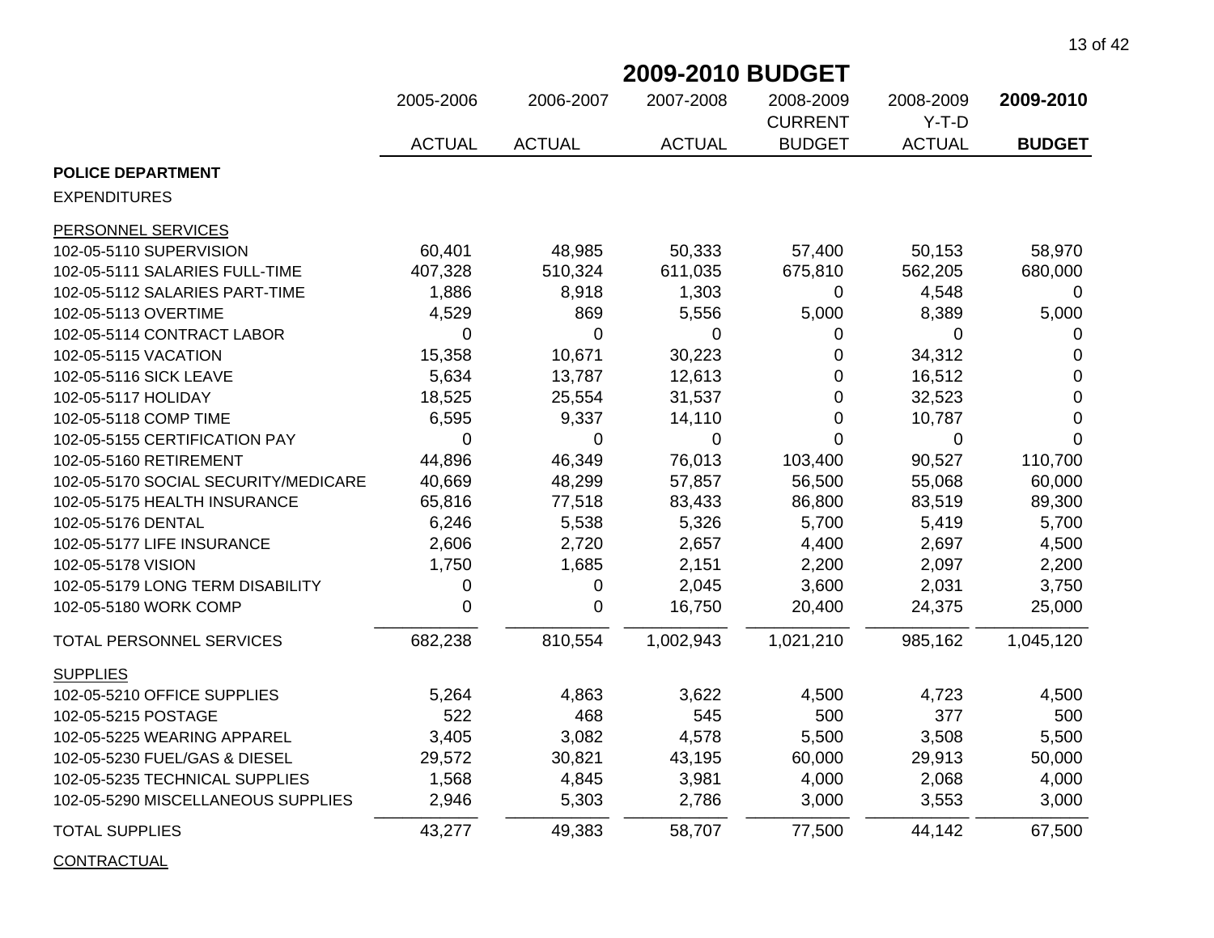# 2009-2010 BUDGET

| | 2005-2006 ACTUAL | 2006-2007 ACTUAL | 2007-2008 ACTUAL | 2008-2009 CURRENT BUDGET | 2008-2009 Y-T-D ACTUAL | **2009-2010 BUDGET** |
|---|---|---|---|---|---|---|
| **POLICE DEPARTMENT** | | | | | | |
| EXPENDITURES | | | | | | |
| PERSONNEL SERVICES | | | | | | |
| 102-05-5110 SUPERVISION | 60,401 | 48,985 | 50,333 | 57,400 | 50,153 | 58,970 |
| 102-05-5111 SALARIES FULL-TIME | 407,328 | 510,324 | 611,035 | 675,810 | 562,205 | 680,000 |
| 102-05-5112 SALARIES PART-TIME | 1,886 | 8,918 | 1,303 | 0 | 4,548 | 0 |
| 102-05-5113 OVERTIME | 4,529 | 869 | 5,556 | 5,000 | 8,389 | 5,000 |
| 102-05-5114 CONTRACT LABOR | 0 | 0 | 0 | 0 | 0 | 0 |
| 102-05-5115 VACATION | 15,358 | 10,671 | 30,223 | 0 | 34,312 | 0 |
| 102-05-5116 SICK LEAVE | 5,634 | 13,787 | 12,613 | 0 | 16,512 | 0 |
| 102-05-5117 HOLIDAY | 18,525 | 25,554 | 31,537 | 0 | 32,523 | 0 |
| 102-05-5118 COMP TIME | 6,595 | 9,337 | 14,110 | 0 | 10,787 | 0 |
| 102-05-5155 CERTIFICATION PAY | 0 | 0 | 0 | 0 | 0 | 0 |
| 102-05-5160 RETIREMENT | 44,896 | 46,349 | 76,013 | 103,400 | 90,527 | 110,700 |
| 102-05-5170 SOCIAL SECURITY/MEDICARE | 40,669 | 48,299 | 57,857 | 56,500 | 55,068 | 60,000 |
| 102-05-5175 HEALTH INSURANCE | 65,816 | 77,518 | 83,433 | 86,800 | 83,519 | 89,300 |
| 102-05-5176 DENTAL | 6,246 | 5,538 | 5,326 | 5,700 | 5,419 | 5,700 |
| 102-05-5177 LIFE INSURANCE | 2,606 | 2,720 | 2,657 | 4,400 | 2,697 | 4,500 |
| 102-05-5178 VISION | 1,750 | 1,685 | 2,151 | 2,200 | 2,097 | 2,200 |
| 102-05-5179 LONG TERM DISABILITY | 0 | 0 | 2,045 | 3,600 | 2,031 | 3,750 |
| 102-05-5180 WORK COMP | 0 | 0 | 16,750 | 20,400 | 24,375 | 25,000 |
| TOTAL PERSONNEL SERVICES | 682,238 | 810,554 | 1,002,943 | 1,021,210 | 985,162 | 1,045,120 |
| SUPPLIES | | | | | | |
| 102-05-5210 OFFICE SUPPLIES | 5,264 | 4,863 | 3,622 | 4,500 | 4,723 | 4,500 |
| 102-05-5215 POSTAGE | 522 | 468 | 545 | 500 | 377 | 500 |
| 102-05-5225 WEARING APPAREL | 3,405 | 3,082 | 4,578 | 5,500 | 3,508 | 5,500 |
| 102-05-5230 FUEL/GAS & DIESEL | 29,572 | 30,821 | 43,195 | 60,000 | 29,913 | 50,000 |
| 102-05-5235 TECHNICAL SUPPLIES | 1,568 | 4,845 | 3,981 | 4,000 | 2,068 | 4,000 |
| 102-05-5290 MISCELLANEOUS SUPPLIES | 2,946 | 5,303 | 2,786 | 3,000 | 3,553 | 3,000 |
| TOTAL SUPPLIES | 43,277 | 49,383 | 58,707 | 77,500 | 44,142 | 67,500 |
| CONTRACTUAL | | | | | | |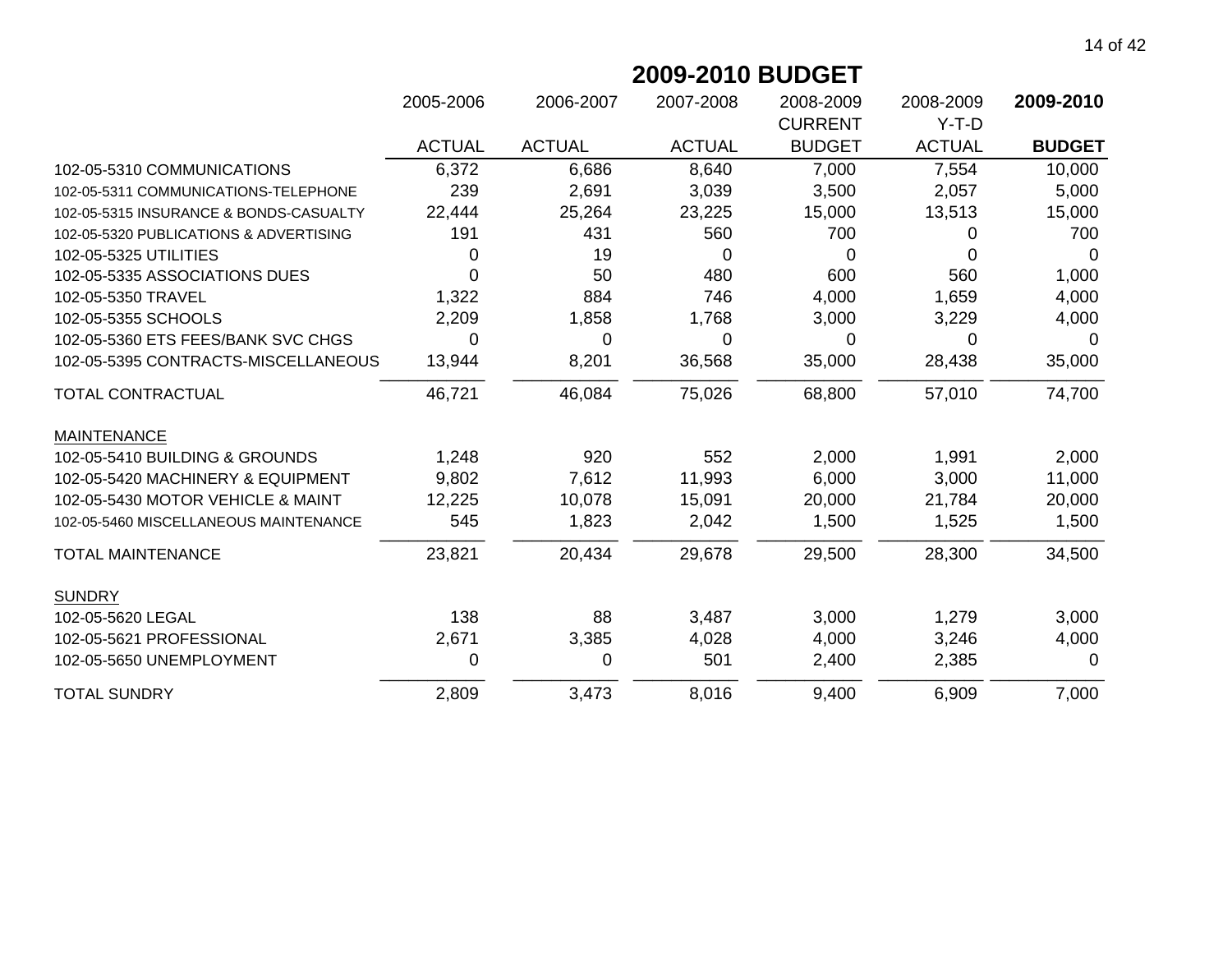## 2009-2010 BUDGET

| | 2005-2006 ACTUAL | 2006-2007 ACTUAL | 2007-2008 ACTUAL | 2008-2009 CURRENT BUDGET | 2008-2009 Y-T-D ACTUAL | **2009-2010 BUDGET** |
|---|---|---|---|---|---|---|
| 102-05-5310 COMMUNICATIONS | 6,372 | 6,686 | 8,640 | 7,000 | 7,554 | 10,000 |
| 102-05-5311 COMMUNICATIONS-TELEPHONE | 239 | 2,691 | 3,039 | 3,500 | 2,057 | 5,000 |
| 102-05-5315 INSURANCE & BONDS-CASUALTY | 22,444 | 25,264 | 23,225 | 15,000 | 13,513 | 15,000 |
| 102-05-5320 PUBLICATIONS & ADVERTISING | 191 | 431 | 560 | 700 | 0 | 700 |
| 102-05-5325 UTILITIES | 0 | 19 | 0 | 0 | 0 | 0 |
| 102-05-5335 ASSOCIATIONS DUES | 0 | 50 | 480 | 600 | 560 | 1,000 |
| 102-05-5350 TRAVEL | 1,322 | 884 | 746 | 4,000 | 1,659 | 4,000 |
| 102-05-5355 SCHOOLS | 2,209 | 1,858 | 1,768 | 3,000 | 3,229 | 4,000 |
| 102-05-5360 ETS FEES/BANK SVC CHGS | 0 | 0 | 0 | 0 | 0 | 0 |
| 102-05-5395 CONTRACTS-MISCELLANEOUS | 13,944 | 8,201 | 36,568 | 35,000 | 28,438 | 35,000 |
| TOTAL CONTRACTUAL | 46,721 | 46,084 | 75,026 | 68,800 | 57,010 | 74,700 |
| MAINTENANCE | | | | | | |
| 102-05-5410 BUILDING & GROUNDS | 1,248 | 920 | 552 | 2,000 | 1,991 | 2,000 |
| 102-05-5420 MACHINERY & EQUIPMENT | 9,802 | 7,612 | 11,993 | 6,000 | 3,000 | 11,000 |
| 102-05-5430 MOTOR VEHICLE & MAINT | 12,225 | 10,078 | 15,091 | 20,000 | 21,784 | 20,000 |
| 102-05-5460 MISCELLANEOUS MAINTENANCE | 545 | 1,823 | 2,042 | 1,500 | 1,525 | 1,500 |
| TOTAL MAINTENANCE | 23,821 | 20,434 | 29,678 | 29,500 | 28,300 | 34,500 |
| SUNDRY | | | | | | |
| 102-05-5620 LEGAL | 138 | 88 | 3,487 | 3,000 | 1,279 | 3,000 |
| 102-05-5621 PROFESSIONAL | 2,671 | 3,385 | 4,028 | 4,000 | 3,246 | 4,000 |
| 102-05-5650 UNEMPLOYMENT | 0 | 0 | 501 | 2,400 | 2,385 | 0 |
| TOTAL SUNDRY | 2,809 | 3,473 | 8,016 | 9,400 | 6,909 | 7,000 |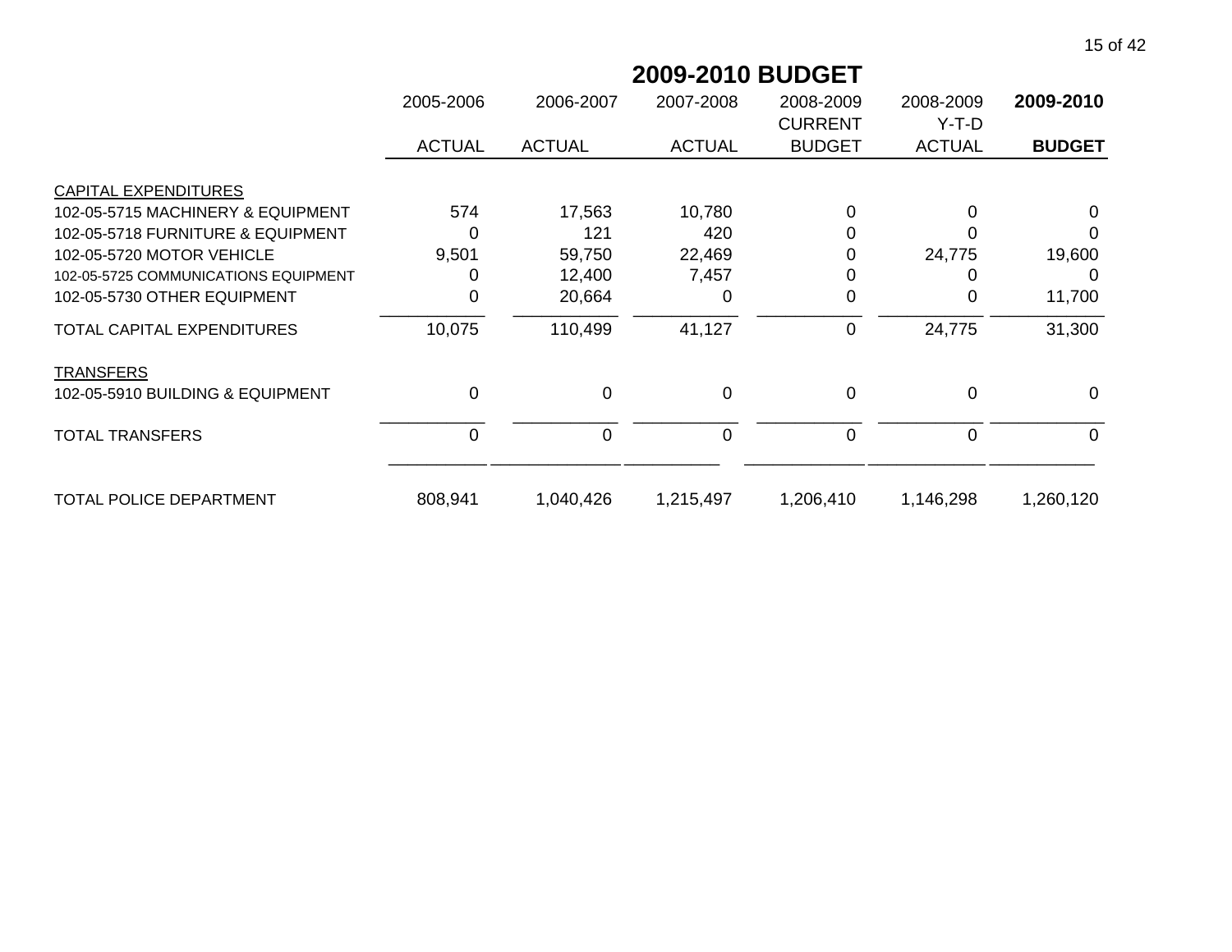## 2009-2010 BUDGET

| | 2005-2006 ACTUAL | 2006-2007 ACTUAL | 2007-2008 ACTUAL | 2008-2009 CURRENT BUDGET | 2008-2009 Y-T-D ACTUAL | **2009-2010 BUDGET** |
|---|---|---|---|---|---|---|
| CAPITAL EXPENDITURES | | | | | | |
| 102-05-5715 MACHINERY & EQUIPMENT | 574 | 17,563 | 10,780 | 0 | 0 | 0 |
| 102-05-5718 FURNITURE & EQUIPMENT | 0 | 121 | 420 | 0 | 0 | 0 |
| 102-05-5720 MOTOR VEHICLE | 9,501 | 59,750 | 22,469 | 0 | 24,775 | 19,600 |
| 102-05-5725 COMMUNICATIONS EQUIPMENT | 0 | 12,400 | 7,457 | 0 | 0 | 0 |
| 102-05-5730 OTHER EQUIPMENT | 0 | 20,664 | 0 | 0 | 0 | 11,700 |
| TOTAL CAPITAL EXPENDITURES | 10,075 | 110,499 | 41,127 | 0 | 24,775 | 31,300 |
| TRANSFERS | | | | | | |
| 102-05-5910 BUILDING & EQUIPMENT | 0 | 0 | 0 | 0 | 0 | 0 |
| TOTAL TRANSFERS | 0 | 0 | 0 | 0 | 0 | 0 |
| TOTAL POLICE DEPARTMENT | 808,941 | 1,040,426 | 1,215,497 | 1,206,410 | 1,146,298 | 1,260,120 |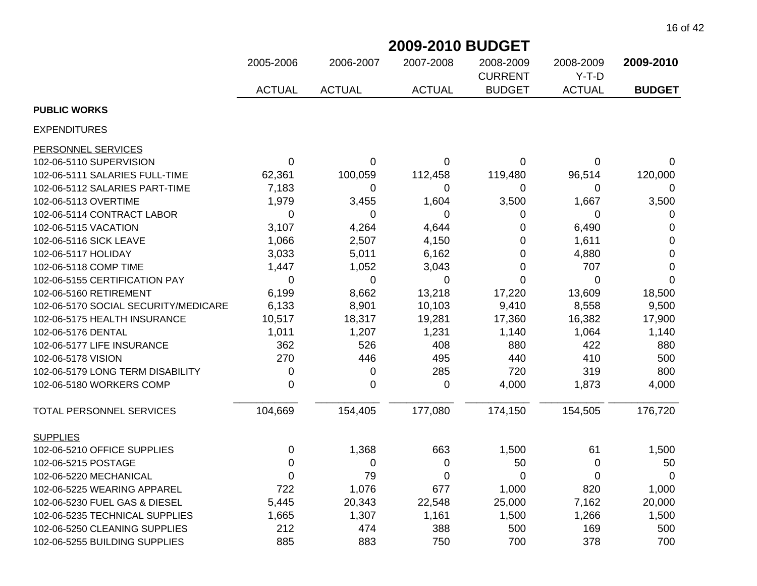# 2009-2010 BUDGET

| | 2005-2006 ACTUAL | 2006-2007 ACTUAL | 2007-2008 ACTUAL | 2008-2009 CURRENT BUDGET | 2008-2009 Y-T-D ACTUAL | **2009-2010 BUDGET** |
|---|---|---|---|---|---|---|
| **PUBLIC WORKS** | | | | | | |
| EXPENDITURES | | | | | | |
| PERSONNEL SERVICES | | | | | | |
| 102-06-5110 SUPERVISION | 0 | 0 | 0 | 0 | 0 | 0 |
| 102-06-5111 SALARIES FULL-TIME | 62,361 | 100,059 | 112,458 | 119,480 | 96,514 | 120,000 |
| 102-06-5112 SALARIES PART-TIME | 7,183 | 0 | 0 | 0 | 0 | 0 |
| 102-06-5113 OVERTIME | 1,979 | 3,455 | 1,604 | 3,500 | 1,667 | 3,500 |
| 102-06-5114 CONTRACT LABOR | 0 | 0 | 0 | 0 | 0 | 0 |
| 102-06-5115 VACATION | 3,107 | 4,264 | 4,644 | 0 | 6,490 | 0 |
| 102-06-5116 SICK LEAVE | 1,066 | 2,507 | 4,150 | 0 | 1,611 | 0 |
| 102-06-5117 HOLIDAY | 3,033 | 5,011 | 6,162 | 0 | 4,880 | 0 |
| 102-06-5118 COMP TIME | 1,447 | 1,052 | 3,043 | 0 | 707 | 0 |
| 102-06-5155 CERTIFICATION PAY | 0 | 0 | 0 | 0 | 0 | 0 |
| 102-06-5160 RETIREMENT | 6,199 | 8,662 | 13,218 | 17,220 | 13,609 | 18,500 |
| 102-06-5170 SOCIAL SECURITY/MEDICARE | 6,133 | 8,901 | 10,103 | 9,410 | 8,558 | 9,500 |
| 102-06-5175 HEALTH INSURANCE | 10,517 | 18,317 | 19,281 | 17,360 | 16,382 | 17,900 |
| 102-06-5176 DENTAL | 1,011 | 1,207 | 1,231 | 1,140 | 1,064 | 1,140 |
| 102-06-5177 LIFE INSURANCE | 362 | 526 | 408 | 880 | 422 | 880 |
| 102-06-5178 VISION | 270 | 446 | 495 | 440 | 410 | 500 |
| 102-06-5179 LONG TERM DISABILITY | 0 | 0 | 285 | 720 | 319 | 800 |
| 102-06-5180 WORKERS COMP | 0 | 0 | 0 | 4,000 | 1,873 | 4,000 |
| TOTAL PERSONNEL SERVICES | 104,669 | 154,405 | 177,080 | 174,150 | 154,505 | 176,720 |
| SUPPLIES | | | | | | |
| 102-06-5210 OFFICE SUPPLIES | 0 | 1,368 | 663 | 1,500 | 61 | 1,500 |
| 102-06-5215 POSTAGE | 0 | 0 | 0 | 50 | 0 | 50 |
| 102-06-5220 MECHANICAL | 0 | 79 | 0 | 0 | 0 | 0 |
| 102-06-5225 WEARING APPAREL | 722 | 1,076 | 677 | 1,000 | 820 | 1,000 |
| 102-06-5230 FUEL GAS & DIESEL | 5,445 | 20,343 | 22,548 | 25,000 | 7,162 | 20,000 |
| 102-06-5235 TECHNICAL SUPPLIES | 1,665 | 1,307 | 1,161 | 1,500 | 1,266 | 1,500 |
| 102-06-5250 CLEANING SUPPLIES | 212 | 474 | 388 | 500 | 169 | 500 |
| 102-06-5255 BUILDING SUPPLIES | 885 | 883 | 750 | 700 | 378 | 700 |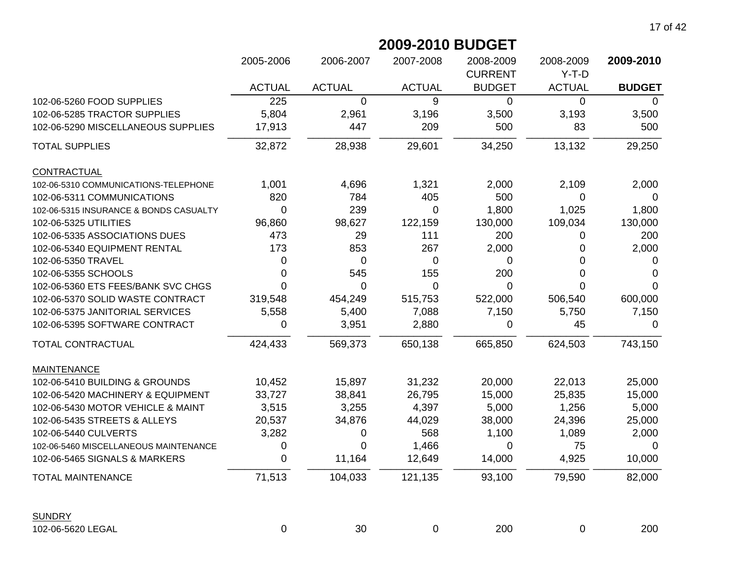# 2009-2010 BUDGET

| | 2005-2006 ACTUAL | 2006-2007 ACTUAL | 2007-2008 ACTUAL | 2008-2009 CURRENT BUDGET | 2008-2009 Y-T-D ACTUAL | **2009-2010 BUDGET** |
|---|---|---|---|---|---|---|
| 102-06-5260 FOOD SUPPLIES | 225 | 0 | 9 | 0 | 0 | 0 |
| 102-06-5285 TRACTOR SUPPLIES | 5,804 | 2,961 | 3,196 | 3,500 | 3,193 | 3,500 |
| 102-06-5290 MISCELLANEOUS SUPPLIES | 17,913 | 447 | 209 | 500 | 83 | 500 |
| TOTAL SUPPLIES | 32,872 | 28,938 | 29,601 | 34,250 | 13,132 | 29,250 |
| CONTRACTUAL | | | | | | |
| 102-06-5310 COMMUNICATIONS-TELEPHONE | 1,001 | 4,696 | 1,321 | 2,000 | 2,109 | 2,000 |
| 102-06-5311 COMMUNICATIONS | 820 | 784 | 405 | 500 | 0 | 0 |
| 102-06-5315 INSURANCE & BONDS CASUALTY | 0 | 239 | 0 | 1,800 | 1,025 | 1,800 |
| 102-06-5325 UTILITIES | 96,860 | 98,627 | 122,159 | 130,000 | 109,034 | 130,000 |
| 102-06-5335 ASSOCIATIONS DUES | 473 | 29 | 111 | 200 | 0 | 200 |
| 102-06-5340 EQUIPMENT RENTAL | 173 | 853 | 267 | 2,000 | 0 | 2,000 |
| 102-06-5350 TRAVEL | 0 | 0 | 0 | 0 | 0 | 0 |
| 102-06-5355 SCHOOLS | 0 | 545 | 155 | 200 | 0 | 0 |
| 102-06-5360 ETS FEES/BANK SVC CHGS | 0 | 0 | 0 | 0 | 0 | 0 |
| 102-06-5370 SOLID WASTE CONTRACT | 319,548 | 454,249 | 515,753 | 522,000 | 506,540 | 600,000 |
| 102-06-5375 JANITORIAL SERVICES | 5,558 | 5,400 | 7,088 | 7,150 | 5,750 | 7,150 |
| 102-06-5395 SOFTWARE CONTRACT | 0 | 3,951 | 2,880 | 0 | 45 | 0 |
| TOTAL CONTRACTUAL | 424,433 | 569,373 | 650,138 | 665,850 | 624,503 | 743,150 |
| MAINTENANCE | | | | | | |
| 102-06-5410 BUILDING & GROUNDS | 10,452 | 15,897 | 31,232 | 20,000 | 22,013 | 25,000 |
| 102-06-5420 MACHINERY & EQUIPMENT | 33,727 | 38,841 | 26,795 | 15,000 | 25,835 | 15,000 |
| 102-06-5430 MOTOR VEHICLE & MAINT | 3,515 | 3,255 | 4,397 | 5,000 | 1,256 | 5,000 |
| 102-06-5435 STREETS & ALLEYS | 20,537 | 34,876 | 44,029 | 38,000 | 24,396 | 25,000 |
| 102-06-5440 CULVERTS | 3,282 | 0 | 568 | 1,100 | 1,089 | 2,000 |
| 102-06-5460 MISCELLANEOUS MAINTENANCE | 0 | 0 | 1,466 | 0 | 75 | 0 |
| 102-06-5465 SIGNALS & MARKERS | 0 | 11,164 | 12,649 | 14,000 | 4,925 | 10,000 |
| TOTAL MAINTENANCE | 71,513 | 104,033 | 121,135 | 93,100 | 79,590 | 82,000 |
| SUNDRY | | | | | | |
| 102-06-5620 LEGAL | 0 | 30 | 0 | 200 | 0 | 200 |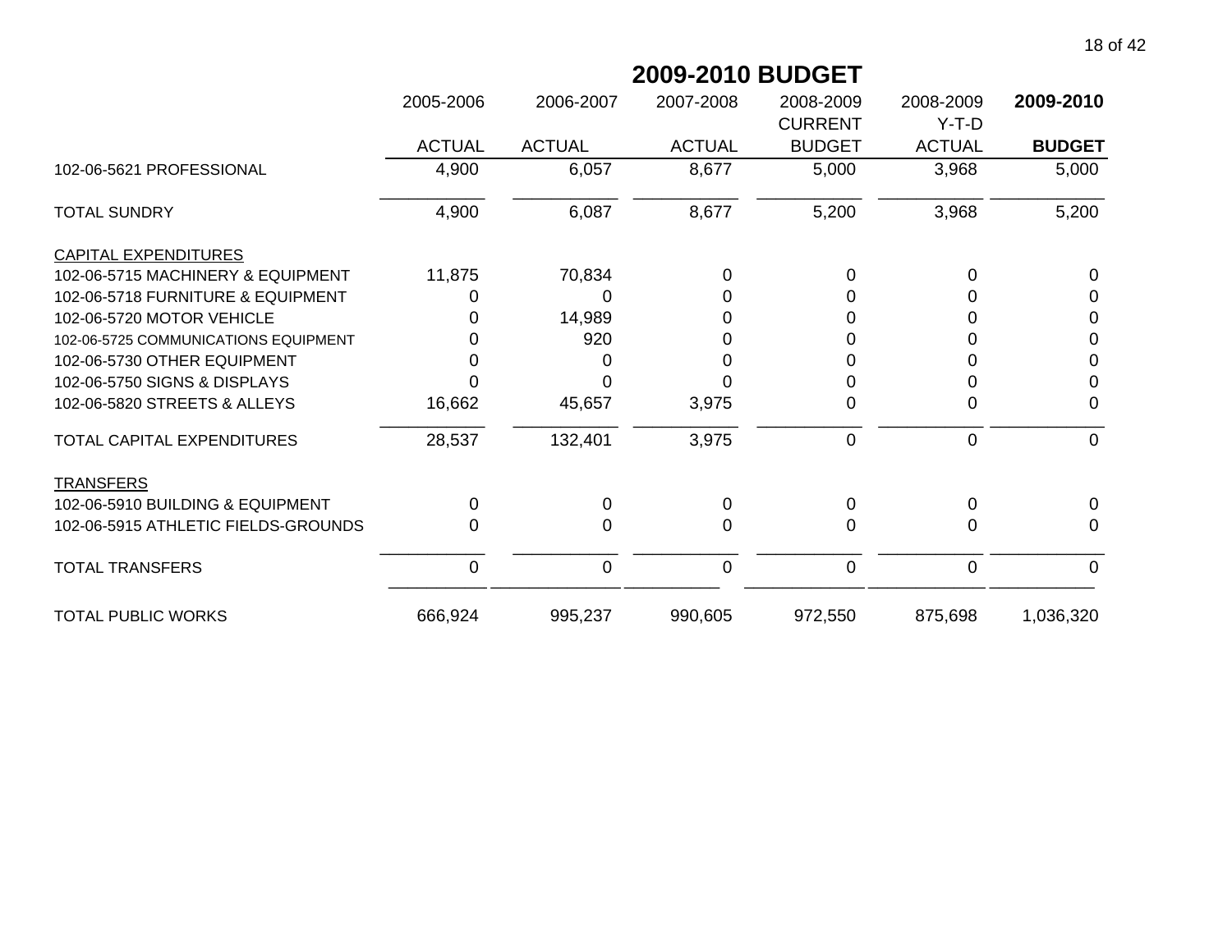## 2009-2010 BUDGET

| | 2005-2006 ACTUAL | 2006-2007 ACTUAL | 2007-2008 ACTUAL | 2008-2009 CURRENT BUDGET | 2008-2009 Y-T-D ACTUAL | **2009-2010 BUDGET** |
|---|---|---|---|---|---|---|
| 102-06-5621 PROFESSIONAL | 4,900 | 6,057 | 8,677 | 5,000 | 3,968 | 5,000 |
| TOTAL SUNDRY | 4,900 | 6,087 | 8,677 | 5,200 | 3,968 | 5,200 |
| CAPITAL EXPENDITURES | | | | | | |
| 102-06-5715 MACHINERY & EQUIPMENT | 11,875 | 70,834 | 0 | 0 | 0 | 0 |
| 102-06-5718 FURNITURE & EQUIPMENT | 0 | 0 | 0 | 0 | 0 | 0 |
| 102-06-5720 MOTOR VEHICLE | 0 | 14,989 | 0 | 0 | 0 | 0 |
| 102-06-5725 COMMUNICATIONS EQUIPMENT | 0 | 920 | 0 | 0 | 0 | 0 |
| 102-06-5730 OTHER EQUIPMENT | 0 | 0 | 0 | 0 | 0 | 0 |
| 102-06-5750 SIGNS & DISPLAYS | 0 | 0 | 0 | 0 | 0 | 0 |
| 102-06-5820 STREETS & ALLEYS | 16,662 | 45,657 | 3,975 | 0 | 0 | 0 |
| TOTAL CAPITAL EXPENDITURES | 28,537 | 132,401 | 3,975 | 0 | 0 | 0 |
| TRANSFERS | | | | | | |
| 102-06-5910 BUILDING & EQUIPMENT | 0 | 0 | 0 | 0 | 0 | 0 |
| 102-06-5915 ATHLETIC FIELDS-GROUNDS | 0 | 0 | 0 | 0 | 0 | 0 |
| TOTAL TRANSFERS | 0 | 0 | 0 | 0 | 0 | 0 |
| TOTAL PUBLIC WORKS | 666,924 | 995,237 | 990,605 | 972,550 | 875,698 | 1,036,320 |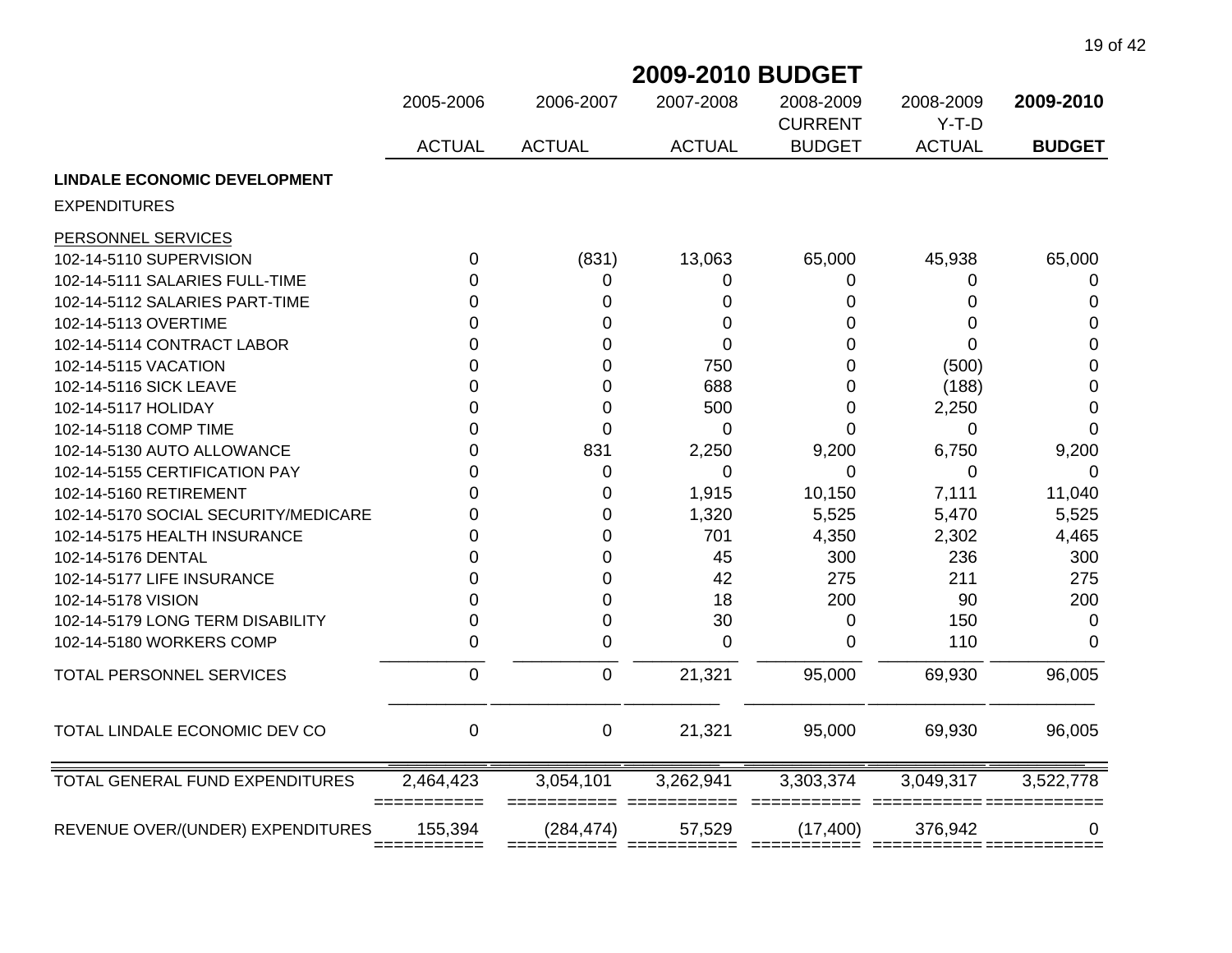# 2009-2010 BUDGET

| | 2005-2006 ACTUAL | 2006-2007 ACTUAL | 2007-2008 ACTUAL | 2008-2009 CURRENT BUDGET | 2008-2009 Y-T-D ACTUAL | **2009-2010 BUDGET** |
|---|---|---|---|---|---|---|
| **LINDALE ECONOMIC DEVELOPMENT** | | | | | | |
| EXPENDITURES | | | | | | |
| PERSONNEL SERVICES | | | | | | |
| 102-14-5110 SUPERVISION | 0 | (831) | 13,063 | 65,000 | 45,938 | 65,000 |
| 102-14-5111 SALARIES FULL-TIME | 0 | 0 | 0 | 0 | 0 | 0 |
| 102-14-5112 SALARIES PART-TIME | 0 | 0 | 0 | 0 | 0 | 0 |
| 102-14-5113 OVERTIME | 0 | 0 | 0 | 0 | 0 | 0 |
| 102-14-5114 CONTRACT LABOR | 0 | 0 | 0 | 0 | 0 | 0 |
| 102-14-5115 VACATION | 0 | 0 | 750 | 0 | (500) | 0 |
| 102-14-5116 SICK LEAVE | 0 | 0 | 688 | 0 | (188) | 0 |
| 102-14-5117 HOLIDAY | 0 | 0 | 500 | 0 | 2,250 | 0 |
| 102-14-5118 COMP TIME | 0 | 0 | 0 | 0 | 0 | 0 |
| 102-14-5130 AUTO ALLOWANCE | 0 | 831 | 2,250 | 9,200 | 6,750 | 9,200 |
| 102-14-5155 CERTIFICATION PAY | 0 | 0 | 0 | 0 | 0 | 0 |
| 102-14-5160 RETIREMENT | 0 | 0 | 1,915 | 10,150 | 7,111 | 11,040 |
| 102-14-5170 SOCIAL SECURITY/MEDICARE | 0 | 0 | 1,320 | 5,525 | 5,470 | 5,525 |
| 102-14-5175 HEALTH INSURANCE | 0 | 0 | 701 | 4,350 | 2,302 | 4,465 |
| 102-14-5176 DENTAL | 0 | 0 | 45 | 300 | 236 | 300 |
| 102-14-5177 LIFE INSURANCE | 0 | 0 | 42 | 275 | 211 | 275 |
| 102-14-5178 VISION | 0 | 0 | 18 | 200 | 90 | 200 |
| 102-14-5179 LONG TERM DISABILITY | 0 | 0 | 30 | 0 | 150 | 0 |
| 102-14-5180 WORKERS COMP | 0 | 0 | 0 | 0 | 110 | 0 |
| TOTAL PERSONNEL SERVICES | 0 | 0 | 21,321 | 95,000 | 69,930 | 96,005 |
| TOTAL LINDALE ECONOMIC DEV CO | 0 | 0 | 21,321 | 95,000 | 69,930 | 96,005 |
| TOTAL GENERAL FUND EXPENDITURES | 2,464,423 | 3,054,101 | 3,262,941 | 3,303,374 | 3,049,317 | 3,522,778 |
| REVENUE OVER/(UNDER) EXPENDITURES | 155,394 | (284,474) | 57,529 | (17,400) | 376,942 | 0 |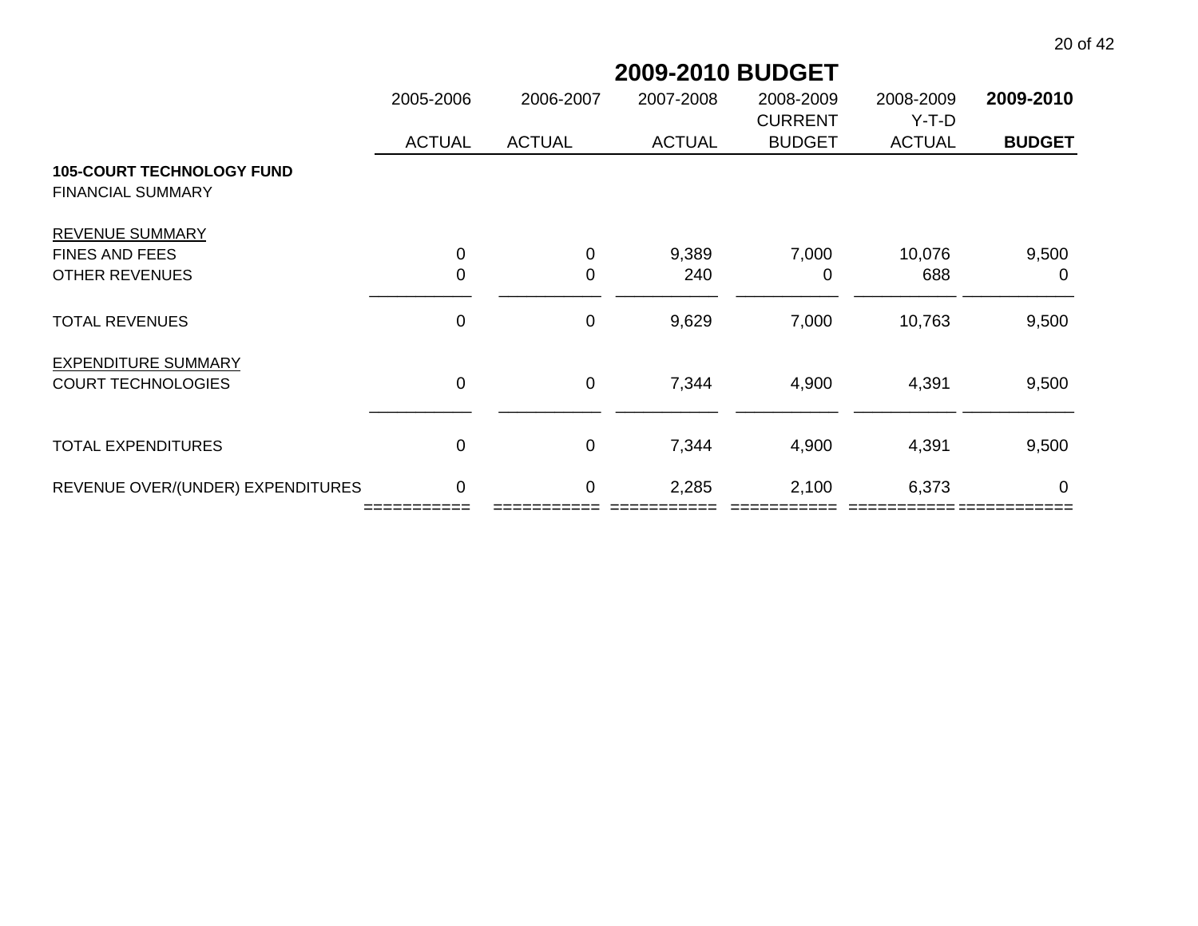## 2009-2010 BUDGET

| | 2005-2006 ACTUAL | 2006-2007 ACTUAL | 2007-2008 ACTUAL | 2008-2009 CURRENT BUDGET | 2008-2009 Y-T-D ACTUAL | **2009-2010 BUDGET** |
|---|---|---|---|---|---|---|
| **105-COURT TECHNOLOGY FUND** | | | | | | |
| FINANCIAL SUMMARY | | | | | | |
| REVENUE SUMMARY | | | | | | |
| FINES AND FEES | 0 | 0 | 9,389 | 7,000 | 10,076 | 9,500 |
| OTHER REVENUES | 0 | 0 | 240 | 0 | 688 | 0 |
| TOTAL REVENUES | 0 | 0 | 9,629 | 7,000 | 10,763 | 9,500 |
| EXPENDITURE SUMMARY | | | | | | |
| COURT TECHNOLOGIES | 0 | 0 | 7,344 | 4,900 | 4,391 | 9,500 |
| TOTAL EXPENDITURES | 0 | 0 | 7,344 | 4,900 | 4,391 | 9,500 |
| REVENUE OVER/(UNDER) EXPENDITURES | 0 | 0 | 2,285 | 2,100 | 6,373 | 0 |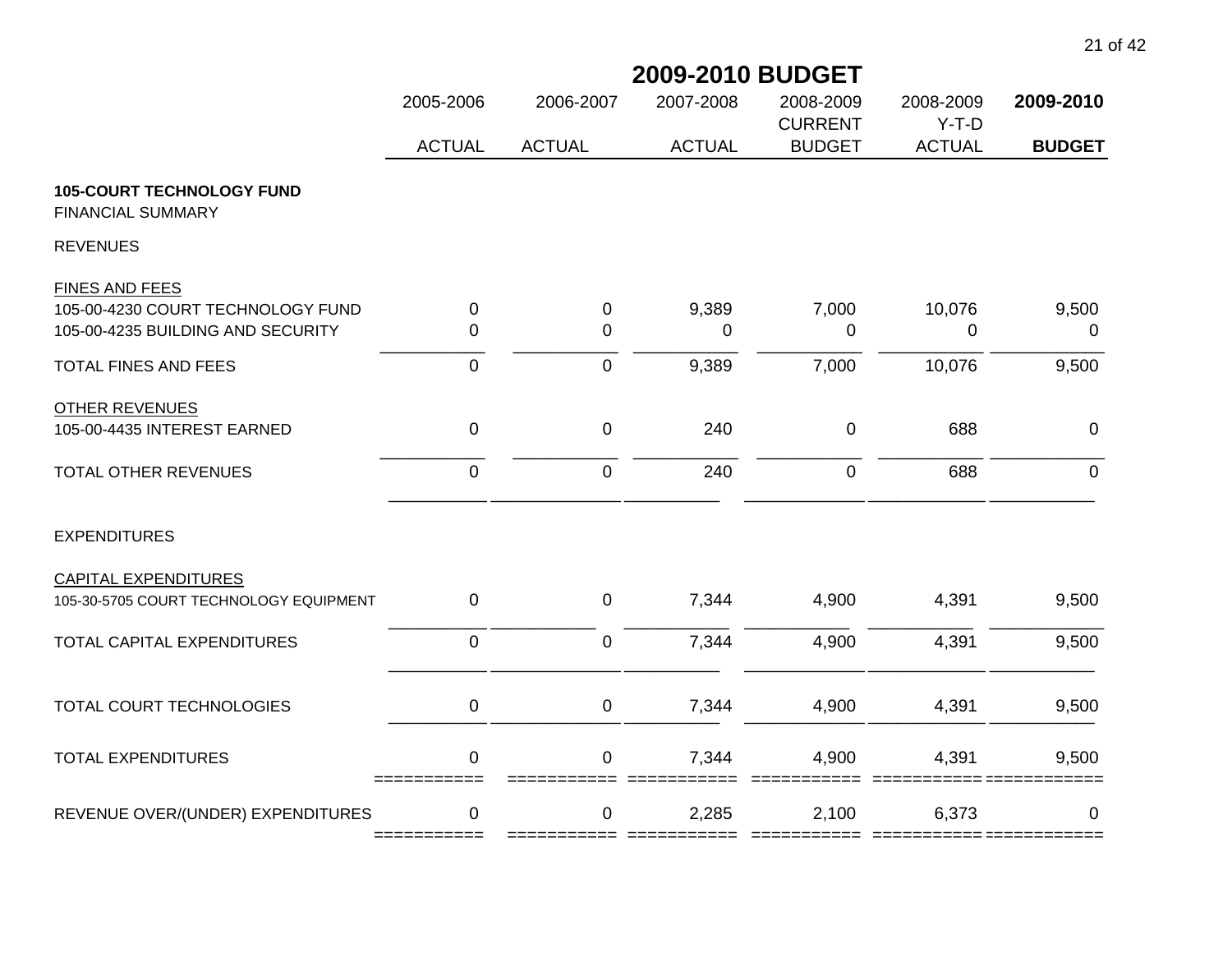# 2009-2010 BUDGET

| | 2005-2006 ACTUAL | 2006-2007 ACTUAL | 2007-2008 ACTUAL | 2008-2009 CURRENT BUDGET | 2008-2009 Y-T-D ACTUAL | **2009-2010 BUDGET** |
|---|---|---|---|---|---|---|
| **105-COURT TECHNOLOGY FUND** | | | | | | |
| FINANCIAL SUMMARY | | | | | | |
| REVENUES | | | | | | |
| FINES AND FEES | | | | | | |
| 105-00-4230 COURT TECHNOLOGY FUND | 0 | 0 | 9,389 | 7,000 | 10,076 | 9,500 |
| 105-00-4235 BUILDING AND SECURITY | 0 | 0 | 0 | 0 | 0 | 0 |
| TOTAL FINES AND FEES | 0 | 0 | 9,389 | 7,000 | 10,076 | 9,500 |
| OTHER REVENUES | | | | | | |
| 105-00-4435 INTEREST EARNED | 0 | 0 | 240 | 0 | 688 | 0 |
| TOTAL OTHER REVENUES | 0 | 0 | 240 | 0 | 688 | 0 |
| EXPENDITURES | | | | | | |
| CAPITAL EXPENDITURES | | | | | | |
| 105-30-5705 COURT TECHNOLOGY EQUIPMENT | 0 | 0 | 7,344 | 4,900 | 4,391 | 9,500 |
| TOTAL CAPITAL EXPENDITURES | 0 | 0 | 7,344 | 4,900 | 4,391 | 9,500 |
| TOTAL COURT TECHNOLOGIES | 0 | 0 | 7,344 | 4,900 | 4,391 | 9,500 |
| TOTAL EXPENDITURES | 0 | 0 | 7,344 | 4,900 | 4,391 | 9,500 |
| REVENUE OVER/(UNDER) EXPENDITURES | 0 | 0 | 2,285 | 2,100 | 6,373 | 0 |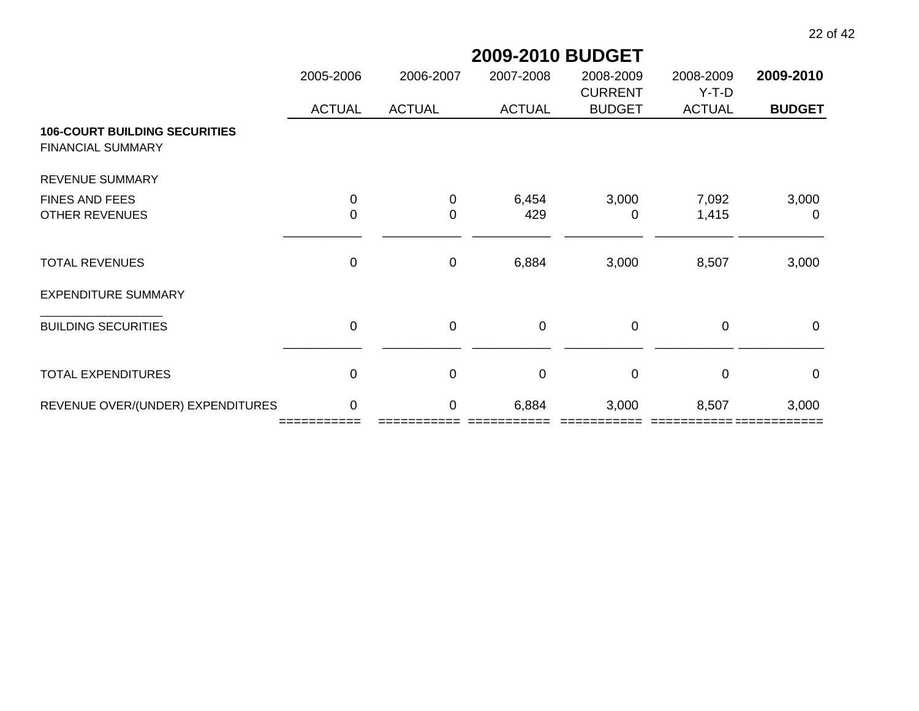# 2009-2010 BUDGET

| | 2005-2006 ACTUAL | 2006-2007 ACTUAL | 2007-2008 ACTUAL | 2008-2009 CURRENT BUDGET | 2008-2009 Y-T-D ACTUAL | **2009-2010 BUDGET** |
|---|---|---|---|---|---|---|
| **106-COURT BUILDING SECURITIES** | | | | | | |
| FINANCIAL SUMMARY | | | | | | |
| REVENUE SUMMARY | | | | | | |
| FINES AND FEES | 0 | 0 | 6,454 | 3,000 | 7,092 | 3,000 |
| OTHER REVENUES | 0 | 0 | 429 | 0 | 1,415 | 0 |
| TOTAL REVENUES | 0 | 0 | 6,884 | 3,000 | 8,507 | 3,000 |
| EXPENDITURE SUMMARY | | | | | | |
| BUILDING SECURITIES | 0 | 0 | 0 | 0 | 0 | 0 |
| TOTAL EXPENDITURES | 0 | 0 | 0 | 0 | 0 | 0 |
| REVENUE OVER/(UNDER) EXPENDITURES | 0 | 0 | 6,884 | 3,000 | 8,507 | 3,000 |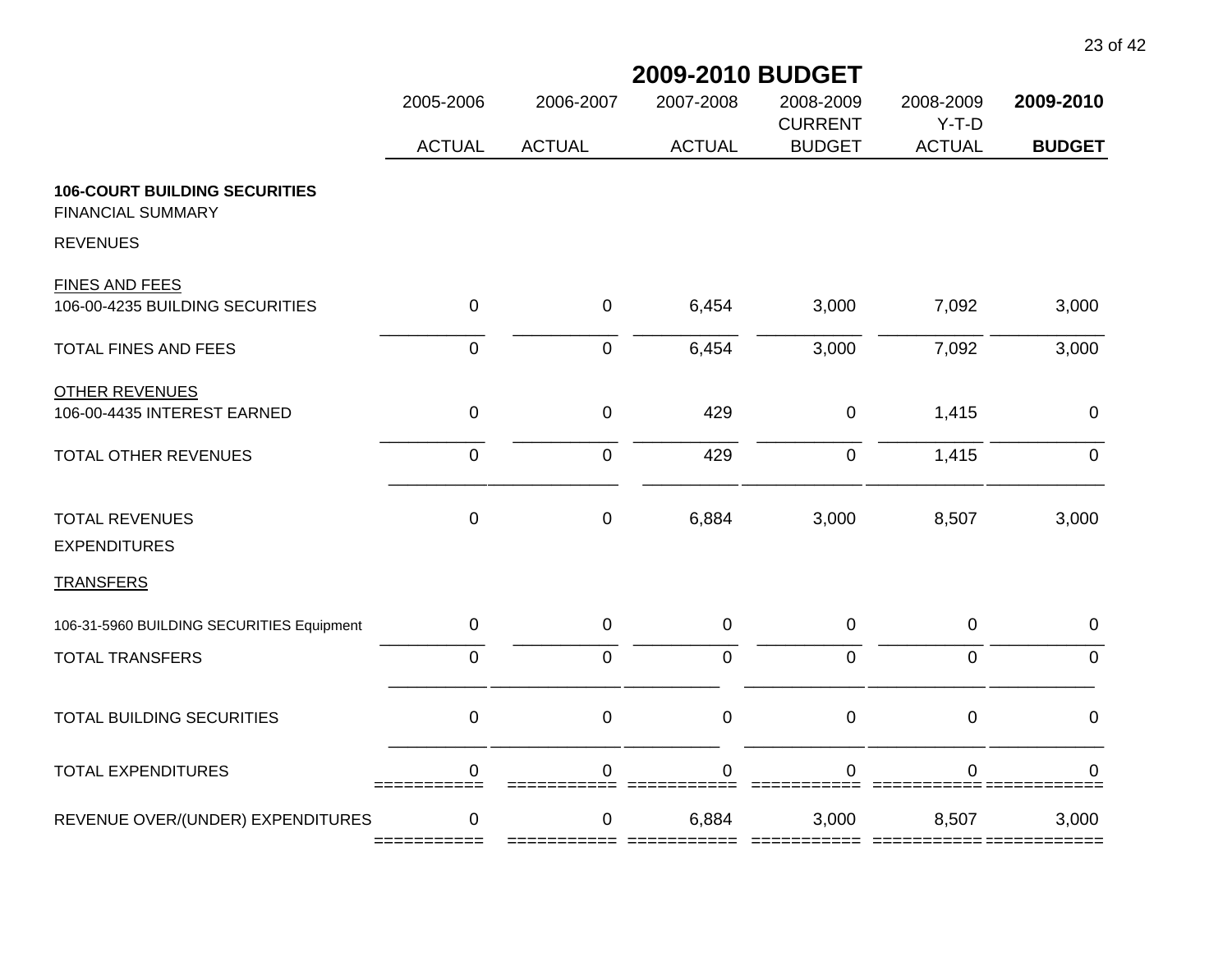# 2009-2010 BUDGET

| | 2005-2006 ACTUAL | 2006-2007 ACTUAL | 2007-2008 ACTUAL | 2008-2009 CURRENT BUDGET | 2008-2009 Y-T-D ACTUAL | **2009-2010 BUDGET** |
|---|---|---|---|---|---|---|
| **106-COURT BUILDING SECURITIES** | | | | | | |
| FINANCIAL SUMMARY | | | | | | |
| REVENUES | | | | | | |
| FINES AND FEES | | | | | | |
| 106-00-4235 BUILDING SECURITIES | 0 | 0 | 6,454 | 3,000 | 7,092 | 3,000 |
| TOTAL FINES AND FEES | 0 | 0 | 6,454 | 3,000 | 7,092 | 3,000 |
| OTHER REVENUES | | | | | | |
| 106-00-4435 INTEREST EARNED | 0 | 0 | 429 | 0 | 1,415 | 0 |
| TOTAL OTHER REVENUES | 0 | 0 | 429 | 0 | 1,415 | 0 |
| TOTAL REVENUES | 0 | 0 | 6,884 | 3,000 | 8,507 | 3,000 |
| EXPENDITURES | | | | | | |
| TRANSFERS | | | | | | |
| 106-31-5960 BUILDING SECURITIES Equipment | 0 | 0 | 0 | 0 | 0 | 0 |
| TOTAL TRANSFERS | 0 | 0 | 0 | 0 | 0 | 0 |
| TOTAL BUILDING SECURITIES | 0 | 0 | 0 | 0 | 0 | 0 |
| TOTAL EXPENDITURES | 0 | 0 | 0 | 0 | 0 | 0 |
| REVENUE OVER/(UNDER) EXPENDITURES | 0 | 0 | 6,884 | 3,000 | 8,507 | 3,000 |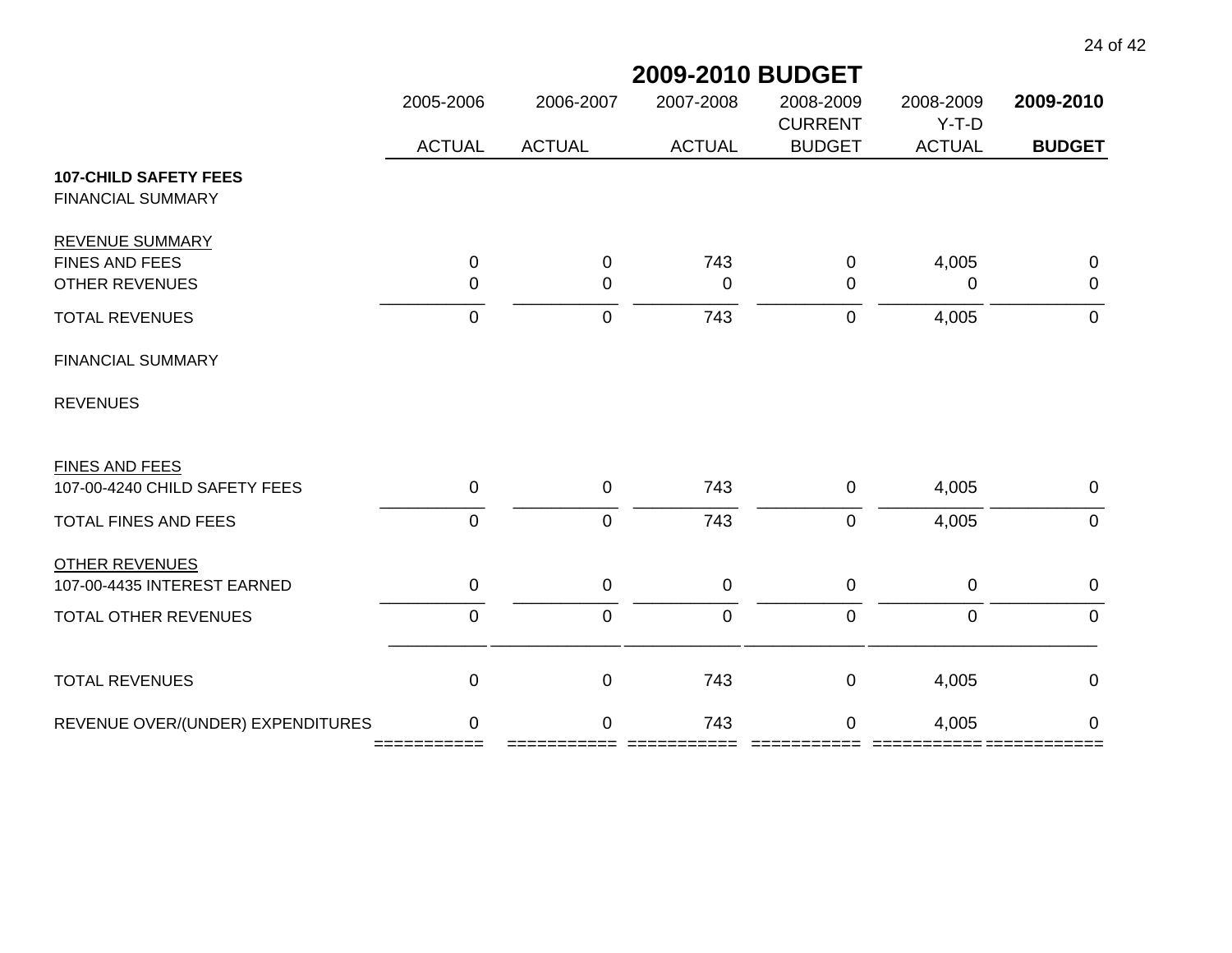## 2009-2010 BUDGET

| | 2005-2006 ACTUAL | 2006-2007 ACTUAL | 2007-2008 ACTUAL | 2008-2009 CURRENT BUDGET | 2008-2009 Y-T-D ACTUAL | **2009-2010 BUDGET** |
|---|---|---|---|---|---|---|
| **107-CHILD SAFETY FEES** | | | | | | |
| FINANCIAL SUMMARY | | | | | | |
| REVENUE SUMMARY | | | | | | |
| FINES AND FEES | 0 | 0 | 743 | 0 | 4,005 | 0 |
| OTHER REVENUES | 0 | 0 | 0 | 0 | 0 | 0 |
| TOTAL REVENUES | 0 | 0 | 743 | 0 | 4,005 | 0 |
| FINANCIAL SUMMARY | | | | | | |
| REVENUES | | | | | | |
| FINES AND FEES | | | | | | |
| 107-00-4240 CHILD SAFETY FEES | 0 | 0 | 743 | 0 | 4,005 | 0 |
| TOTAL FINES AND FEES | 0 | 0 | 743 | 0 | 4,005 | 0 |
| OTHER REVENUES | | | | | | |
| 107-00-4435 INTEREST EARNED | 0 | 0 | 0 | 0 | 0 | 0 |
| TOTAL OTHER REVENUES | 0 | 0 | 0 | 0 | 0 | 0 |
| TOTAL REVENUES | 0 | 0 | 743 | 0 | 4,005 | 0 |
| REVENUE OVER/(UNDER) EXPENDITURES | 0 | 0 | 743 | 0 | 4,005 | 0 |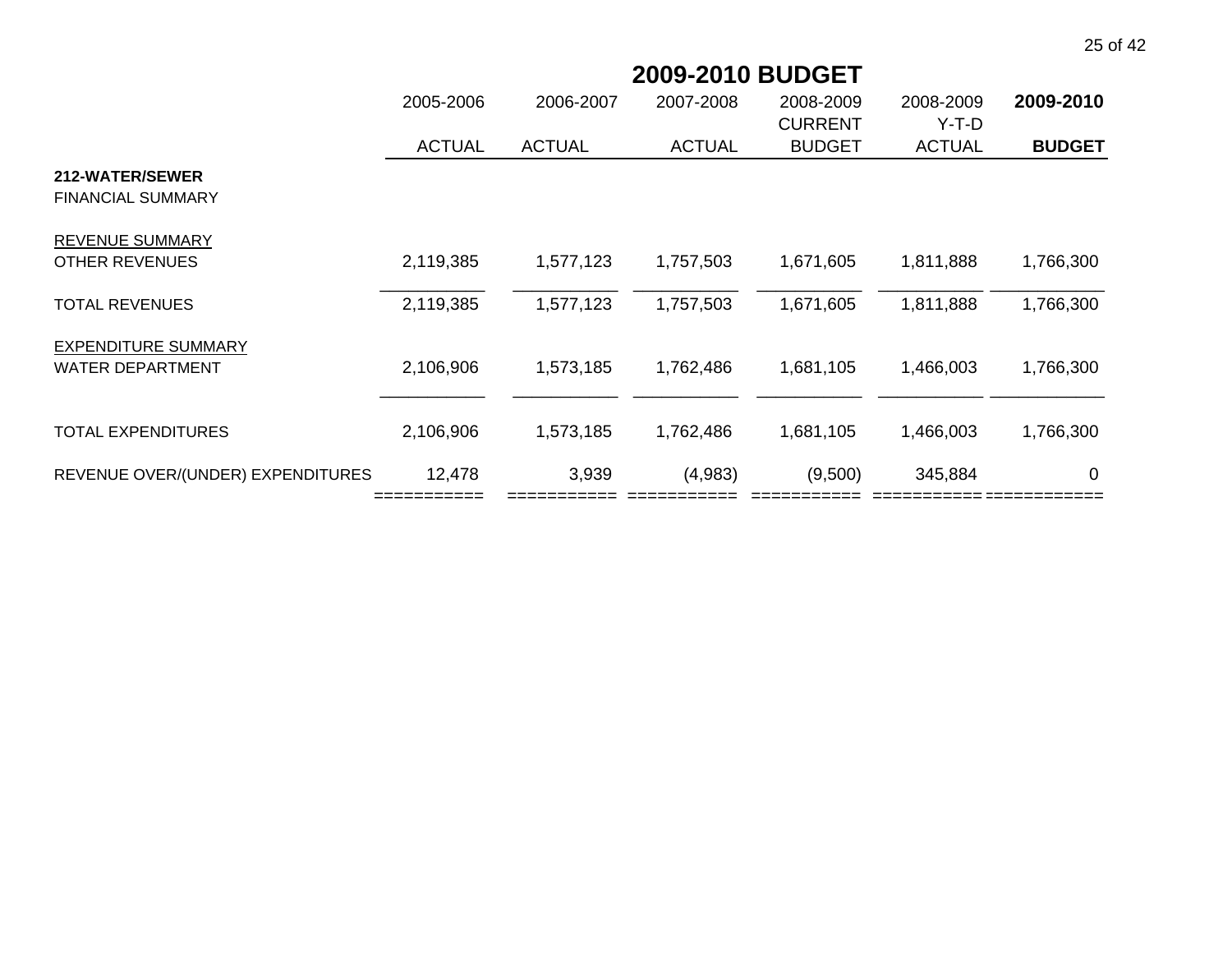# 2009-2010 BUDGET

| | 2005-2006 ACTUAL | 2006-2007 ACTUAL | 2007-2008 ACTUAL | 2008-2009 CURRENT BUDGET | 2008-2009 Y-T-D ACTUAL | **2009-2010 BUDGET** |
|---|---|---|---|---|---|---|
| **212-WATER/SEWER** | | | | | | |
| FINANCIAL SUMMARY | | | | | | |
| REVENUE SUMMARY | | | | | | |
| OTHER REVENUES | 2,119,385 | 1,577,123 | 1,757,503 | 1,671,605 | 1,811,888 | 1,766,300 |
| TOTAL REVENUES | 2,119,385 | 1,577,123 | 1,757,503 | 1,671,605 | 1,811,888 | 1,766,300 |
| EXPENDITURE SUMMARY | | | | | | |
| WATER DEPARTMENT | 2,106,906 | 1,573,185 | 1,762,486 | 1,681,105 | 1,466,003 | 1,766,300 |
| TOTAL EXPENDITURES | 2,106,906 | 1,573,185 | 1,762,486 | 1,681,105 | 1,466,003 | 1,766,300 |
| REVENUE OVER/(UNDER) EXPENDITURES | 12,478 | 3,939 | (4,983) | (9,500) | 345,884 | 0 |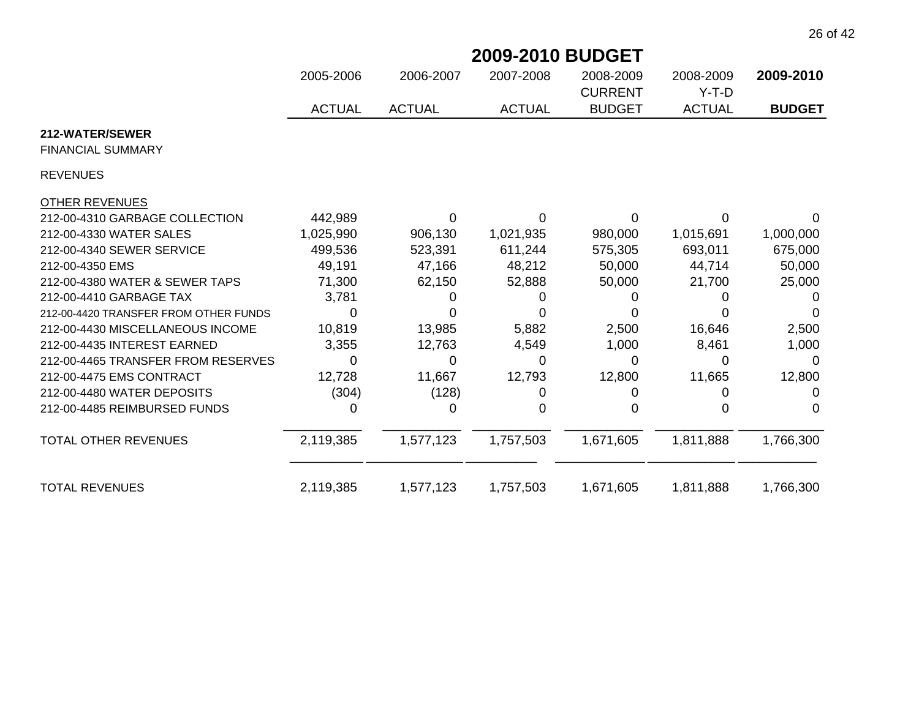# 2009-2010 BUDGET

| | 2005-2006 ACTUAL | 2006-2007 ACTUAL | 2007-2008 ACTUAL | 2008-2009 CURRENT BUDGET | 2008-2009 Y-T-D ACTUAL | **2009-2010 BUDGET** |
|---|---|---|---|---|---|---|
| **212-WATER/SEWER** | | | | | | |
| FINANCIAL SUMMARY | | | | | | |
| REVENUES | | | | | | |
| OTHER REVENUES | | | | | | |
| 212-00-4310 GARBAGE COLLECTION | 442,989 | 0 | 0 | 0 | 0 | 0 |
| 212-00-4330 WATER SALES | 1,025,990 | 906,130 | 1,021,935 | 980,000 | 1,015,691 | 1,000,000 |
| 212-00-4340 SEWER SERVICE | 499,536 | 523,391 | 611,244 | 575,305 | 693,011 | 675,000 |
| 212-00-4350 EMS | 49,191 | 47,166 | 48,212 | 50,000 | 44,714 | 50,000 |
| 212-00-4380 WATER & SEWER TAPS | 71,300 | 62,150 | 52,888 | 50,000 | 21,700 | 25,000 |
| 212-00-4410 GARBAGE TAX | 3,781 | 0 | 0 | 0 | 0 | 0 |
| 212-00-4420 TRANSFER FROM OTHER FUNDS | 0 | 0 | 0 | 0 | 0 | 0 |
| 212-00-4430 MISCELLANEOUS INCOME | 10,819 | 13,985 | 5,882 | 2,500 | 16,646 | 2,500 |
| 212-00-4435 INTEREST EARNED | 3,355 | 12,763 | 4,549 | 1,000 | 8,461 | 1,000 |
| 212-00-4465 TRANSFER FROM RESERVES | 0 | 0 | 0 | 0 | 0 | 0 |
| 212-00-4475 EMS CONTRACT | 12,728 | 11,667 | 12,793 | 12,800 | 11,665 | 12,800 |
| 212-00-4480 WATER DEPOSITS | (304) | (128) | 0 | 0 | 0 | 0 |
| 212-00-4485 REIMBURSED FUNDS | 0 | 0 | 0 | 0 | 0 | 0 |
| TOTAL OTHER REVENUES | 2,119,385 | 1,577,123 | 1,757,503 | 1,671,605 | 1,811,888 | 1,766,300 |
| TOTAL REVENUES | 2,119,385 | 1,577,123 | 1,757,503 | 1,671,605 | 1,811,888 | 1,766,300 |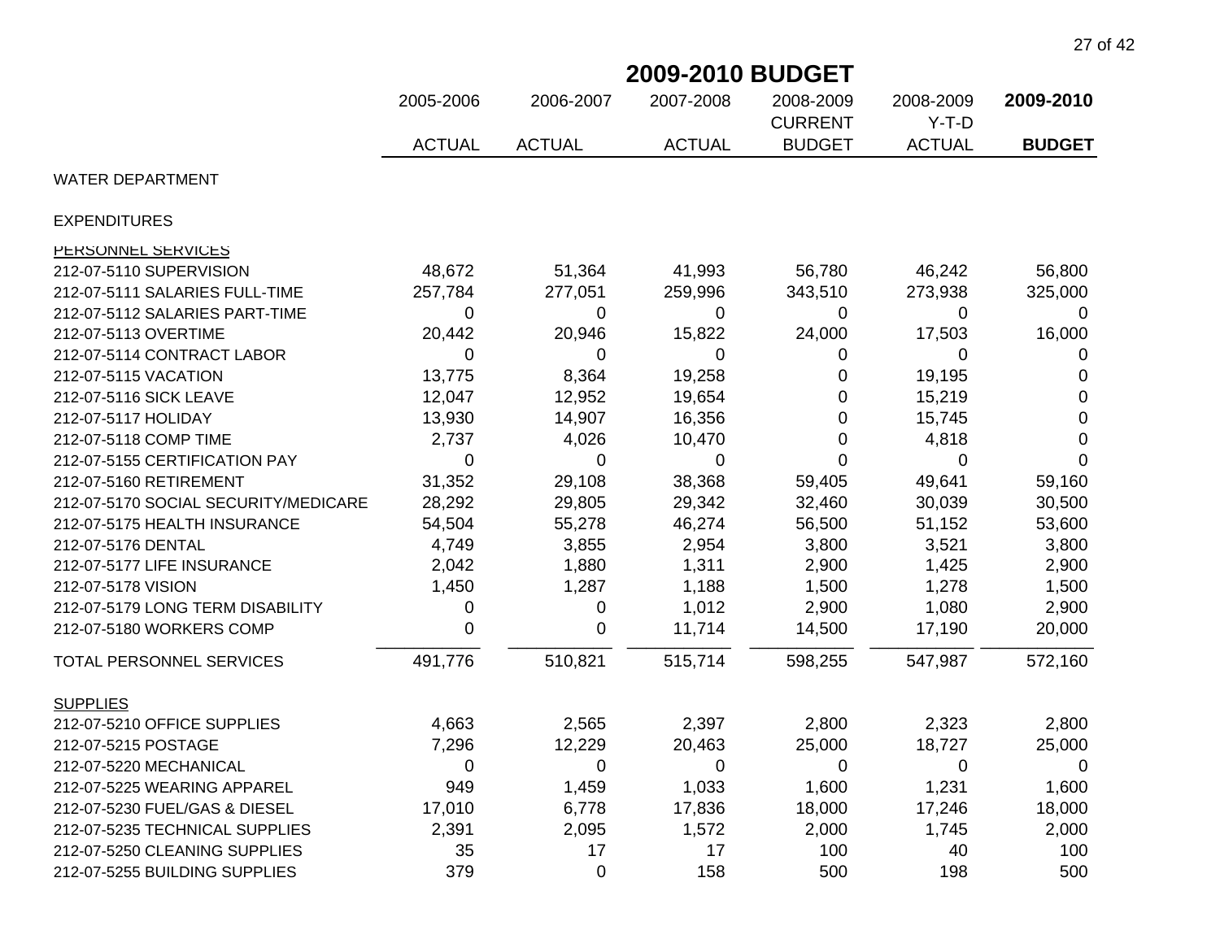# 2009-2010 BUDGET

| | 2005-2006 ACTUAL | 2006-2007 ACTUAL | 2007-2008 ACTUAL | 2008-2009 CURRENT BUDGET | 2008-2009 Y-T-D ACTUAL | **2009-2010 BUDGET** |
|---|---|---|---|---|---|---|
| WATER DEPARTMENT | | | | | | |
| EXPENDITURES | | | | | | |
| PERSONNEL SERVICES | | | | | | |
| 212-07-5110 SUPERVISION | 48,672 | 51,364 | 41,993 | 56,780 | 46,242 | 56,800 |
| 212-07-5111 SALARIES FULL-TIME | 257,784 | 277,051 | 259,996 | 343,510 | 273,938 | 325,000 |
| 212-07-5112 SALARIES PART-TIME | 0 | 0 | 0 | 0 | 0 | 0 |
| 212-07-5113 OVERTIME | 20,442 | 20,946 | 15,822 | 24,000 | 17,503 | 16,000 |
| 212-07-5114 CONTRACT LABOR | 0 | 0 | 0 | 0 | 0 | 0 |
| 212-07-5115 VACATION | 13,775 | 8,364 | 19,258 | 0 | 19,195 | 0 |
| 212-07-5116 SICK LEAVE | 12,047 | 12,952 | 19,654 | 0 | 15,219 | 0 |
| 212-07-5117 HOLIDAY | 13,930 | 14,907 | 16,356 | 0 | 15,745 | 0 |
| 212-07-5118 COMP TIME | 2,737 | 4,026 | 10,470 | 0 | 4,818 | 0 |
| 212-07-5155 CERTIFICATION PAY | 0 | 0 | 0 | 0 | 0 | 0 |
| 212-07-5160 RETIREMENT | 31,352 | 29,108 | 38,368 | 59,405 | 49,641 | 59,160 |
| 212-07-5170 SOCIAL SECURITY/MEDICARE | 28,292 | 29,805 | 29,342 | 32,460 | 30,039 | 30,500 |
| 212-07-5175 HEALTH INSURANCE | 54,504 | 55,278 | 46,274 | 56,500 | 51,152 | 53,600 |
| 212-07-5176 DENTAL | 4,749 | 3,855 | 2,954 | 3,800 | 3,521 | 3,800 |
| 212-07-5177 LIFE INSURANCE | 2,042 | 1,880 | 1,311 | 2,900 | 1,425 | 2,900 |
| 212-07-5178 VISION | 1,450 | 1,287 | 1,188 | 1,500 | 1,278 | 1,500 |
| 212-07-5179 LONG TERM DISABILITY | 0 | 0 | 1,012 | 2,900 | 1,080 | 2,900 |
| 212-07-5180 WORKERS COMP | 0 | 0 | 11,714 | 14,500 | 17,190 | 20,000 |
| TOTAL PERSONNEL SERVICES | 491,776 | 510,821 | 515,714 | 598,255 | 547,987 | 572,160 |
| SUPPLIES | | | | | | |
| 212-07-5210 OFFICE SUPPLIES | 4,663 | 2,565 | 2,397 | 2,800 | 2,323 | 2,800 |
| 212-07-5215 POSTAGE | 7,296 | 12,229 | 20,463 | 25,000 | 18,727 | 25,000 |
| 212-07-5220 MECHANICAL | 0 | 0 | 0 | 0 | 0 | 0 |
| 212-07-5225 WEARING APPAREL | 949 | 1,459 | 1,033 | 1,600 | 1,231 | 1,600 |
| 212-07-5230 FUEL/GAS & DIESEL | 17,010 | 6,778 | 17,836 | 18,000 | 17,246 | 18,000 |
| 212-07-5235 TECHNICAL SUPPLIES | 2,391 | 2,095 | 1,572 | 2,000 | 1,745 | 2,000 |
| 212-07-5250 CLEANING SUPPLIES | 35 | 17 | 17 | 100 | 40 | 100 |
| 212-07-5255 BUILDING SUPPLIES | 379 | 0 | 158 | 500 | 198 | 500 |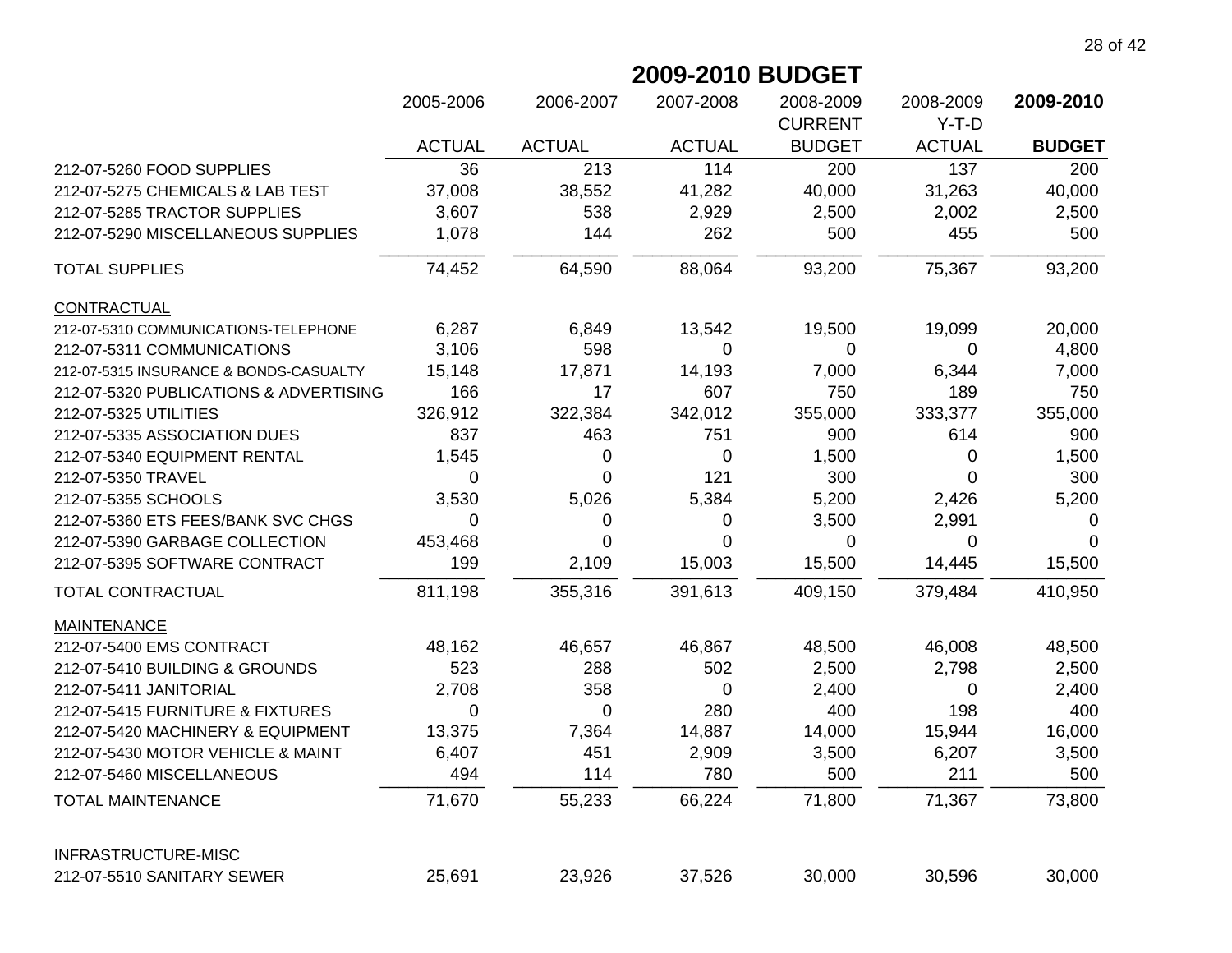# 2009-2010 BUDGET

| | 2005-2006 ACTUAL | 2006-2007 ACTUAL | 2007-2008 ACTUAL | 2008-2009 CURRENT BUDGET | 2008-2009 Y-T-D ACTUAL | **2009-2010 BUDGET** |
|---|---|---|---|---|---|---|
| 212-07-5260 FOOD SUPPLIES | 36 | 213 | 114 | 200 | 137 | 200 |
| 212-07-5275 CHEMICALS & LAB TEST | 37,008 | 38,552 | 41,282 | 40,000 | 31,263 | 40,000 |
| 212-07-5285 TRACTOR SUPPLIES | 3,607 | 538 | 2,929 | 2,500 | 2,002 | 2,500 |
| 212-07-5290 MISCELLANEOUS SUPPLIES | 1,078 | 144 | 262 | 500 | 455 | 500 |
| TOTAL SUPPLIES | 74,452 | 64,590 | 88,064 | 93,200 | 75,367 | 93,200 |
| CONTRACTUAL | | | | | | |
| 212-07-5310 COMMUNICATIONS-TELEPHONE | 6,287 | 6,849 | 13,542 | 19,500 | 19,099 | 20,000 |
| 212-07-5311 COMMUNICATIONS | 3,106 | 598 | 0 | 0 | 0 | 4,800 |
| 212-07-5315 INSURANCE & BONDS-CASUALTY | 15,148 | 17,871 | 14,193 | 7,000 | 6,344 | 7,000 |
| 212-07-5320 PUBLICATIONS & ADVERTISING | 166 | 17 | 607 | 750 | 189 | 750 |
| 212-07-5325 UTILITIES | 326,912 | 322,384 | 342,012 | 355,000 | 333,377 | 355,000 |
| 212-07-5335 ASSOCIATION DUES | 837 | 463 | 751 | 900 | 614 | 900 |
| 212-07-5340 EQUIPMENT RENTAL | 1,545 | 0 | 0 | 1,500 | 0 | 1,500 |
| 212-07-5350 TRAVEL | 0 | 0 | 121 | 300 | 0 | 300 |
| 212-07-5355 SCHOOLS | 3,530 | 5,026 | 5,384 | 5,200 | 2,426 | 5,200 |
| 212-07-5360 ETS FEES/BANK SVC CHGS | 0 | 0 | 0 | 3,500 | 2,991 | 0 |
| 212-07-5390 GARBAGE COLLECTION | 453,468 | 0 | 0 | 0 | 0 | 0 |
| 212-07-5395 SOFTWARE CONTRACT | 199 | 2,109 | 15,003 | 15,500 | 14,445 | 15,500 |
| TOTAL CONTRACTUAL | 811,198 | 355,316 | 391,613 | 409,150 | 379,484 | 410,950 |
| MAINTENANCE | | | | | | |
| 212-07-5400 EMS CONTRACT | 48,162 | 46,657 | 46,867 | 48,500 | 46,008 | 48,500 |
| 212-07-5410 BUILDING & GROUNDS | 523 | 288 | 502 | 2,500 | 2,798 | 2,500 |
| 212-07-5411 JANITORIAL | 2,708 | 358 | 0 | 2,400 | 0 | 2,400 |
| 212-07-5415 FURNITURE & FIXTURES | 0 | 0 | 280 | 400 | 198 | 400 |
| 212-07-5420 MACHINERY & EQUIPMENT | 13,375 | 7,364 | 14,887 | 14,000 | 15,944 | 16,000 |
| 212-07-5430 MOTOR VEHICLE & MAINT | 6,407 | 451 | 2,909 | 3,500 | 6,207 | 3,500 |
| 212-07-5460 MISCELLANEOUS | 494 | 114 | 780 | 500 | 211 | 500 |
| TOTAL MAINTENANCE | 71,670 | 55,233 | 66,224 | 71,800 | 71,367 | 73,800 |
| INFRASTRUCTURE-MISC | | | | | | |
| 212-07-5510 SANITARY SEWER | 25,691 | 23,926 | 37,526 | 30,000 | 30,596 | 30,000 |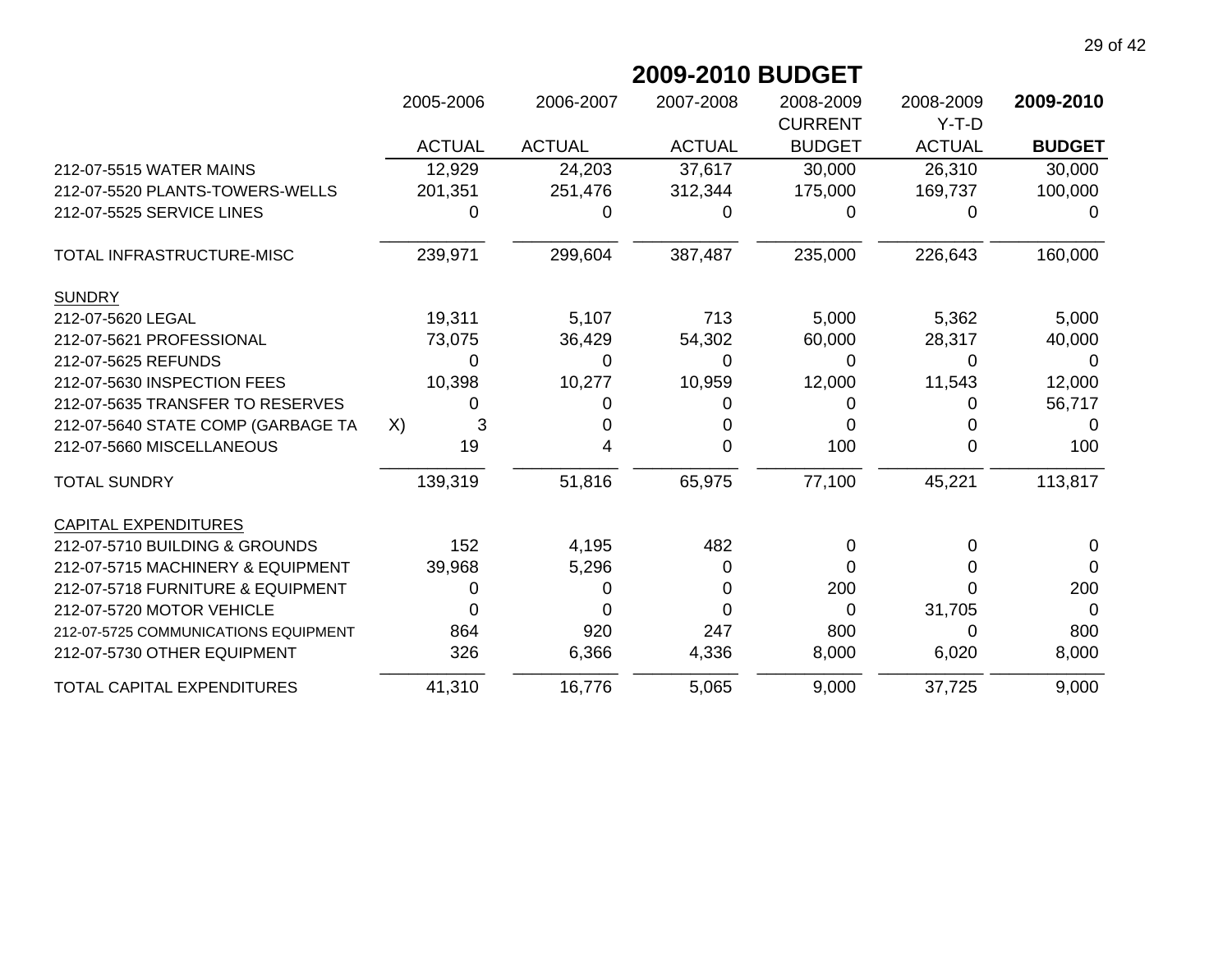# 2009-2010 BUDGET

| | 2005-2006 ACTUAL | 2006-2007 ACTUAL | 2007-2008 ACTUAL | 2008-2009 CURRENT BUDGET | 2008-2009 Y-T-D ACTUAL | **2009-2010 BUDGET** |
|---|---|---|---|---|---|---|
| 212-07-5515 WATER MAINS | 12,929 | 24,203 | 37,617 | 30,000 | 26,310 | 30,000 |
| 212-07-5520 PLANTS-TOWERS-WELLS | 201,351 | 251,476 | 312,344 | 175,000 | 169,737 | 100,000 |
| 212-07-5525 SERVICE LINES | 0 | 0 | 0 | 0 | 0 | 0 |
| TOTAL INFRASTRUCTURE-MISC | 239,971 | 299,604 | 387,487 | 235,000 | 226,643 | 160,000 |
| SUNDRY | | | | | | |
| 212-07-5620 LEGAL | 19,311 | 5,107 | 713 | 5,000 | 5,362 | 5,000 |
| 212-07-5621 PROFESSIONAL | 73,075 | 36,429 | 54,302 | 60,000 | 28,317 | 40,000 |
| 212-07-5625 REFUNDS | 0 | 0 | 0 | 0 | 0 | 0 |
| 212-07-5630 INSPECTION FEES | 10,398 | 10,277 | 10,959 | 12,000 | 11,543 | 12,000 |
| 212-07-5635 TRANSFER TO RESERVES | 0 | 0 | 0 | 0 | 0 | 56,717 |
| 212-07-5640 STATE COMP (GARBAGE TAX) | 3 | 0 | 0 | 0 | 0 | 0 |
| 212-07-5660 MISCELLANEOUS | 19 | 4 | 0 | 100 | 0 | 100 |
| TOTAL SUNDRY | 139,319 | 51,816 | 65,975 | 77,100 | 45,221 | 113,817 |
| CAPITAL EXPENDITURES | | | | | | |
| 212-07-5710 BUILDING & GROUNDS | 152 | 4,195 | 482 | 0 | 0 | 0 |
| 212-07-5715 MACHINERY & EQUIPMENT | 39,968 | 5,296 | 0 | 0 | 0 | 0 |
| 212-07-5718 FURNITURE & EQUIPMENT | 0 | 0 | 0 | 200 | 0 | 200 |
| 212-07-5720 MOTOR VEHICLE | 0 | 0 | 0 | 0 | 31,705 | 0 |
| 212-07-5725 COMMUNICATIONS EQUIPMENT | 864 | 920 | 247 | 800 | 0 | 800 |
| 212-07-5730 OTHER EQUIPMENT | 326 | 6,366 | 4,336 | 8,000 | 6,020 | 8,000 |
| TOTAL CAPITAL EXPENDITURES | 41,310 | 16,776 | 5,065 | 9,000 | 37,725 | 9,000 |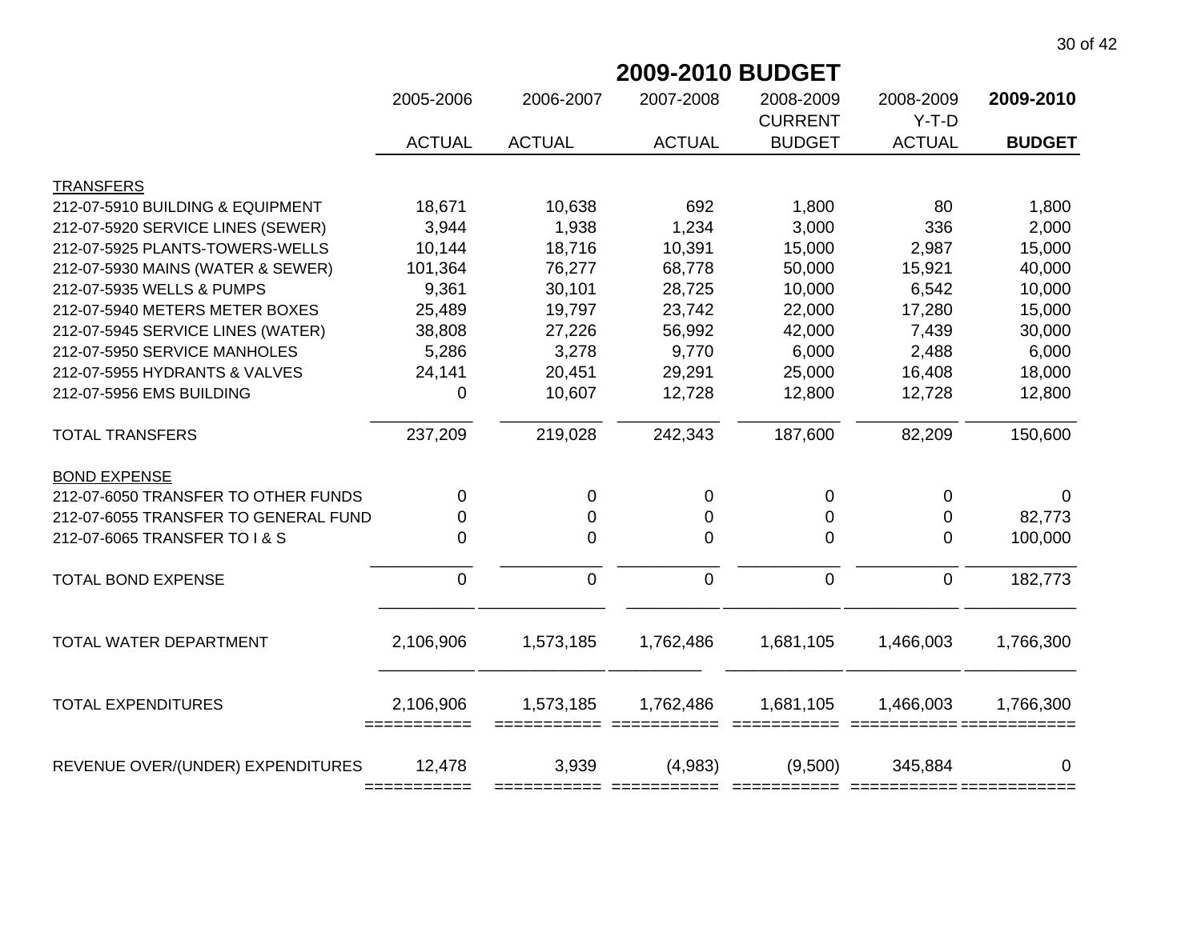## 2009-2010 BUDGET

| | 2005-2006 ACTUAL | 2006-2007 ACTUAL | 2007-2008 ACTUAL | 2008-2009 CURRENT BUDGET | 2008-2009 Y-T-D ACTUAL | **2009-2010 BUDGET** |
|---|---|---|---|---|---|---|
| TRANSFERS | | | | | | |
| 212-07-5910 BUILDING & EQUIPMENT | 18,671 | 10,638 | 692 | 1,800 | 80 | 1,800 |
| 212-07-5920 SERVICE LINES (SEWER) | 3,944 | 1,938 | 1,234 | 3,000 | 336 | 2,000 |
| 212-07-5925 PLANTS-TOWERS-WELLS | 10,144 | 18,716 | 10,391 | 15,000 | 2,987 | 15,000 |
| 212-07-5930 MAINS (WATER & SEWER) | 101,364 | 76,277 | 68,778 | 50,000 | 15,921 | 40,000 |
| 212-07-5935 WELLS & PUMPS | 9,361 | 30,101 | 28,725 | 10,000 | 6,542 | 10,000 |
| 212-07-5940 METERS METER BOXES | 25,489 | 19,797 | 23,742 | 22,000 | 17,280 | 15,000 |
| 212-07-5945 SERVICE LINES (WATER) | 38,808 | 27,226 | 56,992 | 42,000 | 7,439 | 30,000 |
| 212-07-5950 SERVICE MANHOLES | 5,286 | 3,278 | 9,770 | 6,000 | 2,488 | 6,000 |
| 212-07-5955 HYDRANTS & VALVES | 24,141 | 20,451 | 29,291 | 25,000 | 16,408 | 18,000 |
| 212-07-5956 EMS BUILDING | 0 | 10,607 | 12,728 | 12,800 | 12,728 | 12,800 |
| TOTAL TRANSFERS | 237,209 | 219,028 | 242,343 | 187,600 | 82,209 | 150,600 |
| BOND EXPENSE | | | | | | |
| 212-07-6050 TRANSFER TO OTHER FUNDS | 0 | 0 | 0 | 0 | 0 | 0 |
| 212-07-6055 TRANSFER TO GENERAL FUND | 0 | 0 | 0 | 0 | 0 | 82,773 |
| 212-07-6065 TRANSFER TO I & S | 0 | 0 | 0 | 0 | 0 | 100,000 |
| TOTAL BOND EXPENSE | 0 | 0 | 0 | 0 | 0 | 182,773 |
| TOTAL WATER DEPARTMENT | 2,106,906 | 1,573,185 | 1,762,486 | 1,681,105 | 1,466,003 | 1,766,300 |
| TOTAL EXPENDITURES | 2,106,906 | 1,573,185 | 1,762,486 | 1,681,105 | 1,466,003 | 1,766,300 |
| REVENUE OVER/(UNDER) EXPENDITURES | 12,478 | 3,939 | (4,983) | (9,500) | 345,884 | 0 |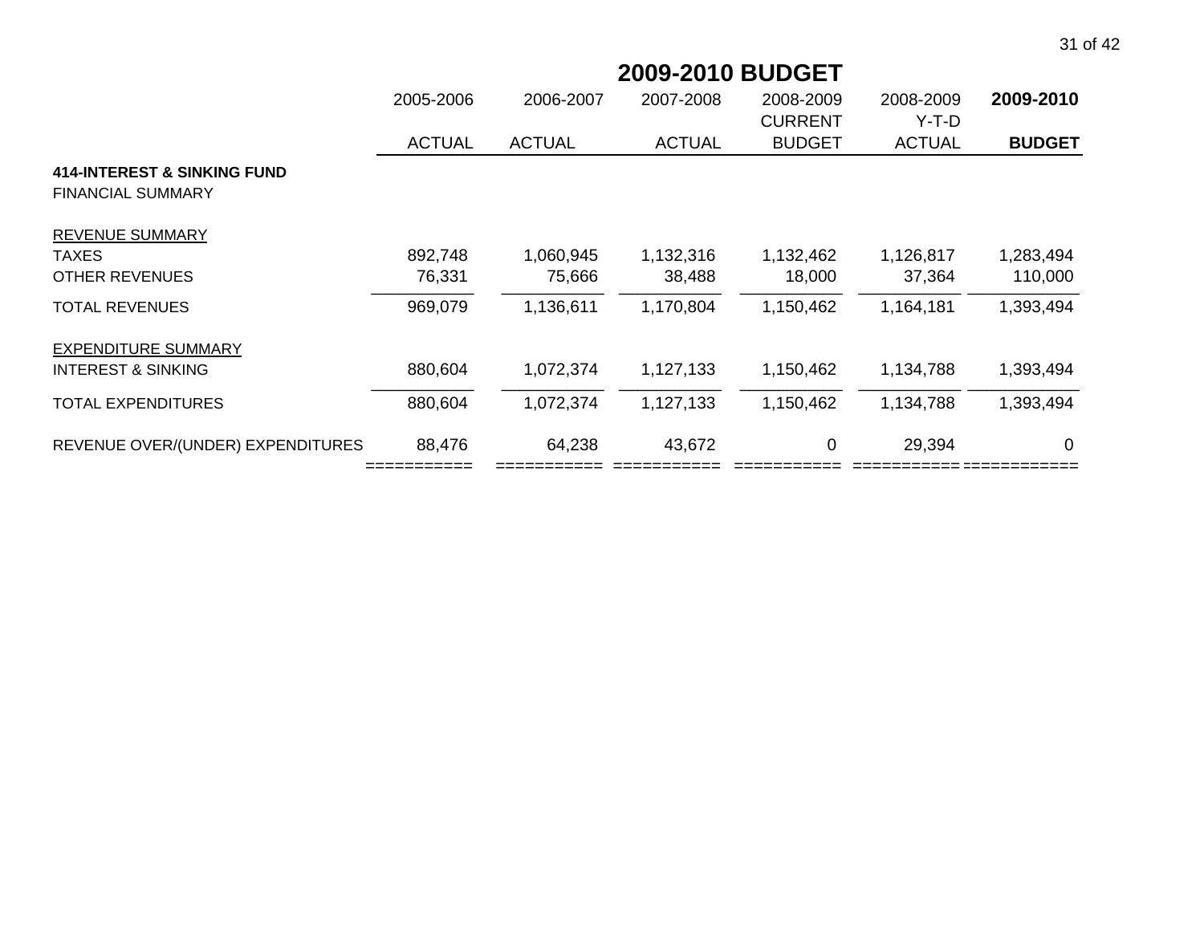## 2009-2010 BUDGET

| | 2005-2006 ACTUAL | 2006-2007 ACTUAL | 2007-2008 ACTUAL | 2008-2009 CURRENT BUDGET | 2008-2009 Y-T-D ACTUAL | **2009-2010 BUDGET** |
|---|---|---|---|---|---|---|
| **414-INTEREST & SINKING FUND** | | | | | | |
| FINANCIAL SUMMARY | | | | | | |
| REVENUE SUMMARY | | | | | | |
| TAXES | 892,748 | 1,060,945 | 1,132,316 | 1,132,462 | 1,126,817 | 1,283,494 |
| OTHER REVENUES | 76,331 | 75,666 | 38,488 | 18,000 | 37,364 | 110,000 |
| TOTAL REVENUES | 969,079 | 1,136,611 | 1,170,804 | 1,150,462 | 1,164,181 | 1,393,494 |
| EXPENDITURE SUMMARY | | | | | | |
| INTEREST & SINKING | 880,604 | 1,072,374 | 1,127,133 | 1,150,462 | 1,134,788 | 1,393,494 |
| TOTAL EXPENDITURES | 880,604 | 1,072,374 | 1,127,133 | 1,150,462 | 1,134,788 | 1,393,494 |
| REVENUE OVER/(UNDER) EXPENDITURES | 88,476 | 64,238 | 43,672 | 0 | 29,394 | 0 |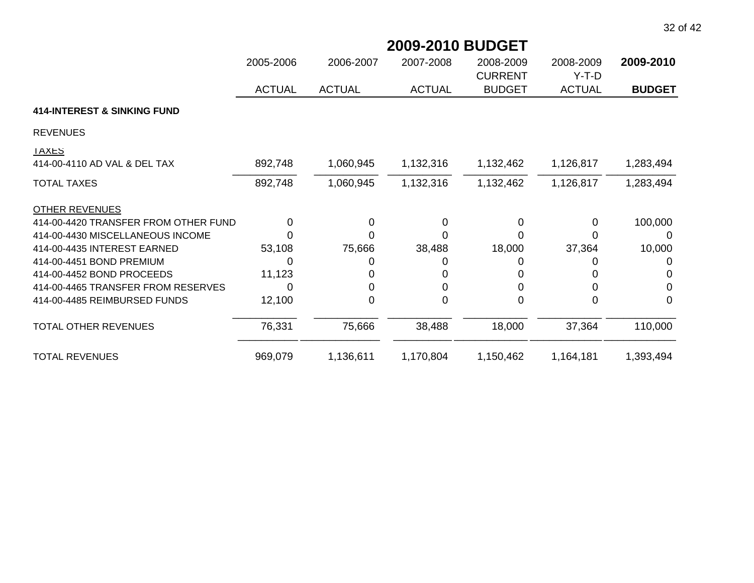# 2009-2010 BUDGET

| | 2005-2006 ACTUAL | 2006-2007 ACTUAL | 2007-2008 ACTUAL | 2008-2009 CURRENT BUDGET | 2008-2009 Y-T-D ACTUAL | **2009-2010 BUDGET** |
|---|---|---|---|---|---|---|
| **414-INTEREST & SINKING FUND** | | | | | | |
| REVENUES | | | | | | |
| TAXES | | | | | | |
| 414-00-4110 AD VAL & DEL TAX | 892,748 | 1,060,945 | 1,132,316 | 1,132,462 | 1,126,817 | 1,283,494 |
| TOTAL TAXES | 892,748 | 1,060,945 | 1,132,316 | 1,132,462 | 1,126,817 | 1,283,494 |
| OTHER REVENUES | | | | | | |
| 414-00-4420 TRANSFER FROM OTHER FUND | 0 | 0 | 0 | 0 | 0 | 100,000 |
| 414-00-4430 MISCELLANEOUS INCOME | 0 | 0 | 0 | 0 | 0 | 0 |
| 414-00-4435 INTEREST EARNED | 53,108 | 75,666 | 38,488 | 18,000 | 37,364 | 10,000 |
| 414-00-4451 BOND PREMIUM | 0 | 0 | 0 | 0 | 0 | 0 |
| 414-00-4452 BOND PROCEEDS | 11,123 | 0 | 0 | 0 | 0 | 0 |
| 414-00-4465 TRANSFER FROM RESERVES | 0 | 0 | 0 | 0 | 0 | 0 |
| 414-00-4485 REIMBURSED FUNDS | 12,100 | 0 | 0 | 0 | 0 | 0 |
| TOTAL OTHER REVENUES | 76,331 | 75,666 | 38,488 | 18,000 | 37,364 | 110,000 |
| TOTAL REVENUES | 969,079 | 1,136,611 | 1,170,804 | 1,150,462 | 1,164,181 | 1,393,494 |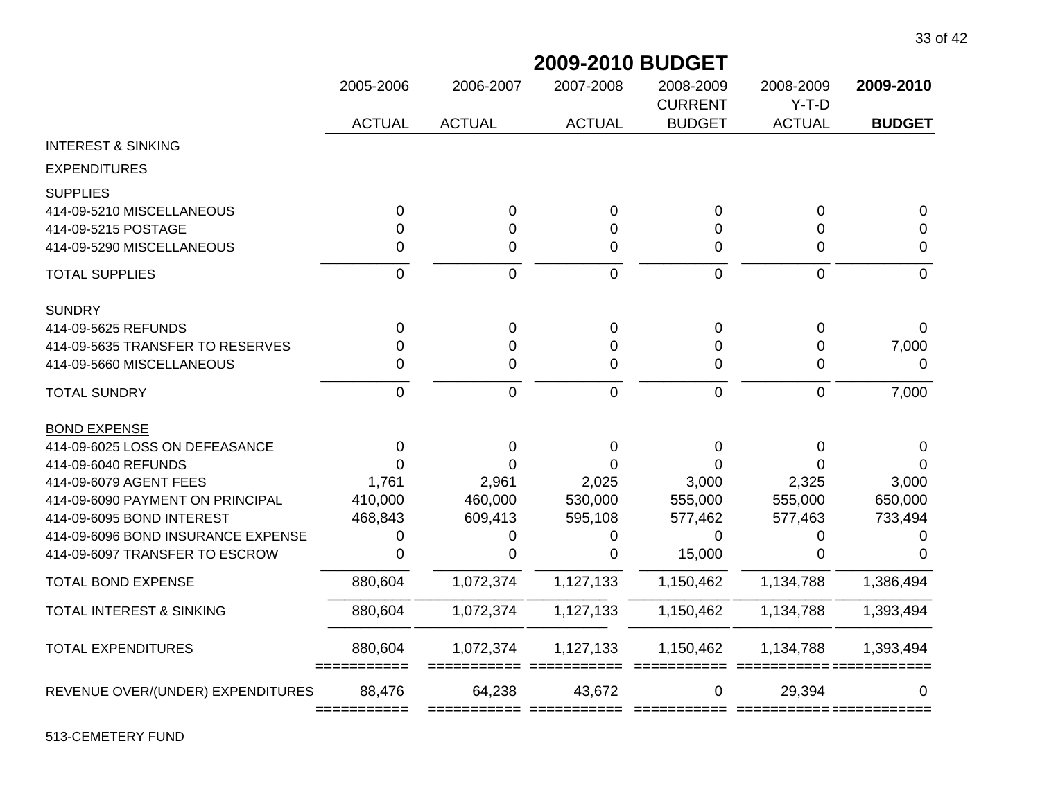## 2009-2010 BUDGET

| | 2005-2006 ACTUAL | 2006-2007 ACTUAL | 2007-2008 ACTUAL | 2008-2009 CURRENT BUDGET | 2008-2009 Y-T-D ACTUAL | **2009-2010 BUDGET** |
|---|---|---|---|---|---|---|
| INTEREST & SINKING | | | | | | |
| EXPENDITURES | | | | | | |
| SUPPLIES | | | | | | |
| 414-09-5210 MISCELLANEOUS | 0 | 0 | 0 | 0 | 0 | 0 |
| 414-09-5215 POSTAGE | 0 | 0 | 0 | 0 | 0 | 0 |
| 414-09-5290 MISCELLANEOUS | 0 | 0 | 0 | 0 | 0 | 0 |
| TOTAL SUPPLIES | 0 | 0 | 0 | 0 | 0 | 0 |
| SUNDRY | | | | | | |
| 414-09-5625 REFUNDS | 0 | 0 | 0 | 0 | 0 | 0 |
| 414-09-5635 TRANSFER TO RESERVES | 0 | 0 | 0 | 0 | 0 | 7,000 |
| 414-09-5660 MISCELLANEOUS | 0 | 0 | 0 | 0 | 0 | 0 |
| TOTAL SUNDRY | 0 | 0 | 0 | 0 | 0 | 7,000 |
| BOND EXPENSE | | | | | | |
| 414-09-6025 LOSS ON DEFEASANCE | 0 | 0 | 0 | 0 | 0 | 0 |
| 414-09-6040 REFUNDS | 0 | 0 | 0 | 0 | 0 | 0 |
| 414-09-6079 AGENT FEES | 1,761 | 2,961 | 2,025 | 3,000 | 2,325 | 3,000 |
| 414-09-6090 PAYMENT ON PRINCIPAL | 410,000 | 460,000 | 530,000 | 555,000 | 555,000 | 650,000 |
| 414-09-6095 BOND INTEREST | 468,843 | 609,413 | 595,108 | 577,462 | 577,463 | 733,494 |
| 414-09-6096 BOND INSURANCE EXPENSE | 0 | 0 | 0 | 0 | 0 | 0 |
| 414-09-6097 TRANSFER TO ESCROW | 0 | 0 | 0 | 15,000 | 0 | 0 |
| TOTAL BOND EXPENSE | 880,604 | 1,072,374 | 1,127,133 | 1,150,462 | 1,134,788 | 1,386,494 |
| TOTAL INTEREST & SINKING | 880,604 | 1,072,374 | 1,127,133 | 1,150,462 | 1,134,788 | 1,393,494 |
| TOTAL EXPENDITURES | 880,604 | 1,072,374 | 1,127,133 | 1,150,462 | 1,134,788 | 1,393,494 |
| REVENUE OVER/(UNDER) EXPENDITURES | 88,476 | 64,238 | 43,672 | 0 | 29,394 | 0 |

513-CEMETERY FUND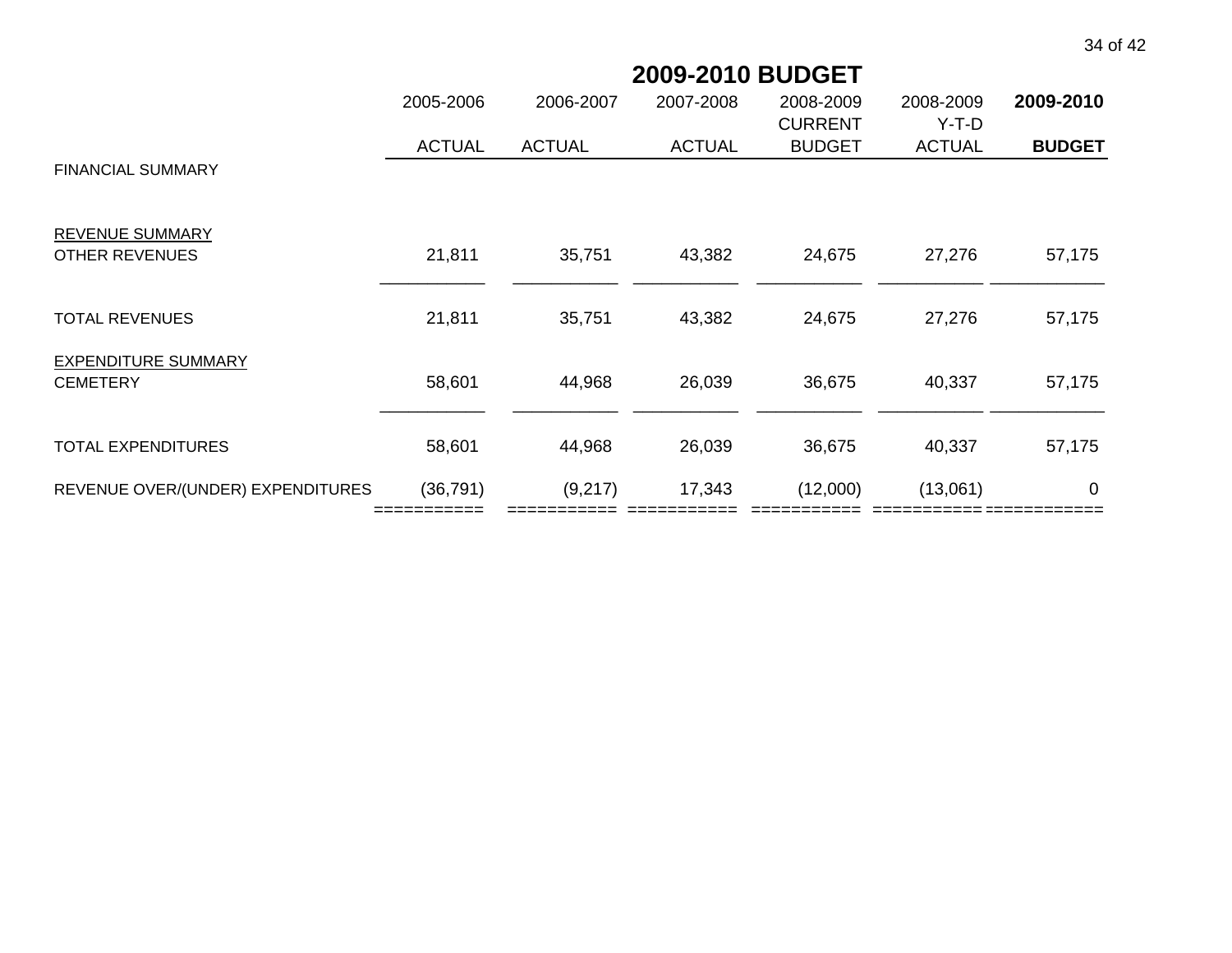# 2009-2010 BUDGET

| FINANCIAL SUMMARY | 2005-2006 ACTUAL | 2006-2007 ACTUAL | 2007-2008 ACTUAL | 2008-2009 CURRENT BUDGET | 2008-2009 Y-T-D ACTUAL | **2009-2010 BUDGET** |
|---|---|---|---|---|---|---|
| REVENUE SUMMARY | | | | | | |
| OTHER REVENUES | 21,811 | 35,751 | 43,382 | 24,675 | 27,276 | 57,175 |
| TOTAL REVENUES | 21,811 | 35,751 | 43,382 | 24,675 | 27,276 | 57,175 |
| EXPENDITURE SUMMARY | | | | | | |
| CEMETERY | 58,601 | 44,968 | 26,039 | 36,675 | 40,337 | 57,175 |
| TOTAL EXPENDITURES | 58,601 | 44,968 | 26,039 | 36,675 | 40,337 | 57,175 |
| REVENUE OVER/(UNDER) EXPENDITURES | (36,791) | (9,217) | 17,343 | (12,000) | (13,061) | 0 |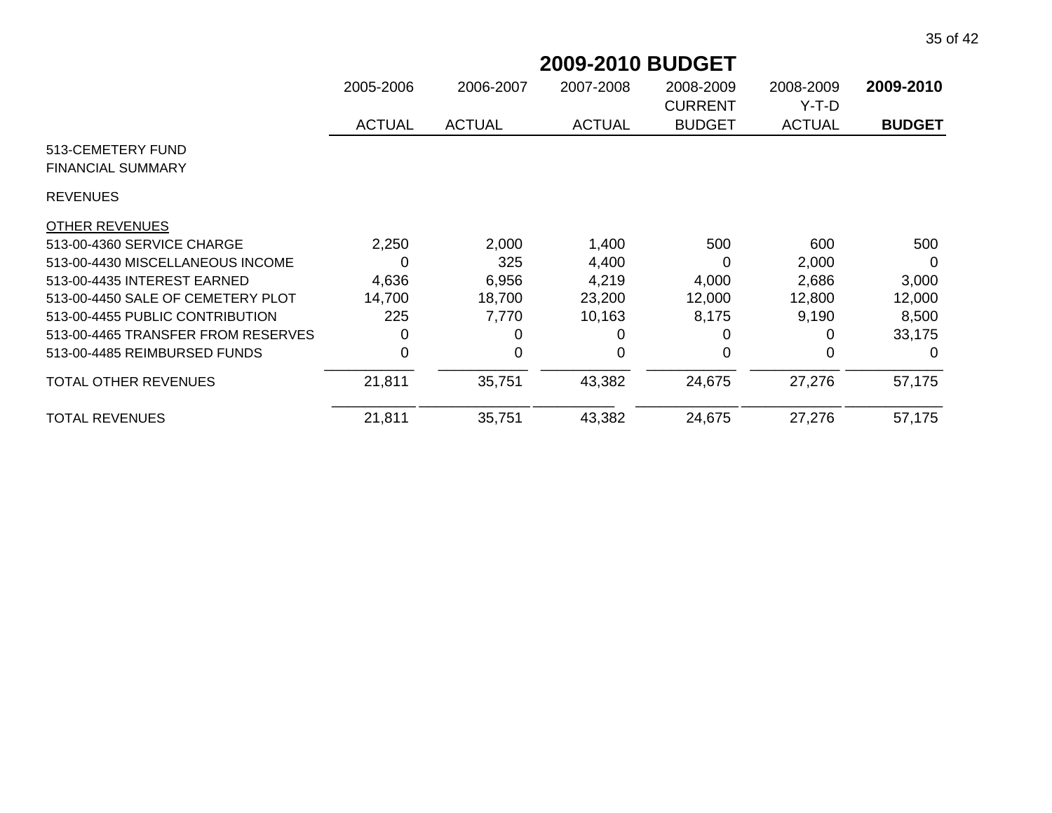# 2009-2010 BUDGET

| | 2005-2006 ACTUAL | 2006-2007 ACTUAL | 2007-2008 ACTUAL | 2008-2009 CURRENT BUDGET | 2008-2009 Y-T-D ACTUAL | **2009-2010 BUDGET** |
|---|---|---|---|---|---|---|
| 513-CEMETERY FUND | | | | | | |
| FINANCIAL SUMMARY | | | | | | |
| REVENUES | | | | | | |
| OTHER REVENUES | | | | | | |
| 513-00-4360 SERVICE CHARGE | 2,250 | 2,000 | 1,400 | 500 | 600 | 500 |
| 513-00-4430 MISCELLANEOUS INCOME | 0 | 325 | 4,400 | 0 | 2,000 | 0 |
| 513-00-4435 INTEREST EARNED | 4,636 | 6,956 | 4,219 | 4,000 | 2,686 | 3,000 |
| 513-00-4450 SALE OF CEMETERY PLOT | 14,700 | 18,700 | 23,200 | 12,000 | 12,800 | 12,000 |
| 513-00-4455 PUBLIC CONTRIBUTION | 225 | 7,770 | 10,163 | 8,175 | 9,190 | 8,500 |
| 513-00-4465 TRANSFER FROM RESERVES | 0 | 0 | 0 | 0 | 0 | 33,175 |
| 513-00-4485 REIMBURSED FUNDS | 0 | 0 | 0 | 0 | 0 | 0 |
| TOTAL OTHER REVENUES | 21,811 | 35,751 | 43,382 | 24,675 | 27,276 | 57,175 |
| TOTAL REVENUES | 21,811 | 35,751 | 43,382 | 24,675 | 27,276 | 57,175 |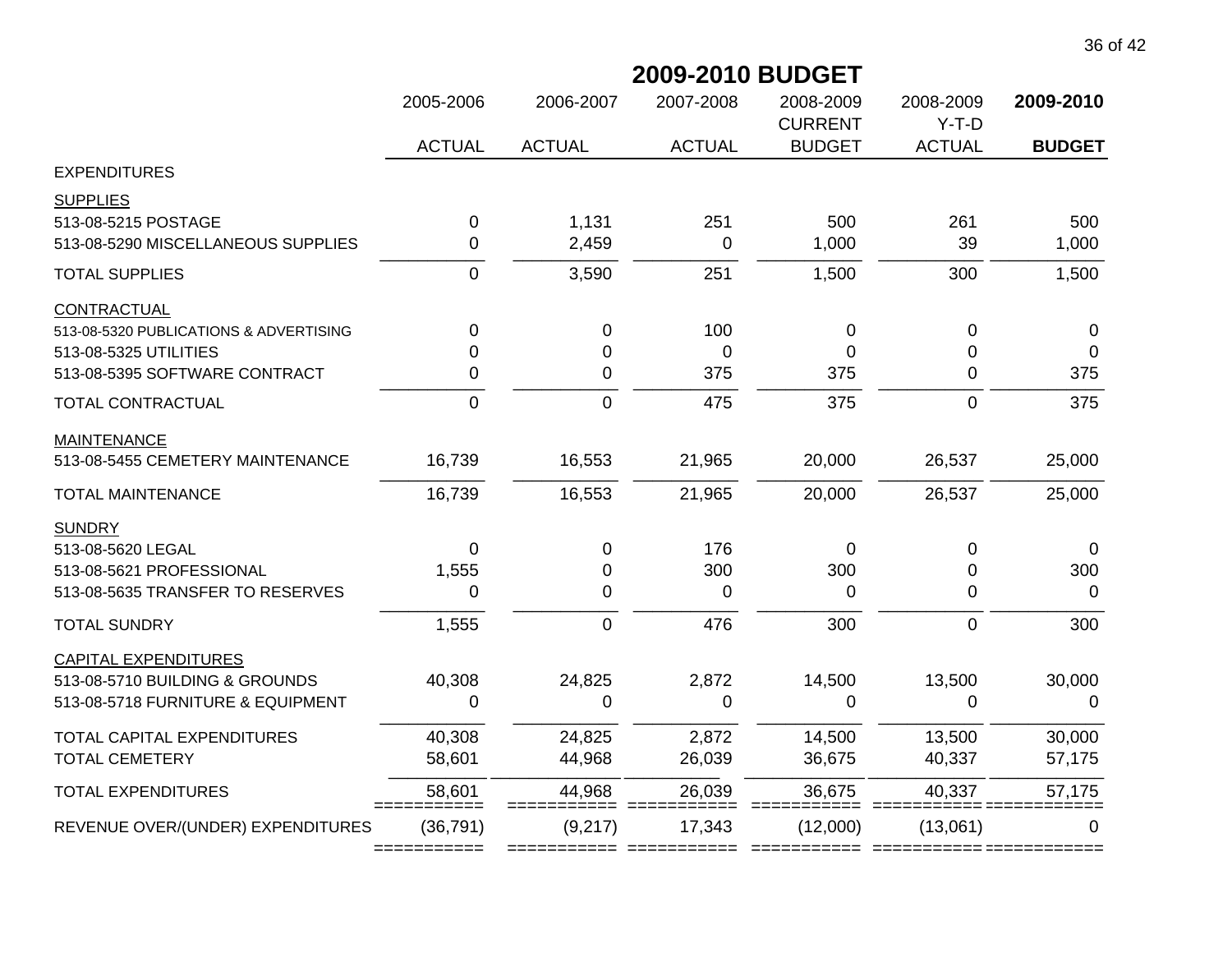## 2009-2010 BUDGET

| | 2005-2006 ACTUAL | 2006-2007 ACTUAL | 2007-2008 ACTUAL | 2008-2009 CURRENT BUDGET | 2008-2009 Y-T-D ACTUAL | **2009-2010 BUDGET** |
|---|---|---|---|---|---|---|
| EXPENDITURES | | | | | | |
| SUPPLIES | | | | | | |
| 513-08-5215 POSTAGE | 0 | 1,131 | 251 | 500 | 261 | 500 |
| 513-08-5290 MISCELLANEOUS SUPPLIES | 0 | 2,459 | 0 | 1,000 | 39 | 1,000 |
| TOTAL SUPPLIES | 0 | 3,590 | 251 | 1,500 | 300 | 1,500 |
| CONTRACTUAL | | | | | | |
| 513-08-5320 PUBLICATIONS & ADVERTISING | 0 | 0 | 100 | 0 | 0 | 0 |
| 513-08-5325 UTILITIES | 0 | 0 | 0 | 0 | 0 | 0 |
| 513-08-5395 SOFTWARE CONTRACT | 0 | 0 | 375 | 375 | 0 | 375 |
| TOTAL CONTRACTUAL | 0 | 0 | 475 | 375 | 0 | 375 |
| MAINTENANCE | | | | | | |
| 513-08-5455 CEMETERY MAINTENANCE | 16,739 | 16,553 | 21,965 | 20,000 | 26,537 | 25,000 |
| TOTAL MAINTENANCE | 16,739 | 16,553 | 21,965 | 20,000 | 26,537 | 25,000 |
| SUNDRY | | | | | | |
| 513-08-5620 LEGAL | 0 | 0 | 176 | 0 | 0 | 0 |
| 513-08-5621 PROFESSIONAL | 1,555 | 0 | 300 | 300 | 0 | 300 |
| 513-08-5635 TRANSFER TO RESERVES | 0 | 0 | 0 | 0 | 0 | 0 |
| TOTAL SUNDRY | 1,555 | 0 | 476 | 300 | 0 | 300 |
| CAPITAL EXPENDITURES | | | | | | |
| 513-08-5710 BUILDING & GROUNDS | 40,308 | 24,825 | 2,872 | 14,500 | 13,500 | 30,000 |
| 513-08-5718 FURNITURE & EQUIPMENT | 0 | 0 | 0 | 0 | 0 | 0 |
| TOTAL CAPITAL EXPENDITURES | 40,308 | 24,825 | 2,872 | 14,500 | 13,500 | 30,000 |
| TOTAL CEMETERY | 58,601 | 44,968 | 26,039 | 36,675 | 40,337 | 57,175 |
| TOTAL EXPENDITURES | 58,601 | 44,968 | 26,039 | 36,675 | 40,337 | 57,175 |
| REVENUE OVER/(UNDER) EXPENDITURES | (36,791) | (9,217) | 17,343 | (12,000) | (13,061) | 0 |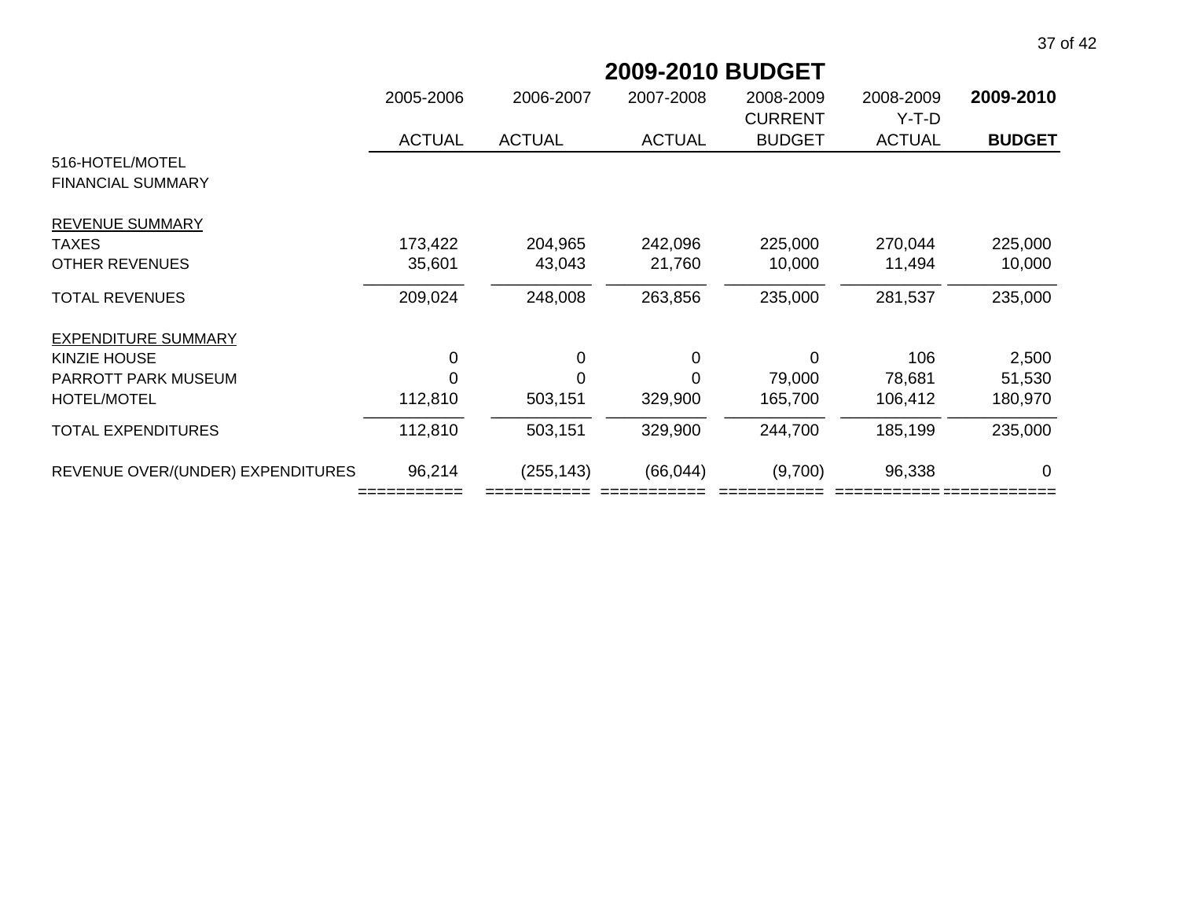# 2009-2010 BUDGET

| | 2005-2006 ACTUAL | 2006-2007 ACTUAL | 2007-2008 ACTUAL | 2008-2009 CURRENT BUDGET | 2008-2009 Y-T-D ACTUAL | **2009-2010 BUDGET** |
|---|---|---|---|---|---|---|
| 516-HOTEL/MOTEL | | | | | | |
| FINANCIAL SUMMARY | | | | | | |
| REVENUE SUMMARY | | | | | | |
| TAXES | 173,422 | 204,965 | 242,096 | 225,000 | 270,044 | 225,000 |
| OTHER REVENUES | 35,601 | 43,043 | 21,760 | 10,000 | 11,494 | 10,000 |
| TOTAL REVENUES | 209,024 | 248,008 | 263,856 | 235,000 | 281,537 | 235,000 |
| EXPENDITURE SUMMARY | | | | | | |
| KINZIE HOUSE | 0 | 0 | 0 | 0 | 106 | 2,500 |
| PARROTT PARK MUSEUM | 0 | 0 | 0 | 79,000 | 78,681 | 51,530 |
| HOTEL/MOTEL | 112,810 | 503,151 | 329,900 | 165,700 | 106,412 | 180,970 |
| TOTAL EXPENDITURES | 112,810 | 503,151 | 329,900 | 244,700 | 185,199 | 235,000 |
| REVENUE OVER/(UNDER) EXPENDITURES | 96,214 | (255,143) | (66,044) | (9,700) | 96,338 | 0 |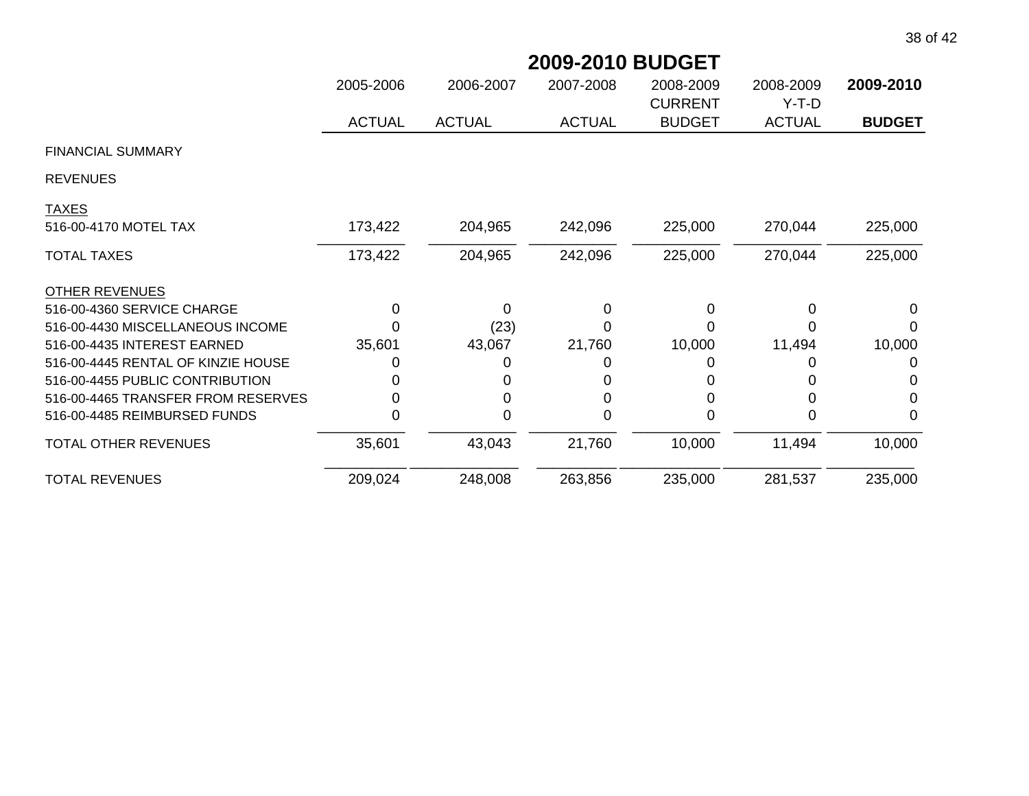# 2009-2010 BUDGET

| | 2005-2006 ACTUAL | 2006-2007 ACTUAL | 2007-2008 ACTUAL | 2008-2009 CURRENT BUDGET | 2008-2009 Y-T-D ACTUAL | **2009-2010 BUDGET** |
|---|---|---|---|---|---|---|
| FINANCIAL SUMMARY | | | | | | |
| REVENUES | | | | | | |
| TAXES | | | | | | |
| 516-00-4170 MOTEL TAX | 173,422 | 204,965 | 242,096 | 225,000 | 270,044 | 225,000 |
| TOTAL TAXES | 173,422 | 204,965 | 242,096 | 225,000 | 270,044 | 225,000 |
| OTHER REVENUES | | | | | | |
| 516-00-4360 SERVICE CHARGE | 0 | 0 | 0 | 0 | 0 | 0 |
| 516-00-4430 MISCELLANEOUS INCOME | 0 | (23) | 0 | 0 | 0 | 0 |
| 516-00-4435 INTEREST EARNED | 35,601 | 43,067 | 21,760 | 10,000 | 11,494 | 10,000 |
| 516-00-4445 RENTAL OF KINZIE HOUSE | 0 | 0 | 0 | 0 | 0 | 0 |
| 516-00-4455 PUBLIC CONTRIBUTION | 0 | 0 | 0 | 0 | 0 | 0 |
| 516-00-4465 TRANSFER FROM RESERVES | 0 | 0 | 0 | 0 | 0 | 0 |
| 516-00-4485 REIMBURSED FUNDS | 0 | 0 | 0 | 0 | 0 | 0 |
| TOTAL OTHER REVENUES | 35,601 | 43,043 | 21,760 | 10,000 | 11,494 | 10,000 |
| TOTAL REVENUES | 209,024 | 248,008 | 263,856 | 235,000 | 281,537 | 235,000 |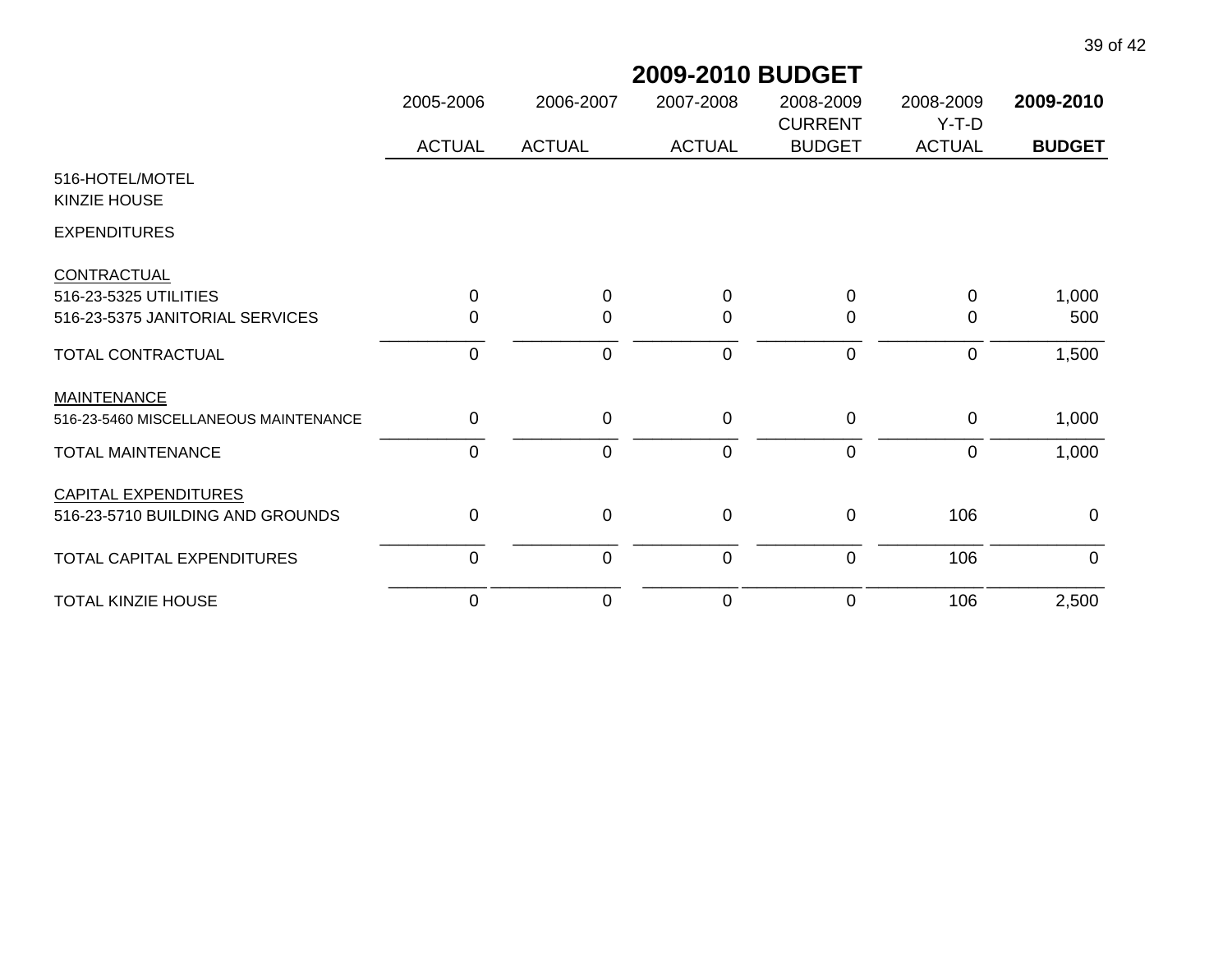# 2009-2010 BUDGET

| | 2005-2006 ACTUAL | 2006-2007 ACTUAL | 2007-2008 ACTUAL | 2008-2009 CURRENT BUDGET | 2008-2009 Y-T-D ACTUAL | **2009-2010 BUDGET** |
|---|---|---|---|---|---|---|
| 516-HOTEL/MOTEL | | | | | | |
| KINZIE HOUSE | | | | | | |
| EXPENDITURES | | | | | | |
| CONTRACTUAL | | | | | | |
| 516-23-5325 UTILITIES | 0 | 0 | 0 | 0 | 0 | 1,000 |
| 516-23-5375 JANITORIAL SERVICES | 0 | 0 | 0 | 0 | 0 | 500 |
| TOTAL CONTRACTUAL | 0 | 0 | 0 | 0 | 0 | 1,500 |
| MAINTENANCE | | | | | | |
| 516-23-5460 MISCELLANEOUS MAINTENANCE | 0 | 0 | 0 | 0 | 0 | 1,000 |
| TOTAL MAINTENANCE | 0 | 0 | 0 | 0 | 0 | 1,000 |
| CAPITAL EXPENDITURES | | | | | | |
| 516-23-5710 BUILDING AND GROUNDS | 0 | 0 | 0 | 0 | 106 | 0 |
| TOTAL CAPITAL EXPENDITURES | 0 | 0 | 0 | 0 | 106 | 0 |
| TOTAL KINZIE HOUSE | 0 | 0 | 0 | 0 | 106 | 2,500 |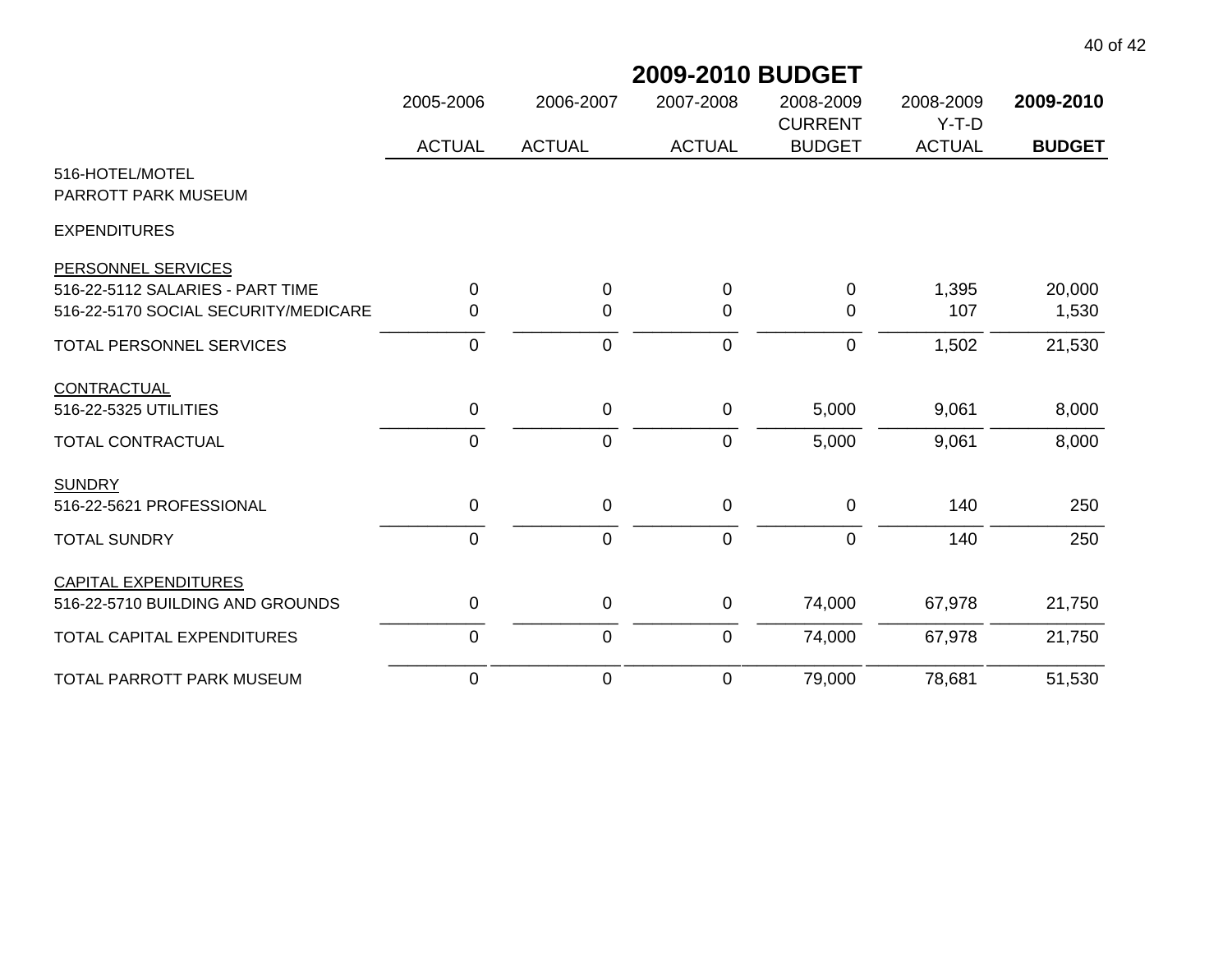# 2009-2010 BUDGET

| | 2005-2006 ACTUAL | 2006-2007 ACTUAL | 2007-2008 ACTUAL | 2008-2009 CURRENT BUDGET | 2008-2009 Y-T-D ACTUAL | **2009-2010 BUDGET** |
|---|---|---|---|---|---|---|
| 516-HOTEL/MOTEL | | | | | | |
| PARROTT PARK MUSEUM | | | | | | |
| EXPENDITURES | | | | | | |
| PERSONNEL SERVICES | | | | | | |
| 516-22-5112 SALARIES - PART TIME | 0 | 0 | 0 | 0 | 1,395 | 20,000 |
| 516-22-5170 SOCIAL SECURITY/MEDICARE | 0 | 0 | 0 | 0 | 107 | 1,530 |
| TOTAL PERSONNEL SERVICES | 0 | 0 | 0 | 0 | 1,502 | 21,530 |
| CONTRACTUAL | | | | | | |
| 516-22-5325 UTILITIES | 0 | 0 | 0 | 5,000 | 9,061 | 8,000 |
| TOTAL CONTRACTUAL | 0 | 0 | 0 | 5,000 | 9,061 | 8,000 |
| SUNDRY | | | | | | |
| 516-22-5621 PROFESSIONAL | 0 | 0 | 0 | 0 | 140 | 250 |
| TOTAL SUNDRY | 0 | 0 | 0 | 0 | 140 | 250 |
| CAPITAL EXPENDITURES | | | | | | |
| 516-22-5710 BUILDING AND GROUNDS | 0 | 0 | 0 | 74,000 | 67,978 | 21,750 |
| TOTAL CAPITAL EXPENDITURES | 0 | 0 | 0 | 74,000 | 67,978 | 21,750 |
| TOTAL PARROTT PARK MUSEUM | 0 | 0 | 0 | 79,000 | 78,681 | 51,530 |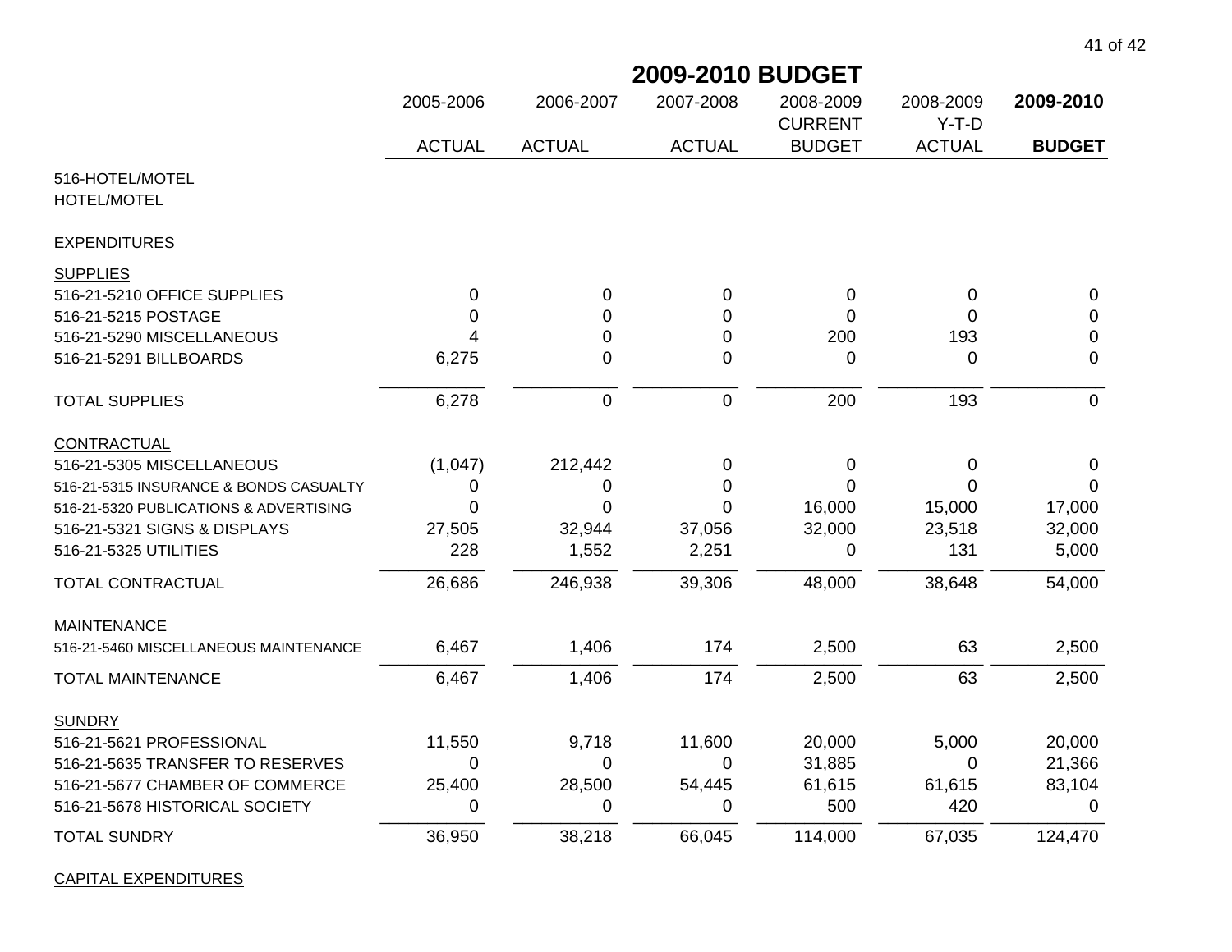## 2009-2010 BUDGET

| | 2005-2006 ACTUAL | 2006-2007 ACTUAL | 2007-2008 ACTUAL | 2008-2009 CURRENT BUDGET | 2008-2009 Y-T-D ACTUAL | **2009-2010 BUDGET** |
|---|---|---|---|---|---|---|
| 516-HOTEL/MOTEL | | | | | | |
| HOTEL/MOTEL | | | | | | |
| EXPENDITURES | | | | | | |
| SUPPLIES | | | | | | |
| 516-21-5210 OFFICE SUPPLIES | 0 | 0 | 0 | 0 | 0 | 0 |
| 516-21-5215 POSTAGE | 0 | 0 | 0 | 0 | 0 | 0 |
| 516-21-5290 MISCELLANEOUS | 4 | 0 | 0 | 200 | 193 | 0 |
| 516-21-5291 BILLBOARDS | 6,275 | 0 | 0 | 0 | 0 | 0 |
| TOTAL SUPPLIES | 6,278 | 0 | 0 | 200 | 193 | 0 |
| CONTRACTUAL | | | | | | |
| 516-21-5305 MISCELLANEOUS | (1,047) | 212,442 | 0 | 0 | 0 | 0 |
| 516-21-5315 INSURANCE & BONDS CASUALTY | 0 | 0 | 0 | 0 | 0 | 0 |
| 516-21-5320 PUBLICATIONS & ADVERTISING | 0 | 0 | 0 | 16,000 | 15,000 | 17,000 |
| 516-21-5321 SIGNS & DISPLAYS | 27,505 | 32,944 | 37,056 | 32,000 | 23,518 | 32,000 |
| 516-21-5325 UTILITIES | 228 | 1,552 | 2,251 | 0 | 131 | 5,000 |
| TOTAL CONTRACTUAL | 26,686 | 246,938 | 39,306 | 48,000 | 38,648 | 54,000 |
| MAINTENANCE | | | | | | |
| 516-21-5460 MISCELLANEOUS MAINTENANCE | 6,467 | 1,406 | 174 | 2,500 | 63 | 2,500 |
| TOTAL MAINTENANCE | 6,467 | 1,406 | 174 | 2,500 | 63 | 2,500 |
| SUNDRY | | | | | | |
| 516-21-5621 PROFESSIONAL | 11,550 | 9,718 | 11,600 | 20,000 | 5,000 | 20,000 |
| 516-21-5635 TRANSFER TO RESERVES | 0 | 0 | 0 | 31,885 | 0 | 21,366 |
| 516-21-5677 CHAMBER OF COMMERCE | 25,400 | 28,500 | 54,445 | 61,615 | 61,615 | 83,104 |
| 516-21-5678 HISTORICAL SOCIETY | 0 | 0 | 0 | 500 | 420 | 0 |
| TOTAL SUNDRY | 36,950 | 38,218 | 66,045 | 114,000 | 67,035 | 124,470 |
| CAPITAL EXPENDITURES | | | | | | |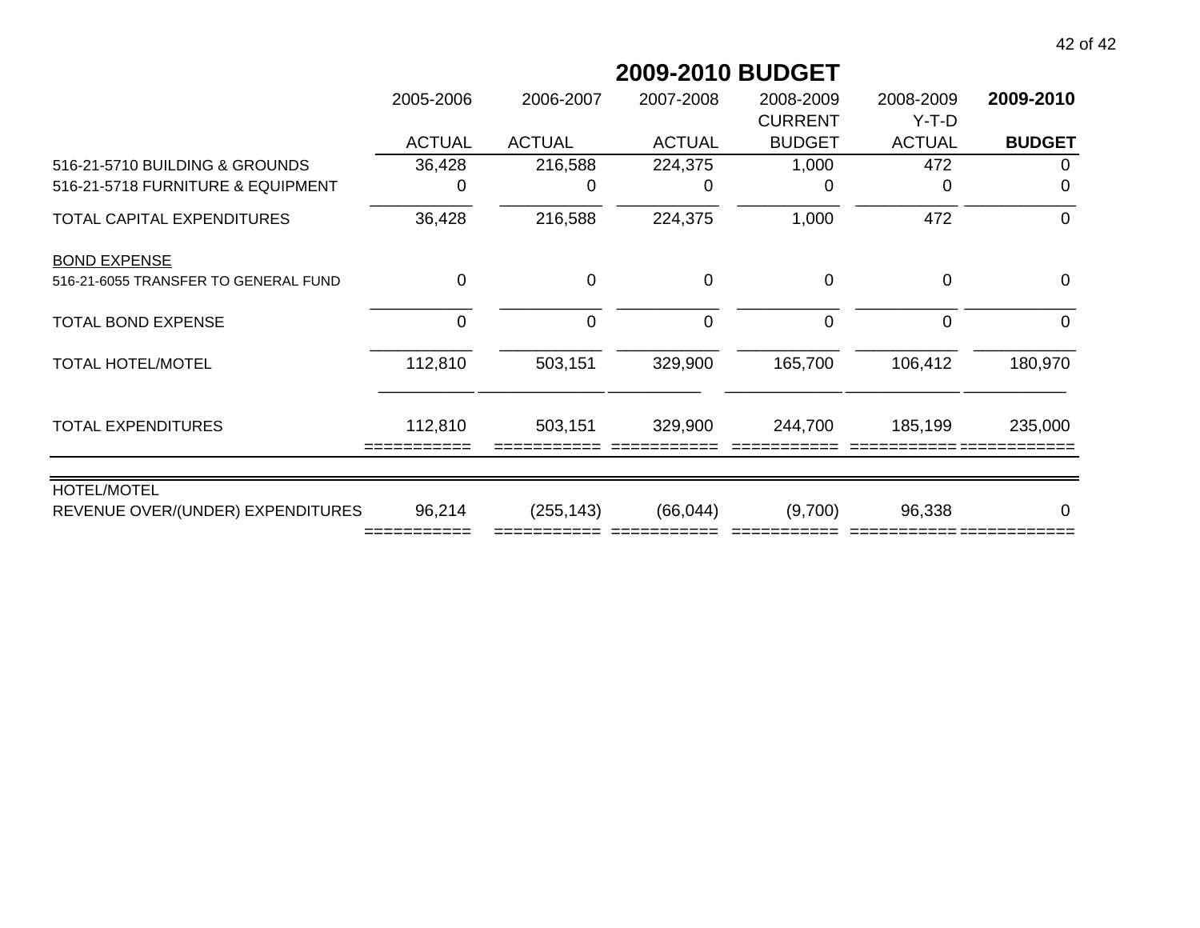# 2009-2010 BUDGET

| | 2005-2006 ACTUAL | 2006-2007 ACTUAL | 2007-2008 ACTUAL | 2008-2009 CURRENT BUDGET | 2008-2009 Y-T-D ACTUAL | **2009-2010 BUDGET** |
|---|---|---|---|---|---|---|
| 516-21-5710 BUILDING & GROUNDS | 36,428 | 216,588 | 224,375 | 1,000 | 472 | 0 |
| 516-21-5718 FURNITURE & EQUIPMENT | 0 | 0 | 0 | 0 | 0 | 0 |
| TOTAL CAPITAL EXPENDITURES | 36,428 | 216,588 | 224,375 | 1,000 | 472 | 0 |
| BOND EXPENSE | | | | | | |
| 516-21-6055 TRANSFER TO GENERAL FUND | 0 | 0 | 0 | 0 | 0 | 0 |
| TOTAL BOND EXPENSE | 0 | 0 | 0 | 0 | 0 | 0 |
| TOTAL HOTEL/MOTEL | 112,810 | 503,151 | 329,900 | 165,700 | 106,412 | 180,970 |
| TOTAL EXPENDITURES | 112,810 | 503,151 | 329,900 | 244,700 | 185,199 | 235,000 |
| HOTEL/MOTEL REVENUE OVER/(UNDER) EXPENDITURES | 96,214 | (255,143) | (66,044) | (9,700) | 96,338 | 0 |